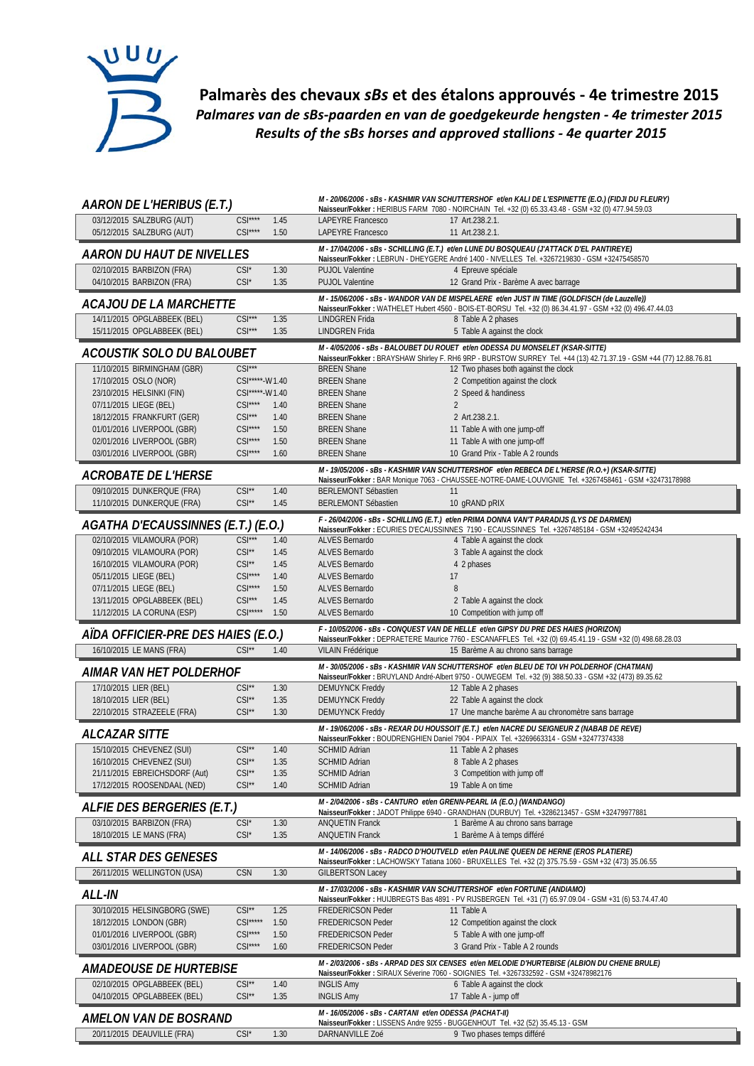# Palmarès des chevaux *sBs* et des étalons approuvés - 4e trimestre 2015
## *Palmares van de sBs-paarden en van de goedgekeurde hengsten - 4e trimester 2015*
## *Results of the sBs horses and approved stallions - 4e quarter 2015*

### *AARON DE L'HERIBUS (E.T.)*
*M - 20/06/2006 - sBs - KASHMIR VAN SCHUTTERSHOF et/en KALI DE L'ESPINETTE (E.O.) (FIDJI DU FLEURY)*
**Naisseur/Fokker :** HERIBUS FARM 7080 - NOIRCHAIN Tel. +32 (0) 65.33.43.48 - GSM +32 (0) 477.94.59.03

| Date / Place | Event | Height | Rider | Result |
|---|---|---|---|---|
| 03/12/2015 SALZBURG (AUT) | CSI**** | 1.45 | LAPEYRE Francesco | 17 Art.238.2.1. |
| 05/12/2015 SALZBURG (AUT) | CSI**** | 1.50 | LAPEYRE Francesco | 11 Art.238.2.1. |

### *AARON DU HAUT DE NIVELLES*
*M - 17/04/2006 - sBs - SCHILLING (E.T.) et/en LUNE DU BOSQUEAU (J'ATTACK D'EL PANTIREYE)*
**Naisseur/Fokker :** LEBRUN - DHEYGERE André 1400 - NIVELLES Tel. +3267219830 - GSM +32475458570

| Date / Place | Event | Height | Rider | Result |
|---|---|---|---|---|
| 02/10/2015 BARBIZON (FRA) | CSI* | 1.30 | PUJOL Valentine | 4 Epreuve spéciale |
| 04/10/2015 BARBIZON (FRA) | CSI* | 1.35 | PUJOL Valentine | 12 Grand Prix - Barème A avec barrage |

### *ACAJOU DE LA MARCHETTE*
*M - 15/06/2006 - sBs - WANDOR VAN DE MISPELAERE et/en JUST IN TIME (GOLDFISCH (de Lauzelle))*
**Naisseur/Fokker :** WATHELET Hubert 4560 - BOIS-ET-BORSU Tel. +32 (0) 86.34.41.97 - GSM +32 (0) 496.47.44.03

| Date / Place | Event | Height | Rider | Result |
|---|---|---|---|---|
| 14/11/2015 OPGLABBEEK (BEL) | CSI*** | 1.35 | LINDGREN Frida | 8 Table A 2 phases |
| 15/11/2015 OPGLABBEEK (BEL) | CSI*** | 1.35 | LINDGREN Frida | 5 Table A against the clock |

### *ACOUSTIK SOLO DU BALOUBET*
*M - 4/05/2006 - sBs - BALOUBET DU ROUET et/en ODESSA DU MONSELET (KSAR-SITTE)*
**Naisseur/Fokker :** BRAYSHAW Shirley F. RH6 9RP - BURSTOW SURREY Tel. +44 (13) 42.71.37.19 - GSM +44 (77) 12.88.76.81

| Date / Place | Event | Height | Rider | Result |
|---|---|---|---|---|
| 11/10/2015 BIRMINGHAM (GBR) | CSI*** | | BREEN Shane | 12 Two phases both against the clock |
| 17/10/2015 OSLO (NOR) | CSI*****-W | 1.40 | BREEN Shane | 2 Competition against the clock |
| 23/10/2015 HELSINKI (FIN) | CSI*****-W | 1.40 | BREEN Shane | 2 Speed & handiness |
| 07/11/2015 LIEGE (BEL) | CSI**** | 1.40 | BREEN Shane | 2 |
| 18/12/2015 FRANKFURT (GER) | CSI*** | 1.40 | BREEN Shane | 2 Art.238.2.1. |
| 01/01/2016 LIVERPOOL (GBR) | CSI**** | 1.50 | BREEN Shane | 11 Table A with one jump-off |
| 02/01/2016 LIVERPOOL (GBR) | CSI**** | 1.50 | BREEN Shane | 11 Table A with one jump-off |
| 03/01/2016 LIVERPOOL (GBR) | CSI**** | 1.60 | BREEN Shane | 10 Grand Prix - Table A 2 rounds |

### *ACROBATE DE L'HERSE*
*M - 19/05/2006 - sBs - KASHMIR VAN SCHUTTERSHOF et/en REBECA DE L'HERSE (R.O.+) (KSAR-SITTE)*
**Naisseur/Fokker :** BAR Monique 7063 - CHAUSSEE-NOTRE-DAME-LOUVIGNIE Tel. +3267458461 - GSM +32473178988

| Date / Place | Event | Height | Rider | Result |
|---|---|---|---|---|
| 09/10/2015 DUNKERQUE (FRA) | CSI** | 1.40 | BERLEMONT Sébastien | 11 |
| 11/10/2015 DUNKERQUE (FRA) | CSI** | 1.45 | BERLEMONT Sébastien | 10 gRAND pRIX |

### *AGATHA D'ECAUSSINNES (E.T.) (E.O.)*
*F - 26/04/2006 - sBs - SCHILLING (E.T.) et/en PRIMA DONNA VAN'T PARADIJS (LYS DE DARMEN)*
**Naisseur/Fokker :** ECURIES D'ECAUSSINNES 7190 - ECAUSSINNES Tel. +3267485184 - GSM +32495242434

| Date / Place | Event | Height | Rider | Result |
|---|---|---|---|---|
| 02/10/2015 VILAMOURA (POR) | CSI*** | 1.40 | ALVES Bernardo | 4 Table A against the clock |
| 09/10/2015 VILAMOURA (POR) | CSI** | 1.45 | ALVES Bernardo | 3 Table A against the clock |
| 16/10/2015 VILAMOURA (POR) | CSI** | 1.45 | ALVES Bernardo | 4 2 phases |
| 05/11/2015 LIEGE (BEL) | CSI**** | 1.40 | ALVES Bernardo | 17 |
| 07/11/2015 LIEGE (BEL) | CSI**** | 1.50 | ALVES Bernardo | 8 |
| 13/11/2015 OPGLABBEEK (BEL) | CSI*** | 1.45 | ALVES Bernardo | 2 Table A against the clock |
| 11/12/2015 LA CORUNA (ESP) | CSI***** | 1.50 | ALVES Bernardo | 10 Competition with jump off |

### *AÏDA OFFICIER-PRE DES HAIES (E.O.)*
*F - 10/05/2006 - sBs - CONQUEST VAN DE HELLE et/en GIPSY DU PRE DES HAIES (HORIZON)*
**Naisseur/Fokker :** DEPRAETERE Maurice 7760 - ESCANAFFLES Tel. +32 (0) 69.45.41.19 - GSM +32 (0) 498.68.28.03

| Date / Place | Event | Height | Rider | Result |
|---|---|---|---|---|
| 16/10/2015 LE MANS (FRA) | CSI** | 1.40 | VILAIN Frédérique | 15 Barème A au chrono sans barrage |

### *AIMAR VAN HET POLDERHOF*
*M - 30/05/2006 - sBs - KASHMIR VAN SCHUTTERSHOF et/en BLEU DE TOI VH POLDERHOF (CHATMAN)*
**Naisseur/Fokker :** BRUYLAND André-Albert 9750 - OUWEGEM Tel. +32 (9) 388.50.33 - GSM +32 (473) 89.35.62

| Date / Place | Event | Height | Rider | Result |
|---|---|---|---|---|
| 17/10/2015 LIER (BEL) | CSI** | 1.30 | DEMUYNCK Freddy | 12 Table A 2 phases |
| 18/10/2015 LIER (BEL) | CSI** | 1.35 | DEMUYNCK Freddy | 22 Table A against the clock |
| 22/10/2015 STRAZEELE (FRA) | CSI** | 1.30 | DEMUYNCK Freddy | 17 Une manche barème A au chronomètre sans barrage |

### *ALCAZAR SITTE*
*M - 19/06/2006 - sBs - REXAR DU HOUSSOIT (E.T.) et/en NACRE DU SEIGNEUR Z (NABAB DE REVE)*
**Naisseur/Fokker :** BOUDRENGHIEN Daniel 7904 - PIPAIX Tel. +3269663314 - GSM +32477374338

| Date / Place | Event | Height | Rider | Result |
|---|---|---|---|---|
| 15/10/2015 CHEVENEZ (SUI) | CSI** | 1.40 | SCHMID Adrian | 11 Table A 2 phases |
| 16/10/2015 CHEVENEZ (SUI) | CSI** | 1.35 | SCHMID Adrian | 8 Table A 2 phases |
| 21/11/2015 EBREICHSDORF (Aut) | CSI** | 1.35 | SCHMID Adrian | 3 Competition with jump off |
| 17/12/2015 ROOSENDAAL (NED) | CSI** | 1.40 | SCHMID Adrian | 19 Table A on time |

### *ALFIE DES BERGERIES (E.T.)*
*M - 2/04/2006 - sBs - CANTURO et/en GRENN-PEARL IA (E.O.) (WANDANGO)*
**Naisseur/Fokker :** JADOT Philippe 6940 - GRANDHAN (DURBUY) Tel. +3286213457 - GSM +32479977881

| Date / Place | Event | Height | Rider | Result |
|---|---|---|---|---|
| 03/10/2015 BARBIZON (FRA) | CSI* | 1.30 | ANQUETIN Franck | 1 Barème A au chrono sans barrage |
| 18/10/2015 LE MANS (FRA) | CSI* | 1.35 | ANQUETIN Franck | 1 Barème A à temps différé |

### *ALL STAR DES GENESES*
*M - 14/06/2006 - sBs - RADCO D'HOUTVELD et/en PAULINE QUEEN DE HERNE (EROS PLATIERE)*
**Naisseur/Fokker :** LACHOWSKY Tatiana 1060 - BRUXELLES Tel. +32 (2) 375.75.59 - GSM +32 (473) 35.06.55

| Date / Place | Event | Height | Rider | Result |
|---|---|---|---|---|
| 26/11/2015 WELLINGTON (USA) | CSN | 1.30 | GILBERTSON Lacey | |

### *ALL-IN*
*M - 17/03/2006 - sBs - KASHMIR VAN SCHUTTERSHOF et/en FORTUNE (ANDIAMO)*
**Naisseur/Fokker :** HUIJBREGTS Bas 4891 - PV RIJSBERGEN Tel. +31 (7) 65.97.09.04 - GSM +31 (6) 53.74.47.40

| Date / Place | Event | Height | Rider | Result |
|---|---|---|---|---|
| 30/10/2015 HELSINGBORG (SWE) | CSI** | 1.25 | FREDERICSON Peder | 11 Table A |
| 18/12/2015 LONDON (GBR) | CSI***** | 1.50 | FREDERICSON Peder | 12 Competition against the clock |
| 01/01/2016 LIVERPOOL (GBR) | CSI**** | 1.50 | FREDERICSON Peder | 5 Table A with one jump-off |
| 03/01/2016 LIVERPOOL (GBR) | CSI**** | 1.60 | FREDERICSON Peder | 3 Grand Prix - Table A 2 rounds |

### *AMADEOUSE DE HURTEBISE*
*M - 2/03/2006 - sBs - ARPAD DES SIX CENSES et/en MELODIE D'HURTEBISE (ALBION DU CHENE BRULE)*
**Naisseur/Fokker :** SIRAUX Séverine 7060 - SOIGNIES Tel. +3267332592 - GSM +32478982176

| Date / Place | Event | Height | Rider | Result |
|---|---|---|---|---|
| 02/10/2015 OPGLABBEEK (BEL) | CSI** | 1.40 | INGLIS Amy | 6 Table A against the clock |
| 04/10/2015 OPGLABBEEK (BEL) | CSI** | 1.35 | INGLIS Amy | 17 Table A - jump off |

### *AMELON VAN DE BOSRAND*
*M - 16/05/2006 - sBs - CARTANI et/en ODESSA (PACHAT-II)*
**Naisseur/Fokker :** LISSENS Andre 9255 - BUGGENHOUT Tel. +32 (52) 35.45.13 - GSM

| Date / Place | Event | Height | Rider | Result |
|---|---|---|---|---|
| 20/11/2015 DEAUVILLE (FRA) | CSI* | 1.30 | DARNANVILLE Zoé | 9 Two phases temps différé |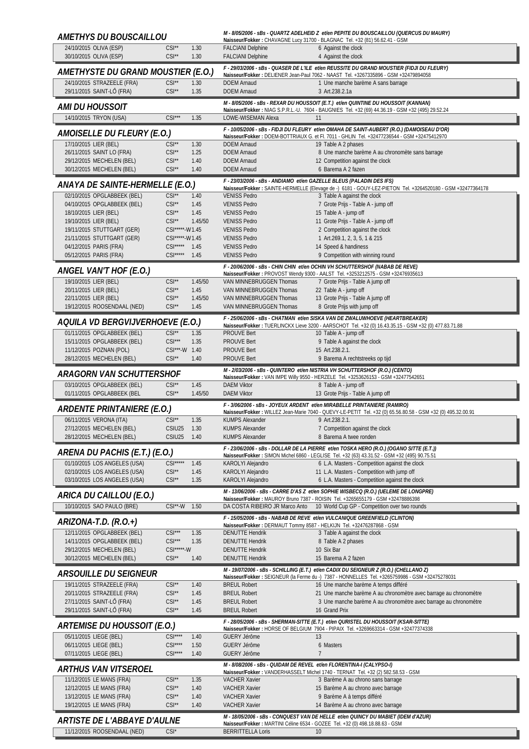## AMETHYS DU BOUSCAILLOU

M - 8/05/2006 - sBs - QUARTZ ADELHEID Z et/en PEPITE DU BOUSCAILLOU (QUERCUS DU MAURY)
Naisseur/Fokker : CHAVAGNE Lucy 31700 - BLAGNAC Tel. +32 (81) 56.62.41 - GSM

| Date / Lieu | Cat. | Haut. | Cavalier | Résultat |
|---|---|---|---|---|
| 24/10/2015 OLIVA (ESP) | CSI** | 1.30 | FALCIANI Delphine | 6 Against the clock |
| 30/10/2015 OLIVA (ESP) | CSI** | 1.30 | FALCIANI Delphine | 4 Against the clock |

## AMETHYSTE DU GRAND MOUSTIER (E.O.)

F - 29/03/2006 - sBs - QUASER DE L'ILE et/en REUSSITE DU GRAND MOUSTIER (FIDJI DU FLEURY)
Naisseur/Fokker : DELIENER Jean-Paul 7062 - NAAST Tel. +3267335896 - GSM +32479894058

| Date / Lieu | Cat. | Haut. | Cavalier | Résultat |
|---|---|---|---|---|
| 24/10/2015 STRAZEELE (FRA) | CSI** | 1.30 | DOEM Arnaud | 1 Une manche barème A sans barrage |
| 29/11/2015 SAINT-LÔ (FRA) | CSI** | 1.35 | DOEM Arnaud | 3 Art.238.2.1a |

## AMI DU HOUSSOIT

M - 8/05/2006 - sBs - REXAR DU HOUSSOIT (E.T.) et/en QUINTINE DU HOUSSOIT (KANNAN)
Naisseur/Fokker : NIAG S.P.R.L.-U. 7604 - BAUGNIES Tel. +32 (69) 44.36.19 - GSM +32 (495) 29.52.24

| Date / Lieu | Cat. | Haut. | Cavalier | Résultat |
|---|---|---|---|---|
| 14/10/2015 TRYON (USA) | CSI*** | 1.35 | LOWE-WISEMAN Alexa | 11 |

## AMOISELLE DU FLEURY (E.O.)

F - 10/05/2006 - sBs - FIDJI DU FLEURY et/en OMAHA DE SAINT-AUBERT (R.O.) (DAMOISEAU D'OR)
Naisseur/Fokker : DOEM-BOTTRIAUX G. et Fl. 7011 - GHLIN Tel. +32477236544 - GSM +32475412970

| Date / Lieu | Cat. | Haut. | Cavalier | Résultat |
|---|---|---|---|---|
| 17/10/2015 LIER (BEL) | CSI** | 1.30 | DOEM Arnaud | 19 Table A 2 phases |
| 26/11/2015 SAINT LO (FRA) | CSI** | 1.25 | DOEM Arnaud | 8 Une manche barème A au chronomète sans barrage |
| 29/12/2015 MECHELEN (BEL) | CSI** | 1.40 | DOEM Arnaud | 12 Competition against the clock |
| 30/12/2015 MECHELEN (BEL) | CSI** | 1.40 | DOEM Arnaud | 6 Barema A 2 fazen |

## ANAYA DE SAINTE-HERMELLE (E.O.)

F - 23/03/2006 - sBs - ANDIAMO et/en GAZELLE BLEUS (PALADIN DES IFS)
Naisseur/Fokker : SAINTE-HERMELLE (Elevage de -) 6181 - GOUY-LEZ-PIETON Tel. +3264520180 - GSM +32477364178

| Date / Lieu | Cat. | Haut. | Cavalier | Résultat |
|---|---|---|---|---|
| 02/10/2015 OPGLABBEEK (BEL) | CSI** | 1.40 | VENISS Pedro | 3 Table A against the clock |
| 04/10/2015 OPGLABBEEK (BEL) | CSI** | 1.45 | VENISS Pedro | 7 Grote Prijs - Table A - jump off |
| 18/10/2015 LIER (BEL) | CSI** | 1.45 | VENISS Pedro | 15 Table A - jump off |
| 19/10/2015 LIER (BEL) | CSI** | 1.45/50 | VENISS Pedro | 11 Grote Prijs - Table A - jump off |
| 19/11/2015 STUTTGART (GER) | CSI*****-W | 1.45 | VENISS Pedro | 2 Competition against the clock |
| 21/11/2015 STUTTGART (GER) | CSI*****-W | 1.45 | VENISS Pedro | 1 Art.269.1, 2, 3, 5, 1 & 215 |
| 04/12/2015 PARIS (FRA) | CSI***** | 1.45 | VENISS Pedro | 14 Speed & handiness |
| 05/12/2015 PARIS (FRA) | CSI***** | 1.45 | VENISS Pedro | 9 Competition with winning round |

## ANGEL VAN'T HOF (E.O.)

F - 20/06/2006 - sBs - CHIN CHIN et/en OCHIN VH SCHUTTERSHOF (NABAB DE REVE)
Naisseur/Fokker : PROVOST Wendy 9300 - AALST Tel. +3253212575 - GSM +32476935613

| Date / Lieu | Cat. | Haut. | Cavalier | Résultat |
|---|---|---|---|---|
| 19/10/2015 LIER (BEL) | CSI** | 1.45/50 | VAN MINNEBRUGGEN Thomas | 7 Grote Prijs - Table A jump off |
| 20/11/2015 LIER (BEL) | CSI** | 1.45 | VAN MINNEBRUGGEN Thomas | 22 Table A - jump off |
| 22/11/2015 LIER (BEL) | CSI** | 1.45/50 | VAN MINNEBRUGGEN Thomas | 13 Grote Prijs - Table A jump off |
| 19/12/2015 ROOSENDAAL (NED) | CSI** | 1.45 | VAN MINNEBRUGGEN Thomas | 8 Grote Prijs with jump off |

## AQUILA VD BERGVIJVERHOEVE (E.O.)

F - 25/06/2006 - sBs - CHATMAN et/en SISKA VAN DE ZWALUWHOEVE (HEARTBREAKER)
Naisseur/Fokker : TUERLINCKX Lieve 3200 - AARSCHOT Tel. +32 (0) 16.43.35.15 - GSM +32 (0) 477.83.71.88

| Date / Lieu | Cat. | Haut. | Cavalier | Résultat |
|---|---|---|---|---|
| 01/11/2015 OPGLABBEEK (BEL) | CSI** | 1.35 | PROUVE Bert | 10 Table A - jump off |
| 15/11/2015 OPGLABBEEK (BEL) | CSI*** | 1.35 | PROUVE Bert | 9 Table A against the clock |
| 11/12/2015 POZNAN (POL) | CSI***-W | 1.40 | PROUVE Bert | 15 Art.238.2.1. |
| 28/12/2015 MECHELEN (BEL) | CSI** | 1.40 | PROUVE Bert | 9 Barema A rechtstreeks op tijd |

## ARAGORN VAN SCHUTTERSHOF

M - 2/03/2006 - sBs - QUINTERO et/en NISTRIA VH SCHUTTERSHOF (R.O.) (CENTO)
Naisseur/Fokker : VAN IMPE Willy 9550 - HERZELE Tel. +3253626153 - GSM +32477542651

| Date / Lieu | Cat. | Haut. | Cavalier | Résultat |
|---|---|---|---|---|
| 03/10/2015 OPGLABBEEK (BEL) | CSI** | 1.45 | DAEM Viktor | 8 Table A - jump off |
| 01/11/2015 OPGLABBEEK (BEL | CSI** | 1.45/50 | DAEM Viktor | 13 Grote Prijs - Table A jump off |

## ARDENTE PRINTANIERE (E.O.)

F - 3/06/2006 - sBs - JOYEUX ARDENT et/en MIRABELLE PRINTANIERE (RAMIRO)
Naisseur/Fokker : WILLEZ Jean-Marie 7040 - QUEVY-LE-PETIT Tel. +32 (0) 65.56.80.58 - GSM +32 (0) 495.32.00.91

| Date / Lieu | Cat. | Haut. | Cavalier | Résultat |
|---|---|---|---|---|
| 06/11/2015 VERONA (ITA) | CSI** | 1.35 | KUMPS Alexander | 9 Art.238.2.1. |
| 27/12/2015 MECHELEN (BEL) | CSIU25 | 1.30 | KUMPS Alexander | 7 Competition against the clock |
| 28/12/2015 MECHELEN (BEL) | CSIU25 | 1.40 | KUMPS Alexander | 8 Barema A twee ronden |

## ARENA DU PACHIS (E.T.) (E.O.)

F - 23/06/2006 - sBs - DOLLAR DE LA PIERRE et/en TOSKA HERO (R.O.) (OGANO SITTE (E.T.))
Naisseur/Fokker : SIMON Michel 6860 - LEGLISE Tel. +32 (63) 43.31.52 - GSM +32 (495) 90.75.51

| Date / Lieu | Cat. | Haut. | Cavalier | Résultat |
|---|---|---|---|---|
| 01/10/2015 LOS ANGELES (USA) | CSI***** | 1.45 | KAROLYI Alejandro | 6 L.A. Masters - Competition against the clock |
| 02/10/2015 LOS ANGELES (USA) | CSI** | 1.45 | KAROLYI Alejandro | 11 L.A. Masters - Competition with jump off |
| 03/10/2015 LOS ANGELES (USA) | CSI** | 1.35 | KAROLYI Alejandro | 6 L.A. Masters - Competition against the clock |

## ARICA DU CAILLOU (E.O.)

M - 13/06/2006 - sBs - CARRE D'AS Z et/en SOPHIE WISBECQ (R.O.) (UELEME DE LONGPRE)
Naisseur/Fokker : MAUROY Bruno 7387 - ROISIN Tel. +3265655179 - GSM +32478886398

| Date / Lieu | Cat. | Haut. | Cavalier | Résultat |
|---|---|---|---|---|
| 10/10/2015 SAO PAULO (BRE) | CSI**-W | 1.50 | DA COSTA RIBEIRO JR Marco Anto | 10 World Cup GP - Competition over two rounds |

## ARIZONA-T.D. (R.O.+)

F - 15/05/2006 - sBs - NABAB DE REVE et/en VULCANIQUE GREENFIELD (CLINTON)
Naisseur/Fokker : DERMAUT Tommy 8587 - HELKIJN Tel. +32476287868 - GSM

| Date / Lieu | Cat. | Haut. | Cavalier | Résultat |
|---|---|---|---|---|
| 12/11/2015 OPGLABBEEK (BEL) | CSI*** | 1.35 | DENUTTE Hendrik | 3 Table A against the clock |
| 14/11/2015 OPGLABBEEK (BEL) | CSI*** | 1.35 | DENUTTE Hendrik | 8 Table A 2 phases |
| 29/12/2015 MECHELEN (BEL) | CSI*****-W | | DENUTTE Hendrik | 10 Six Bar |
| 30/12/2015 MECHELEN (BEL) | CSI** | 1.40 | DENUTTE Hendrik | 15 Barema A 2 fazen |

## ARSOUILLE DU SEIGNEUR

M - 19/07/2006 - sBs - SCHILLING (E.T.) et/en CADIX DU SEIGNEUR Z (R.O.) (CHELLANO Z)
Naisseur/Fokker : SEIGNEUR (la Ferme du -) 7387 - HONNELLES Tel. +3265759986 - GSM +32475278031

| Date / Lieu | Cat. | Haut. | Cavalier | Résultat |
|---|---|---|---|---|
| 19/11/2015 STRAZEELE (FRA) | CSI** | 1.40 | BREUL Robert | 16 Une manche barème A temps différé |
| 20/11/2015 STRAZEELE (FRA) | CSI** | 1.45 | BREUL Robert | 21 Une manche barème A au chronomètre avec barrage au chronomètre |
| 27/11/2015 SAINT-LÔ (FRA) | CSI** | 1.45 | BREUL Robert | 3 Une manche barème A au chronomètre avec barrage au chronomètre |
| 29/11/2015 SAINT-LÔ (FRA) | CSI** | 1.45 | BREUL Robert | 16 Grand Prix |

## ARTEMISE DU HOUSSOIT (E.O.)

F - 28/05/2006 - sBs - SHERMAN-SITTE (E.T.) et/en QURISTEL DU HOUSSOIT (KSAR-SITTE)
Naisseur/Fokker : HORSE OF BELGIUM 7904 - PIPAIX Tel. +3269663314 - GSM +32477374338

| Date / Lieu | Cat. | Haut. | Cavalier | Résultat |
|---|---|---|---|---|
| 05/11/2015 LIEGE (BEL) | CSI**** | 1.40 | GUERY Jérôme | 13 |
| 06/11/2015 LIEGE (BEL) | CSI**** | 1.50 | GUERY Jérôme | 6 Masters |
| 07/11/2015 LIEGE (BEL) | CSI**** | 1.40 | GUERY Jérôme | 7 |

## ARTHUS VAN VITSEROEL

M - 8/08/2006 - sBs - QUIDAM DE REVEL et/en FLORENTINA-I (CALYPSO-I)
Naisseur/Fokker : VANDERHASSELT Michel 1740 - TERNAT Tel. +32 (2) 582.58.53 - GSM

| Date / Lieu | Cat. | Haut. | Cavalier | Résultat |
|---|---|---|---|---|
| 11/12/2015 LE MANS (FRA) | CSI** | 1.35 | VACHER Xavier | 3 Barème A au chrono sans barrage |
| 12/12/2015 LE MANS (FRA) | CSI** | 1.40 | VACHER Xavier | 15 Barème A au chrono avec barrage |
| 13/12/2015 LE MANS (FRA) | CSI** | 1.40 | VACHER Xavier | 9 Barème A à temps différé |
| 19/12/2015 LE MANS (FRA) | CSI** | 1.40 | VACHER Xavier | 14 Barème A au chrono avec barrage |

## ARTISTE DE L'ABBAYE D'AULNE

M - 18/05/2006 - sBs - CONQUEST VAN DE HELLE et/en QUINCY DU MABIET (IDEM d'AZUR)
Naisseur/Fokker : MARTINI Céline 6534 - GOZEE Tel. +32 (0) 498.18.88.63 - GSM

| Date / Lieu | Cat. | Haut. | Cavalier | Résultat |
|---|---|---|---|---|
| 11/12/2015 ROOSENDAAL (NED) | CSI* | | BERRITTELLA Loris | 10 |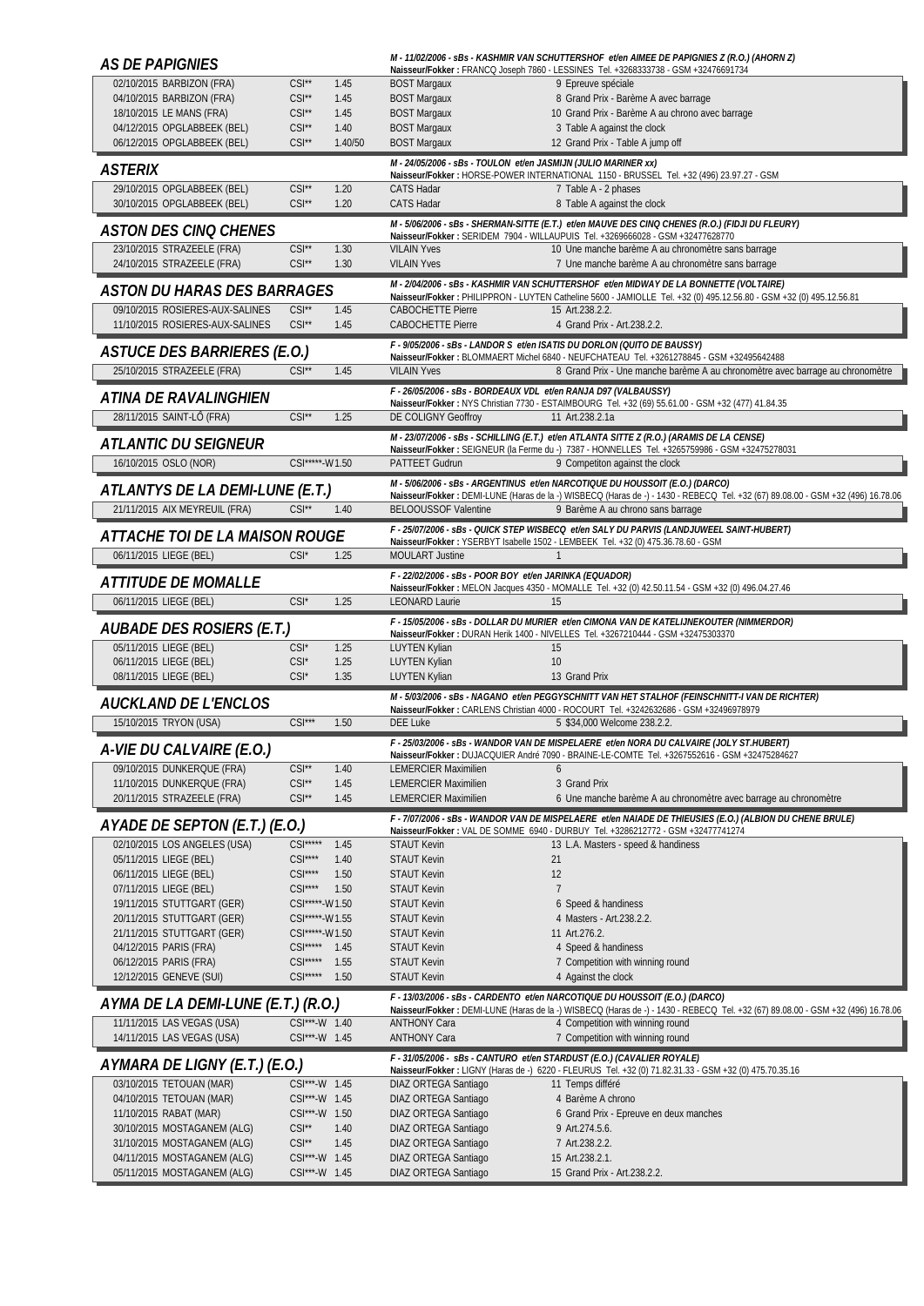## AS DE PAPIGNIES

*M - 11/02/2006 - sBs - KASHMIR VAN SCHUTTERSHOF et/en AIMEE DE PAPIGNIES Z (R.O.) (AHORN Z)*
**Naisseur/Fokker :** FRANCQ Joseph 7860 - LESSINES Tel. +3268333738 - GSM +32476691734

| Date / Lieu | Catégorie | Hauteur | Cavalier | Classement / Épreuve |
|---|---|---|---|---|
| 02/10/2015 BARBIZON (FRA) | CSI** | 1.45 | BOST Margaux | 9 Epreuve spéciale |
| 04/10/2015 BARBIZON (FRA) | CSI** | 1.45 | BOST Margaux | 8 Grand Prix - Barème A avec barrage |
| 18/10/2015 LE MANS (FRA) | CSI** | 1.45 | BOST Margaux | 10 Grand Prix - Barème A au chrono avec barrage |
| 04/12/2015 OPGLABBEEK (BEL) | CSI** | 1.40 | BOST Margaux | 3 Table A against the clock |
| 06/12/2015 OPGLABBEEK (BEL) | CSI** | 1.40/50 | BOST Margaux | 12 Grand Prix - Table A jump off |

## ASTERIX

*M - 24/05/2006 - sBs - TOULON et/en JASMIJN (JULIO MARINER xx)*
**Naisseur/Fokker :** HORSE-POWER INTERNATIONAL 1150 - BRUSSEL Tel. +32 (496) 23.97.27 - GSM

| Date / Lieu | Catégorie | Hauteur | Cavalier | Classement / Épreuve |
|---|---|---|---|---|
| 29/10/2015 OPGLABBEEK (BEL) | CSI** | 1.20 | CATS Hadar | 7 Table A - 2 phases |
| 30/10/2015 OPGLABBEEK (BEL) | CSI** | 1.20 | CATS Hadar | 8 Table A against the clock |

## ASTON DES CINQ CHENES

*M - 5/06/2006 - sBs - SHERMAN-SITTE (E.T.) et/en MAUVE DES CINQ CHENES (R.O.) (FIDJI DU FLEURY)*
**Naisseur/Fokker :** SERIDEM 7904 - WILLAUPUIS Tel. +3269666028 - GSM +32477628770

| Date / Lieu | Catégorie | Hauteur | Cavalier | Classement / Épreuve |
|---|---|---|---|---|
| 23/10/2015 STRAZEELE (FRA) | CSI** | 1.30 | VILAIN Yves | 10 Une manche barème A au chronomètre sans barrage |
| 24/10/2015 STRAZEELE (FRA) | CSI** | 1.30 | VILAIN Yves | 7 Une manche barème A au chronomètre sans barrage |

## ASTON DU HARAS DES BARRAGES

*M - 2/04/2006 - sBs - KASHMIR VAN SCHUTTERSHOF et/en MIDWAY DE LA BONNETTE (VOLTAIRE)*
**Naisseur/Fokker :** PHILIPPRON - LUYTEN Catheline 5600 - JAMIOLLE Tel. +32 (0) 495.12.56.80 - GSM +32 (0) 495.12.56.81

| Date / Lieu | Catégorie | Hauteur | Cavalier | Classement / Épreuve |
|---|---|---|---|---|
| 09/10/2015 ROSIERES-AUX-SALINES | CSI** | 1.45 | CABOCHETTE Pierre | 15 Art.238.2.2. |
| 11/10/2015 ROSIERES-AUX-SALINES | CSI** | 1.45 | CABOCHETTE Pierre | 4 Grand Prix - Art.238.2.2. |

## ASTUCE DES BARRIERES (E.O.)

*F - 9/05/2006 - sBs - LANDOR S et/en ISATIS DU DORLON (QUITO DE BAUSSY)*
**Naisseur/Fokker :** BLOMMAERT Michel 6840 - NEUFCHATEAU Tel. +3261278845 - GSM +32495642488

| Date / Lieu | Catégorie | Hauteur | Cavalier | Classement / Épreuve |
|---|---|---|---|---|
| 25/10/2015 STRAZEELE (FRA) | CSI** | 1.45 | VILAIN Yves | 8 Grand Prix - Une manche barème A au chronomètre avec barrage au chronomètre |

## ATINA DE RAVALINGHIEN

*F - 26/05/2006 - sBs - BORDEAUX VDL et/en RANJA D97 (VALBAUSSY)*
**Naisseur/Fokker :** NYS Christian 7730 - ESTAIMBOURG Tel. +32 (69) 55.61.00 - GSM +32 (477) 41.84.35

| Date / Lieu | Catégorie | Hauteur | Cavalier | Classement / Épreuve |
|---|---|---|---|---|
| 28/11/2015 SAINT-LÔ (FRA) | CSI** | 1.25 | DE COLIGNY Geoffroy | 11 Art.238.2.1a |

## ATLANTIC DU SEIGNEUR

*M - 23/07/2006 - sBs - SCHILLING (E.T.) et/en ATLANTA SITTE Z (R.O.) (ARAMIS DE LA CENSE)*
**Naisseur/Fokker :** SEIGNEUR (la Ferme du -) 7387 - HONNELLES Tel. +3265759986 - GSM +32475278031

| Date / Lieu | Catégorie | Hauteur | Cavalier | Classement / Épreuve |
|---|---|---|---|---|
| 16/10/2015 OSLO (NOR) | CSI*****-W | 1.50 | PATTEET Gudrun | 9 Competiton against the clock |

## ATLANTYS DE LA DEMI-LUNE (E.T.)

*M - 5/06/2006 - sBs - ARGENTINUS et/en NARCOTIQUE DU HOUSSOIT (E.O.) (DARCO)*
**Naisseur/Fokker :** DEMI-LUNE (Haras de la -) WISBECQ (Haras de -) - 1430 - REBECQ Tel. +32 (67) 89.08.00 - GSM +32 (496) 16.78.06

| Date / Lieu | Catégorie | Hauteur | Cavalier | Classement / Épreuve |
|---|---|---|---|---|
| 21/11/2015 AIX MEYREUIL (FRA) | CSI** | 1.40 | BELOOUSSOF Valentine | 9 Barème A au chrono sans barrage |

## ATTACHE TOI DE LA MAISON ROUGE

*F - 25/07/2006 - sBs - QUICK STEP WISBECQ et/en SALY DU PARVIS (LANDJUWEEL SAINT-HUBERT)*
**Naisseur/Fokker :** YSERBYT Isabelle 1502 - LEMBEEK Tel. +32 (0) 475.36.78.60 - GSM

| Date / Lieu | Catégorie | Hauteur | Cavalier | Classement / Épreuve |
|---|---|---|---|---|
| 06/11/2015 LIEGE (BEL) | CSI* | 1.25 | MOULART Justine | 1 |

## ATTITUDE DE MOMALLE

*F - 22/02/2006 - sBs - POOR BOY et/en JARINKA (EQUADOR)*
**Naisseur/Fokker :** MELON Jacques 4350 - MOMALLE Tel. +32 (0) 42.50.11.54 - GSM +32 (0) 496.04.27.46

| Date / Lieu | Catégorie | Hauteur | Cavalier | Classement / Épreuve |
|---|---|---|---|---|
| 06/11/2015 LIEGE (BEL) | CSI* | 1.25 | LEONARD Laurie | 15 |

## AUBADE DES ROSIERS (E.T.)

*F - 15/05/2006 - sBs - DOLLAR DU MURIER et/en CIMONA VAN DE KATELIJNEKOUTER (NIMMERDOR)*
**Naisseur/Fokker :** DURAN Herik 1400 - NIVELLES Tel. +3267210444 - GSM +32475303370

| Date / Lieu | Catégorie | Hauteur | Cavalier | Classement / Épreuve |
|---|---|---|---|---|
| 05/11/2015 LIEGE (BEL) | CSI* | 1.25 | LUYTEN Kylian | 15 |
| 06/11/2015 LIEGE (BEL) | CSI* | 1.25 | LUYTEN Kylian | 10 |
| 08/11/2015 LIEGE (BEL) | CSI* | 1.35 | LUYTEN Kylian | 13 Grand Prix |

## AUCKLAND DE L'ENCLOS

*M - 5/03/2006 - sBs - NAGANO et/en PEGGYSCHNITT VAN HET STALHOF (FEINSCHNITT-I VAN DE RICHTER)*
**Naisseur/Fokker :** CARLENS Christian 4000 - ROCOURT Tel. +3242632686 - GSM +32496978979

| Date / Lieu | Catégorie | Hauteur | Cavalier | Classement / Épreuve |
|---|---|---|---|---|
| 15/10/2015 TRYON (USA) | CSI*** | 1.50 | DEE Luke | 5 $34,000 Welcome 238.2.2. |

## A-VIE DU CALVAIRE (E.O.)

*F - 25/03/2006 - sBs - WANDOR VAN DE MISPELAERE et/en NORA DU CALVAIRE (JOLY ST.HUBERT)*
**Naisseur/Fokker :** DUJACQUIER André 7090 - BRAINE-LE-COMTE Tel. +3267552616 - GSM +32475284627

| Date / Lieu | Catégorie | Hauteur | Cavalier | Classement / Épreuve |
|---|---|---|---|---|
| 09/10/2015 DUNKERQUE (FRA) | CSI** | 1.40 | LEMERCIER Maximilien | 6 |
| 11/10/2015 DUNKERQUE (FRA) | CSI** | 1.45 | LEMERCIER Maximilien | 3 Grand Prix |
| 20/11/2015 STRAZEELE (FRA) | CSI** | 1.45 | LEMERCIER Maximilien | 6 Une manche barème A au chronomètre avec barrage au chronomètre |

## AYADE DE SEPTON (E.T.) (E.O.)

*F - 7/07/2006 - sBs - WANDOR VAN DE MISPELAERE et/en NAIADE DE THIEUSIES (E.O.) (ALBION DU CHENE BRULE)*
**Naisseur/Fokker :** VAL DE SOMME 6940 - DURBUY Tel. +3286212772 - GSM +32477741274

| Date / Lieu | Catégorie | Hauteur | Cavalier | Classement / Épreuve |
|---|---|---|---|---|
| 02/10/2015 LOS ANGELES (USA) | CSI***** | 1.45 | STAUT Kevin | 13 L.A. Masters - speed & handiness |
| 05/11/2015 LIEGE (BEL) | CSI**** | 1.40 | STAUT Kevin | 21 |
| 06/11/2015 LIEGE (BEL) | CSI**** | 1.50 | STAUT Kevin | 12 |
| 07/11/2015 LIEGE (BEL) | CSI**** | 1.50 | STAUT Kevin | 7 |
| 19/11/2015 STUTTGART (GER) | CSI*****-W | 1.50 | STAUT Kevin | 6 Speed & handiness |
| 20/11/2015 STUTTGART (GER) | CSI*****-W | 1.55 | STAUT Kevin | 4 Masters - Art.238.2.2. |
| 21/11/2015 STUTTGART (GER) | CSI*****-W | 1.50 | STAUT Kevin | 11 Art.276.2. |
| 04/12/2015 PARIS (FRA) | CSI***** | 1.45 | STAUT Kevin | 4 Speed & handiness |
| 06/12/2015 PARIS (FRA) | CSI***** | 1.55 | STAUT Kevin | 7 Competition with winning round |
| 12/12/2015 GENEVE (SUI) | CSI***** | 1.50 | STAUT Kevin | 4 Against the clock |

## AYMA DE LA DEMI-LUNE (E.T.) (R.O.)

*F - 13/03/2006 - sBs - CARDENTO et/en NARCOTIQUE DU HOUSSOIT (E.O.) (DARCO)*
**Naisseur/Fokker :** DEMI-LUNE (Haras de la -) WISBECQ (Haras de -) - 1430 - REBECQ Tel. +32 (67) 89.08.00 - GSM +32 (496) 16.78.06

| Date / Lieu | Catégorie | Hauteur | Cavalier | Classement / Épreuve |
|---|---|---|---|---|
| 11/11/2015 LAS VEGAS (USA) | CSI***-W | 1.40 | ANTHONY Cara | 4 Competition with winning round |
| 14/11/2015 LAS VEGAS (USA) | CSI***-W | 1.45 | ANTHONY Cara | 7 Competition with winning round |

## AYMARA DE LIGNY (E.T.) (E.O.)

*F - 31/05/2006 - sBs - CANTURO et/en STARDUST (E.O.) (CAVALIER ROYALE)*
**Naisseur/Fokker :** LIGNY (Haras de -) 6220 - FLEURUS Tel. +32 (0) 71.82.31.33 - GSM +32 (0) 475.70.35.16

| Date / Lieu | Catégorie | Hauteur | Cavalier | Classement / Épreuve |
|---|---|---|---|---|
| 03/10/2015 TETOUAN (MAR) | CSI***-W | 1.45 | DIAZ ORTEGA Santiago | 11 Temps différé |
| 04/10/2015 TETOUAN (MAR) | CSI***-W | 1.45 | DIAZ ORTEGA Santiago | 4 Barème A chrono |
| 11/10/2015 RABAT (MAR) | CSI***-W | 1.50 | DIAZ ORTEGA Santiago | 6 Grand Prix - Epreuve en deux manches |
| 30/10/2015 MOSTAGANEM (ALG) | CSI** | 1.40 | DIAZ ORTEGA Santiago | 9 Art.274.5.6. |
| 31/10/2015 MOSTAGANEM (ALG) | CSI** | 1.45 | DIAZ ORTEGA Santiago | 7 Art.238.2.2. |
| 04/11/2015 MOSTAGANEM (ALG) | CSI***-W | 1.45 | DIAZ ORTEGA Santiago | 15 Art.238.2.1. |
| 05/11/2015 MOSTAGANEM (ALG) | CSI***-W | 1.45 | DIAZ ORTEGA Santiago | 15 Grand Prix - Art.238.2.2. |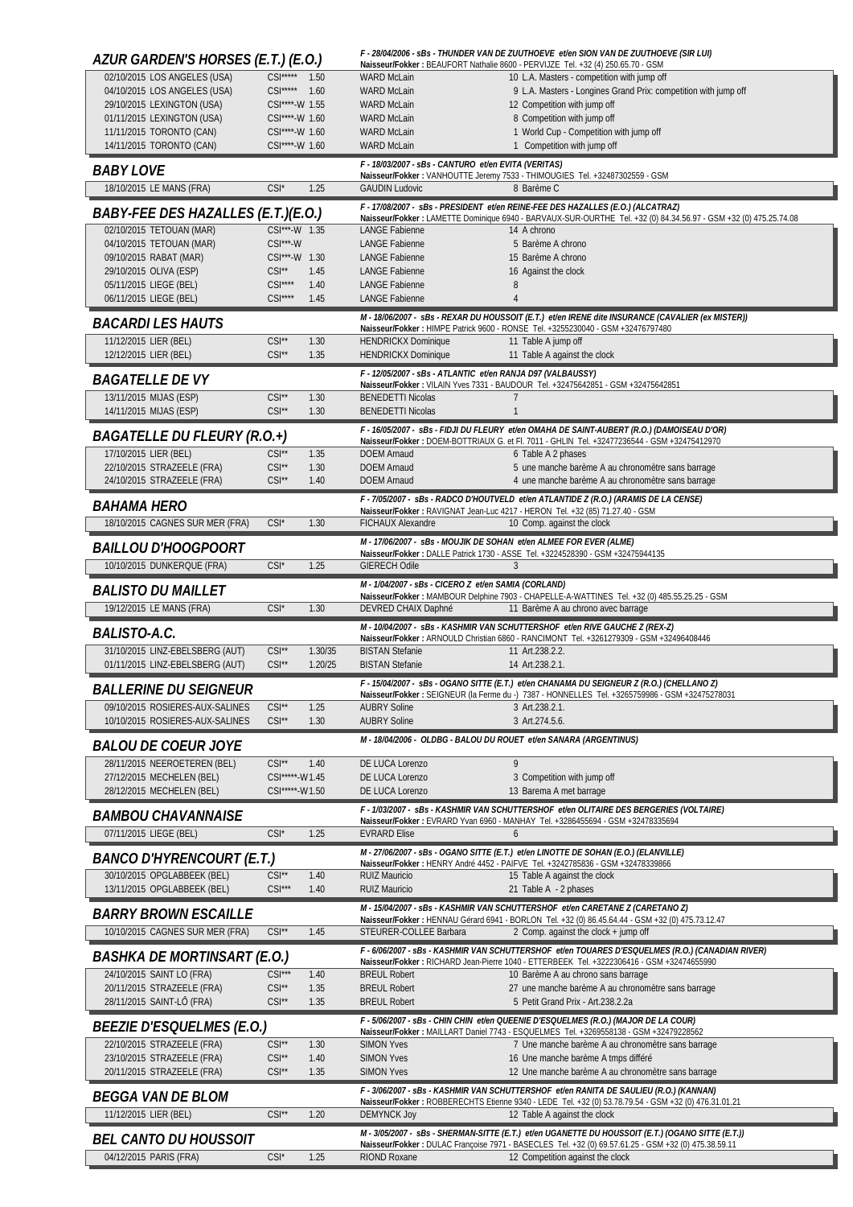## AZUR GARDEN'S HORSES (E.T.) (E.O.)

F - 28/04/2006 - sBs - THUNDER VAN DE ZUUTHOEVE et/en SION VAN DE ZUUTHOEVE (SIR LUI)
Naisseur/Fokker : BEAUFORT Nathalie 8600 - PERVIJZE Tel. +32 (4) 250.65.70 - GSM

| | | | | |
|---|---|---|---|---|
| 02/10/2015 LOS ANGELES (USA) | CSI***** 1.50 | WARD McLain | 10 | L.A. Masters - competition with jump off |
| 04/10/2015 LOS ANGELES (USA) | CSI***** 1.60 | WARD McLain | 9 | L.A. Masters - Longines Grand Prix: competition with jump off |
| 29/10/2015 LEXINGTON (USA) | CSI****-W 1.55 | WARD McLain | 12 | Competition with jump off |
| 01/11/2015 LEXINGTON (USA) | CSI****-W 1.60 | WARD McLain | 8 | Competition with jump off |
| 11/11/2015 TORONTO (CAN) | CSI****-W 1.60 | WARD McLain | 1 | World Cup - Competition with jump off |
| 14/11/2015 TORONTO (CAN) | CSI****-W 1.60 | WARD McLain | 1 | Competition with jump off |

## BABY LOVE

F - 18/03/2007 - sBs - CANTURO et/en EVITA (VERITAS)
Naisseur/Fokker : VANHOUTTE Jeremy 7533 - THIMOUGIES Tel. +32487302559 - GSM

| | | | | |
|---|---|---|---|---|
| 18/10/2015 LE MANS (FRA) | CSI* 1.25 | GAUDIN Ludovic | 8 | Barème C |

## BABY-FEE DES HAZALLES (E.T.)(E.O.)

F - 17/08/2007 - sBs - PRESIDENT et/en REINE-FEE DES HAZALLES (E.O.) (ALCATRAZ)
Naisseur/Fokker : LAMETTE Dominique 6940 - BARVAUX-SUR-OURTHE Tel. +32 (0) 84.34.56.97 - GSM +32 (0) 475.25.74.08

| | | | | |
|---|---|---|---|---|
| 02/10/2015 TETOUAN (MAR) | CSI***-W 1.35 | LANGE Fabienne | 14 | A chrono |
| 04/10/2015 TETOUAN (MAR) | CSI***-W | LANGE Fabienne | 5 | Barème A chrono |
| 09/10/2015 RABAT (MAR) | CSI***-W 1.30 | LANGE Fabienne | 15 | Barème A chrono |
| 29/10/2015 OLIVA (ESP) | CSI** 1.45 | LANGE Fabienne | 16 | Against the clock |
| 05/11/2015 LIEGE (BEL) | CSI**** 1.40 | LANGE Fabienne | 8 | |
| 06/11/2015 LIEGE (BEL) | CSI**** 1.45 | LANGE Fabienne | 4 | |

## BACARDI LES HAUTS

M - 18/06/2007 - sBs - REXAR DU HOUSSOIT (E.T.) et/en IRENE dite INSURANCE (CAVALIER (ex MISTER))
Naisseur/Fokker : HIMPE Patrick 9600 - RONSE Tel. +3255230040 - GSM +32476797480

| | | | | |
|---|---|---|---|---|
| 11/12/2015 LIER (BEL) | CSI** 1.30 | HENDRICKX Dominique | 11 | Table A jump off |
| 12/12/2015 LIER (BEL) | CSI** 1.35 | HENDRICKX Dominique | 11 | Table A against the clock |

## BAGATELLE DE VY

F - 12/05/2007 - sBs - ATLANTIC et/en RANJA D97 (VALBAUSSY)
Naisseur/Fokker : VILAIN Yves 7331 - BAUDOUR Tel. +32475642851 - GSM +32475642851

| | | | | |
|---|---|---|---|---|
| 13/11/2015 MIJAS (ESP) | CSI** 1.30 | BENEDETTI Nicolas | 7 | |
| 14/11/2015 MIJAS (ESP) | CSI** 1.30 | BENEDETTI Nicolas | 1 | |

## BAGATELLE DU FLEURY (R.O.+)

F - 16/05/2007 - sBs - FIDJI DU FLEURY et/en OMAHA DE SAINT-AUBERT (R.O.) (DAMOISEAU D'OR)
Naisseur/Fokker : DOEM-BOTTRIAUX G. et Fl. 7011 - GHLIN Tel. +32477236544 - GSM +32475412970

| | | | | |
|---|---|---|---|---|
| 17/10/2015 LIER (BEL) | CSI** 1.35 | DOEM Arnaud | 6 | Table A 2 phases |
| 22/10/2015 STRAZEELE (FRA) | CSI** 1.30 | DOEM Arnaud | 5 | une manche barème A au chronomètre sans barrage |
| 24/10/2015 STRAZEELE (FRA) | CSI** 1.40 | DOEM Arnaud | 4 | une manche barème A au chronomètre sans barrage |

## BAHAMA HERO

F - 7/05/2007 - sBs - RADCO D'HOUTVELD et/en ATLANTIDE Z (R.O.) (ARAMIS DE LA CENSE)
Naisseur/Fokker : RAVIGNAT Jean-Luc 4217 - HERON Tel. +32 (85) 71.27.40 - GSM

| | | | | |
|---|---|---|---|---|
| 18/10/2015 CAGNES SUR MER (FRA) | CSI* 1.30 | FICHAUX Alexandre | 10 | Comp. against the clock |

## BAILLOU D'HOOGPOORT

M - 17/06/2007 - sBs - MOUJIK DE SOHAN et/en ALMEE FOR EVER (ALME)
Naisseur/Fokker : DALLE Patrick 1730 - ASSE Tel. +3224528390 - GSM +32475944135

| | | | | |
|---|---|---|---|---|
| 10/10/2015 DUNKERQUE (FRA) | CSI* 1.25 | GIERECH Odile | 3 | |

## BALISTO DU MAILLET

M - 1/04/2007 - sBs - CICERO Z et/en SAMIA (CORLAND)
Naisseur/Fokker : MAMBOUR Delphine 7903 - CHAPELLE-A-WATTINES Tel. +32 (0) 485.55.25.25 - GSM

| | | | | |
|---|---|---|---|---|
| 19/12/2015 LE MANS (FRA) | CSI* 1.30 | DEVRED CHAIX Daphné | 11 | Barème A au chrono avec barrage |

## BALISTO-A.C.

M - 10/04/2007 - sBs - KASHMIR VAN SCHUTTERSHOF et/en RIVE GAUCHE Z (REX-Z)
Naisseur/Fokker : ARNOULD Christian 6860 - RANCIMONT Tel. +3261279309 - GSM +32496408446

| | | | | |
|---|---|---|---|---|
| 31/10/2015 LINZ-EBELSBERG (AUT) | CSI** 1.30/35 | BISTAN Stefanie | 11 | Art.238.2.2. |
| 01/11/2015 LINZ-EBELSBERG (AUT) | CSI** 1.20/25 | BISTAN Stefanie | 14 | Art.238.2.1. |

## BALLERINE DU SEIGNEUR

F - 15/04/2007 - sBs - OGANO SITTE (E.T.) et/en CHANAMA DU SEIGNEUR Z (R.O.) (CHELLANO Z)
Naisseur/Fokker : SEIGNEUR (la Ferme du -) 7387 - HONNELLES Tel. +3265759986 - GSM +32475278031

| | | | | |
|---|---|---|---|---|
| 09/10/2015 ROSIERES-AUX-SALINES | CSI** 1.25 | AUBRY Soline | 3 | Art.238.2.1. |
| 10/10/2015 ROSIERES-AUX-SALINES | CSI** 1.30 | AUBRY Soline | 3 | Art.274.5.6. |

## BALOU DE COEUR JOYE

M - 18/04/2006 - OLDBG - BALOU DU ROUET et/en SANARA (ARGENTINUS)

| | | | | |
|---|---|---|---|---|
| 28/11/2015 NEEROETEREN (BEL) | CSI** 1.40 | DE LUCA Lorenzo | 9 | |
| 27/12/2015 MECHELEN (BEL) | CSI*****-W 1.45 | DE LUCA Lorenzo | 3 | Competition with jump off |
| 28/12/2015 MECHELEN (BEL) | CSI*****-W 1.50 | DE LUCA Lorenzo | 13 | Barema A met barrage |

## BAMBOU CHAVANNAISE

F - 1/03/2007 - sBs - KASHMIR VAN SCHUTTERSHOF et/en OLITAIRE DES BERGERIES (VOLTAIRE)
Naisseur/Fokker : EVRARD Yvan 6960 - MANHAY Tel. +3286455694 - GSM +32478335694

| | | | | |
|---|---|---|---|---|
| 07/11/2015 LIEGE (BEL) | CSI* 1.25 | EVRARD Elise | 6 | |

## BANCO D'HYRENCOURT (E.T.)

M - 27/06/2007 - sBs - OGANO SITTE (E.T.) et/en LINOTTE DE SOHAN (E.O.) (ELANVILLE)
Naisseur/Fokker : HENRY André 4452 - PAIFVE Tel. +3242785836 - GSM +32478339866

| | | | | |
|---|---|---|---|---|
| 30/10/2015 OPGLABBEEK (BEL) | CSI** 1.40 | RUIZ Mauricio | 15 | Table A against the clock |
| 13/11/2015 OPGLABBEEK (BEL) | CSI*** 1.40 | RUIZ Mauricio | 21 | Table A - 2 phases |

## BARRY BROWN ESCAILLE

M - 15/04/2007 - sBs - KASHMIR VAN SCHUTTERSHOF et/en CARETANE Z (CARETANO Z)
Naisseur/Fokker : HENNAU Gérard 6941 - BORLON Tel. +32 (0) 86.45.64.44 - GSM +32 (0) 475.73.12.47

| | | | | |
|---|---|---|---|---|
| 10/10/2015 CAGNES SUR MER (FRA) | CSI** 1.45 | STEURER-COLLEE Barbara | 2 | Comp. against the clock + jump off |

## BASHKA DE MORTINSART (E.O.)

F - 6/06/2007 - sBs - KASHMIR VAN SCHUTTERSHOF et/en TOUARES D'ESQUELMES (R.O.) (CANADIAN RIVER)
Naisseur/Fokker : RICHARD Jean-Pierre 1040 - ETTERBEEK Tel. +3222306416 - GSM +32474655990

| | | | | |
|---|---|---|---|---|
| 24/10/2015 SAINT LO (FRA) | CSI*** 1.40 | BREUL Robert | 10 | Barème A au chrono sans barrage |
| 20/11/2015 STRAZEELE (FRA) | CSI** 1.35 | BREUL Robert | 27 | une manche barème A au chronomètre sans barrage |
| 28/11/2015 SAINT-LÔ (FRA) | CSI** 1.35 | BREUL Robert | 5 | Petit Grand Prix - Art.238.2.2a |

## BEEZIE D'ESQUELMES (E.O.)

F - 5/06/2007 - sBs - CHIN CHIN et/en QUEENIE D'ESQUELMES (R.O.) (MAJOR DE LA COUR)
Naisseur/Fokker : MAILLART Daniel 7743 - ESQUELMES Tel. +3269558138 - GSM +32479228562

| | | | | |
|---|---|---|---|---|
| 22/10/2015 STRAZEELE (FRA) | CSI** 1.30 | SIMON Yves | 7 | Une manche barème A au chronomètre sans barrage |
| 23/10/2015 STRAZEELE (FRA) | CSI** 1.40 | SIMON Yves | 16 | Une manche barème A tmps différé |
| 20/11/2015 STRAZEELE (FRA) | CSI** 1.35 | SIMON Yves | 12 | Une manche barème A au chronomètre sans barrage |

## BEGGA VAN DE BLOM

F - 3/06/2007 - sBs - KASHMIR VAN SCHUTTERSHOF et/en RANITA DE SAULIEU (R.O.) (KANNAN)
Naisseur/Fokker : ROBBERECHTS Etienne 9340 - LEDE Tel. +32 (0) 53.78.79.54 - GSM +32 (0) 476.31.01.21

| | | | | |
|---|---|---|---|---|
| 11/12/2015 LIER (BEL) | CSI** 1.20 | DEMYNCK Joy | 12 | Table A against the clock |

## BEL CANTO DU HOUSSOIT

M - 3/05/2007 - sBs - SHERMAN-SITTE (E.T.) et/en UGANETTE DU HOUSSOIT (E.T.) (OGANO SITTE (E.T.))
Naisseur/Fokker : DULAC Françoise 7971 - BASECLES Tel. +32 (0) 69.57.61.25 - GSM +32 (0) 475.38.59.11

| | | | | |
|---|---|---|---|---|
| 04/12/2015 PARIS (FRA) | CSI* 1.25 | RIOND Roxane | 12 | Competition against the clock |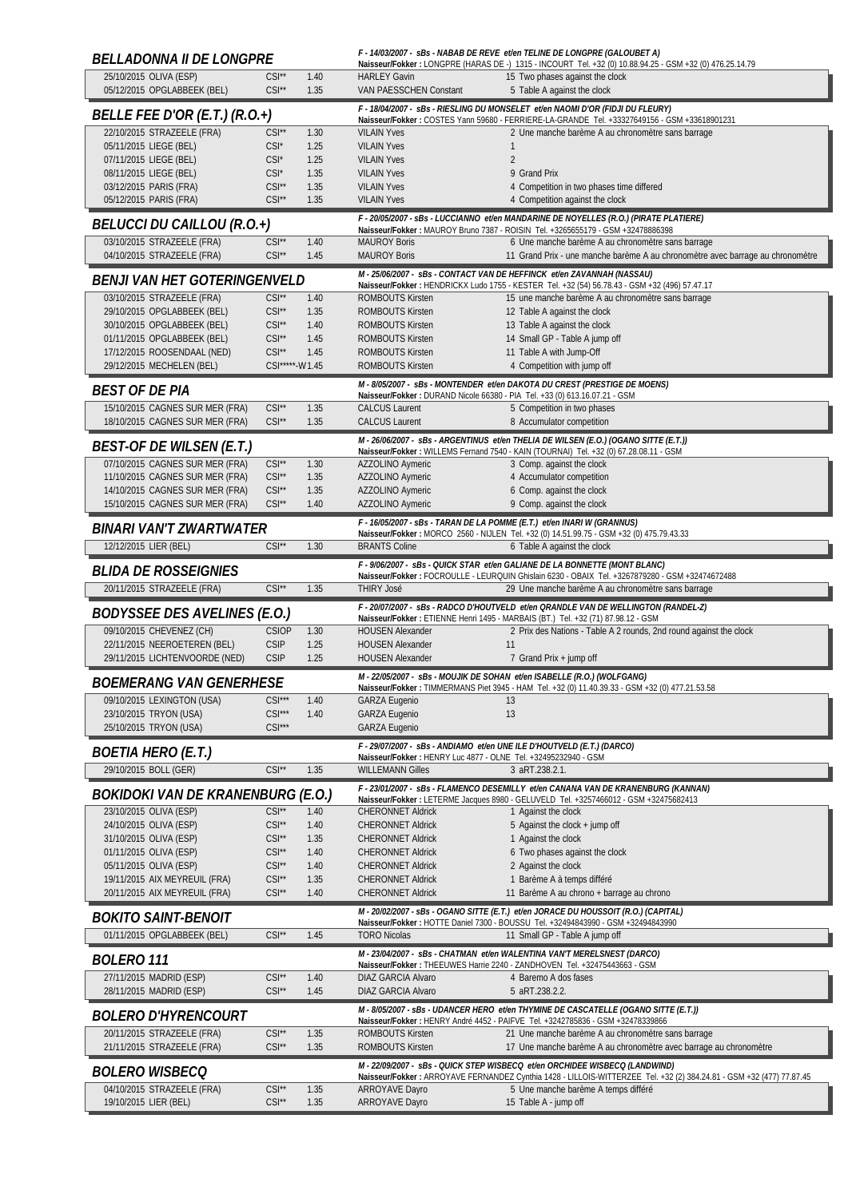## BELLADONNA II DE LONGPRE

*F - 14/03/2007 - sBs - NABAB DE REVE et/en TELINE DE LONGPRE (GALOUBET A)*
*Naisseur/Fokker : LONGPRE (HARAS DE -) 1315 - INCOURT Tel. +32 (0) 10.88.94.25 - GSM +32 (0) 476.25.14.79*

| Date/Lieu | Cat. | Hauteur | Cavalier | Résultat |
|---|---|---|---|---|
| 25/10/2015 OLIVA (ESP) | CSI** | 1.40 | HARLEY Gavin | 15 Two phases against the clock |
| 05/12/2015 OPGLABBEEK (BEL) | CSI** | 1.35 | VAN PAESSCHEN Constant | 5 Table A against the clock |

## BELLE FEE D'OR (E.T.) (R.O.+)

*F - 18/04/2007 - sBs - RIESLING DU MONSELET et/en NAOMI D'OR (FIDJI DU FLEURY)*
*Naisseur/Fokker : COSTES Yann 59680 - FERRIERE-LA-GRANDE Tel. +33327649156 - GSM +33618901231*

| Date/Lieu | Cat. | Hauteur | Cavalier | Résultat |
|---|---|---|---|---|
| 22/10/2015 STRAZEELE (FRA) | CSI** | 1.30 | VILAIN Yves | 2 Une manche barème A au chronomètre sans barrage |
| 05/11/2015 LIEGE (BEL) | CSI* | 1.25 | VILAIN Yves | 1 |
| 07/11/2015 LIEGE (BEL) | CSI* | 1.25 | VILAIN Yves | 2 |
| 08/11/2015 LIEGE (BEL) | CSI* | 1.35 | VILAIN Yves | 9 Grand Prix |
| 03/12/2015 PARIS (FRA) | CSI** | 1.35 | VILAIN Yves | 4 Competition in two phases time differed |
| 05/12/2015 PARIS (FRA) | CSI** | 1.35 | VILAIN Yves | 4 Competition against the clock |

## BELUCCI DU CAILLOU (R.O.+)

*F - 20/05/2007 - sBs - LUCCIANNO et/en MANDARINE DE NOYELLES (R.O.) (PIRATE PLATIERE)*
*Naisseur/Fokker : MAUROY Bruno 7387 - ROISIN Tel. +3265655179 - GSM +32478886398*

| Date/Lieu | Cat. | Hauteur | Cavalier | Résultat |
|---|---|---|---|---|
| 03/10/2015 STRAZEELE (FRA) | CSI** | 1.40 | MAUROY Boris | 6 Une manche barème A au chronomètre sans barrage |
| 04/10/2015 STRAZEELE (FRA) | CSI** | 1.45 | MAUROY Boris | 11 Grand Prix - une manche barème A au chronomètre avec barrage au chronomètre |

## BENJI VAN HET GOTERINGENVELD

*M - 25/06/2007 - sBs - CONTACT VAN DE HEFFINCK et/en ZAVANNAH (NASSAU)*
*Naisseur/Fokker : HENDRICKX Ludo 1755 - KESTER Tel. +32 (54) 56.78.43 - GSM +32 (496) 57.47.17*

| Date/Lieu | Cat. | Hauteur | Cavalier | Résultat |
|---|---|---|---|---|
| 03/10/2015 STRAZEELE (FRA) | CSI** | 1.40 | ROMBOUTS Kirsten | 15 une manche barème A au chronomètre sans barrage |
| 29/10/2015 OPGLABBEEK (BEL) | CSI** | 1.35 | ROMBOUTS Kirsten | 12 Table A against the clock |
| 30/10/2015 OPGLABBEEK (BEL) | CSI** | 1.40 | ROMBOUTS Kirsten | 13 Table A against the clock |
| 01/11/2015 OPGLABBEEK (BEL) | CSI** | 1.45 | ROMBOUTS Kirsten | 14 Small GP - Table A jump off |
| 17/12/2015 ROOSENDAAL (NED) | CSI** | 1.45 | ROMBOUTS Kirsten | 11 Table A with Jump-Off |
| 29/12/2015 MECHELEN (BEL) | CSI*****-W | 1.45 | ROMBOUTS Kirsten | 4 Competition with jump off |

## BEST OF DE PIA

*M - 8/05/2007 - sBs - MONTENDER et/en DAKOTA DU CREST (PRESTIGE DE MOENS)*
*Naisseur/Fokker : DURAND Nicole 66380 - PIA Tel. +33 (0) 613.16.07.21 - GSM*

| Date/Lieu | Cat. | Hauteur | Cavalier | Résultat |
|---|---|---|---|---|
| 15/10/2015 CAGNES SUR MER (FRA) | CSI** | 1.35 | CALCUS Laurent | 5 Competition in two phases |
| 18/10/2015 CAGNES SUR MER (FRA) | CSI** | 1.35 | CALCUS Laurent | 8 Accumulator competition |

## BEST-OF DE WILSEN (E.T.)

*M - 26/06/2007 - sBs - ARGENTINUS et/en THELIA DE WILSEN (E.O.) (OGANO SITTE (E.T.))*
*Naisseur/Fokker : WILLEMS Fernand 7540 - KAIN (TOURNAI) Tel. +32 (0) 67.28.08.11 - GSM*

| Date/Lieu | Cat. | Hauteur | Cavalier | Résultat |
|---|---|---|---|---|
| 07/10/2015 CAGNES SUR MER (FRA) | CSI** | 1.30 | AZZOLINO Aymeric | 3 Comp. against the clock |
| 11/10/2015 CAGNES SUR MER (FRA) | CSI** | 1.35 | AZZOLINO Aymeric | 4 Accumulator competition |
| 14/10/2015 CAGNES SUR MER (FRA) | CSI** | 1.35 | AZZOLINO Aymeric | 6 Comp. against the clock |
| 15/10/2015 CAGNES SUR MER (FRA) | CSI** | 1.40 | AZZOLINO Aymeric | 9 Comp. against the clock |

## BINARI VAN'T ZWARTWATER

*F - 16/05/2007 - sBs - TARAN DE LA POMME (E.T.) et/en INARI W (GRANNUS)*
*Naisseur/Fokker : MORCO 2560 - NIJLEN Tel. +32 (0) 14.51.99.75 - GSM +32 (0) 475.79.43.33*

| Date/Lieu | Cat. | Hauteur | Cavalier | Résultat |
|---|---|---|---|---|
| 12/12/2015 LIER (BEL) | CSI** | 1.30 | BRANTS Coline | 6 Table A against the clock |

## BLIDA DE ROSSEIGNIES

*F - 9/06/2007 - sBs - QUICK STAR et/en GALIANE DE LA BONNETTE (MONT BLANC)*
*Naisseur/Fokker : FOCROULLE - LEURQUIN Ghislain 6230 - OBAIX Tel. +3267879280 - GSM +32474672488*

| Date/Lieu | Cat. | Hauteur | Cavalier | Résultat |
|---|---|---|---|---|
| 20/11/2015 STRAZEELE (FRA) | CSI** | 1.35 | THIRY José | 29 Une manche barème A au chronomètre sans barrage |

## BODYSSEE DES AVELINES (E.O.)

*F - 20/07/2007 - sBs - RADCO D'HOUTVELD et/en QRANDLE VAN DE WELLINGTON (RANDEL-Z)*
*Naisseur/Fokker : ETIENNE Henri 1495 - MARBAIS (BT.) Tel. +32 (71) 87.98.12 - GSM*

| Date/Lieu | Cat. | Hauteur | Cavalier | Résultat |
|---|---|---|---|---|
| 09/10/2015 CHEVENEZ (CH) | CSIOP | 1.30 | HOUSEN Alexander | 2 Prix des Nations - Table A 2 rounds, 2nd round against the clock |
| 22/11/2015 NEEROETEREN (BEL) | CSIP | 1.25 | HOUSEN Alexander | 11 |
| 29/11/2015 LICHTENVOORDE (NED) | CSIP | 1.25 | HOUSEN Alexander | 7 Grand Prix + jump off |

## BOEMERANG VAN GENERHESE

*M - 22/05/2007 - sBs - MOUJIK DE SOHAN et/en ISABELLE (R.O.) (WOLFGANG)*
*Naisseur/Fokker : TIMMERMANS Piet 3945 - HAM Tel. +32 (0) 11.40.39.33 - GSM +32 (0) 477.21.53.58*

| Date/Lieu | Cat. | Hauteur | Cavalier | Résultat |
|---|---|---|---|---|
| 09/10/2015 LEXINGTON (USA) | CSI*** | 1.40 | GARZA Eugenio | 13 |
| 23/10/2015 TRYON (USA) | CSI*** | 1.40 | GARZA Eugenio | 13 |
| 25/10/2015 TRYON (USA) | CSI*** | | GARZA Eugenio | |

## BOETIA HERO (E.T.)

*F - 29/07/2007 - sBs - ANDIAMO et/en UNE ILE D'HOUTVELD (E.T.) (DARCO)*
*Naisseur/Fokker : HENRY Luc 4877 - OLNE Tel. +32495232940 - GSM*

| Date/Lieu | Cat. | Hauteur | Cavalier | Résultat |
|---|---|---|---|---|
| 29/10/2015 BOLL (GER) | CSI** | 1.35 | WILLEMANN Gilles | 3 aRT.238.2.1. |

## BOKIDOKI VAN DE KRANENBURG (E.O.)

*F - 23/01/2007 - sBs - FLAMENCO DESEMILLY et/en CANANA VAN DE KRANENBURG (KANNAN)*
*Naisseur/Fokker : LETERME Jacques 8980 - GELUVELD Tel. +3257466012 - GSM +32475682413*

| Date/Lieu | Cat. | Hauteur | Cavalier | Résultat |
|---|---|---|---|---|
| 23/10/2015 OLIVA (ESP) | CSI** | 1.40 | CHERONNET Aldrick | 1 Against the clock |
| 24/10/2015 OLIVA (ESP) | CSI** | 1.40 | CHERONNET Aldrick | 5 Against the clock + jump off |
| 31/10/2015 OLIVA (ESP) | CSI** | 1.35 | CHERONNET Aldrick | 1 Against the clock |
| 01/11/2015 OLIVA (ESP) | CSI** | 1.40 | CHERONNET Aldrick | 6 Two phases against the clock |
| 05/11/2015 OLIVA (ESP) | CSI** | 1.40 | CHERONNET Aldrick | 2 Against the clock |
| 19/11/2015 AIX MEYREUIL (FRA) | CSI** | 1.35 | CHERONNET Aldrick | 1 Barème A à temps différé |
| 20/11/2015 AIX MEYREUIL (FRA) | CSI** | 1.40 | CHERONNET Aldrick | 11 Barème A au chrono + barrage au chrono |

## BOKITO SAINT-BENOIT

*M - 20/02/2007 - sBs - OGANO SITTE (E.T.) et/en JORACE DU HOUSSOIT (R.O.) (CAPITAL)*
*Naisseur/Fokker : HOTTE Daniel 7300 - BOUSSU Tel. +32494843990 - GSM +32494843990*

| Date/Lieu | Cat. | Hauteur | Cavalier | Résultat |
|---|---|---|---|---|
| 01/11/2015 OPGLABBEEK (BEL) | CSI** | 1.45 | TORO Nicolas | 11 Small GP - Table A jump off |

## BOLERO 111

*M - 23/04/2007 - sBs - CHATMAN et/en WALENTINA VAN'T MERELSNEST (DARCO)*
*Naisseur/Fokker : THEEUWES Harrie 2240 - ZANDHOVEN Tel. +32475443663 - GSM*

| Date/Lieu | Cat. | Hauteur | Cavalier | Résultat |
|---|---|---|---|---|
| 27/11/2015 MADRID (ESP) | CSI** | 1.40 | DIAZ GARCIA Alvaro | 4 Baremo A dos fases |
| 28/11/2015 MADRID (ESP) | CSI** | 1.45 | DIAZ GARCIA Alvaro | 5 aRT.238.2.2. |

## BOLERO D'HYRENCOURT

*M - 8/05/2007 - sBs - UDANCER HERO et/en THYMINE DE CASCATELLE (OGANO SITTE (E.T.))*
*Naisseur/Fokker : HENRY André 4452 - PAIFVE Tel. +3242785836 - GSM +32478339866*

| Date/Lieu | Cat. | Hauteur | Cavalier | Résultat |
|---|---|---|---|---|
| 20/11/2015 STRAZEELE (FRA) | CSI** | 1.35 | ROMBOUTS Kirsten | 21 Une manche barème A au chronomètre sans barrage |
| 21/11/2015 STRAZEELE (FRA) | CSI** | 1.35 | ROMBOUTS Kirsten | 17 Une manche barème A au chronomètre avec barrage au chronomètre |

## BOLERO WISBECQ

*M - 22/09/2007 - sBs - QUICK STEP WISBECQ et/en ORCHIDEE WISBECQ (LANDWIND)*
*Naisseur/Fokker : ARROYAVE FERNANDEZ Cynthia 1428 - LILLOIS-WITTERZEE Tel. +32 (2) 384.24.81 - GSM +32 (477) 77.87.45*

| Date/Lieu | Cat. | Hauteur | Cavalier | Résultat |
|---|---|---|---|---|
| 04/10/2015 STRAZEELE (FRA) | CSI** | 1.35 | ARROYAVE Dayro | 5 Une manche barème A temps différé |
| 19/10/2015 LIER (BEL) | CSI** | 1.35 | ARROYAVE Dayro | 15 Table A - jump off |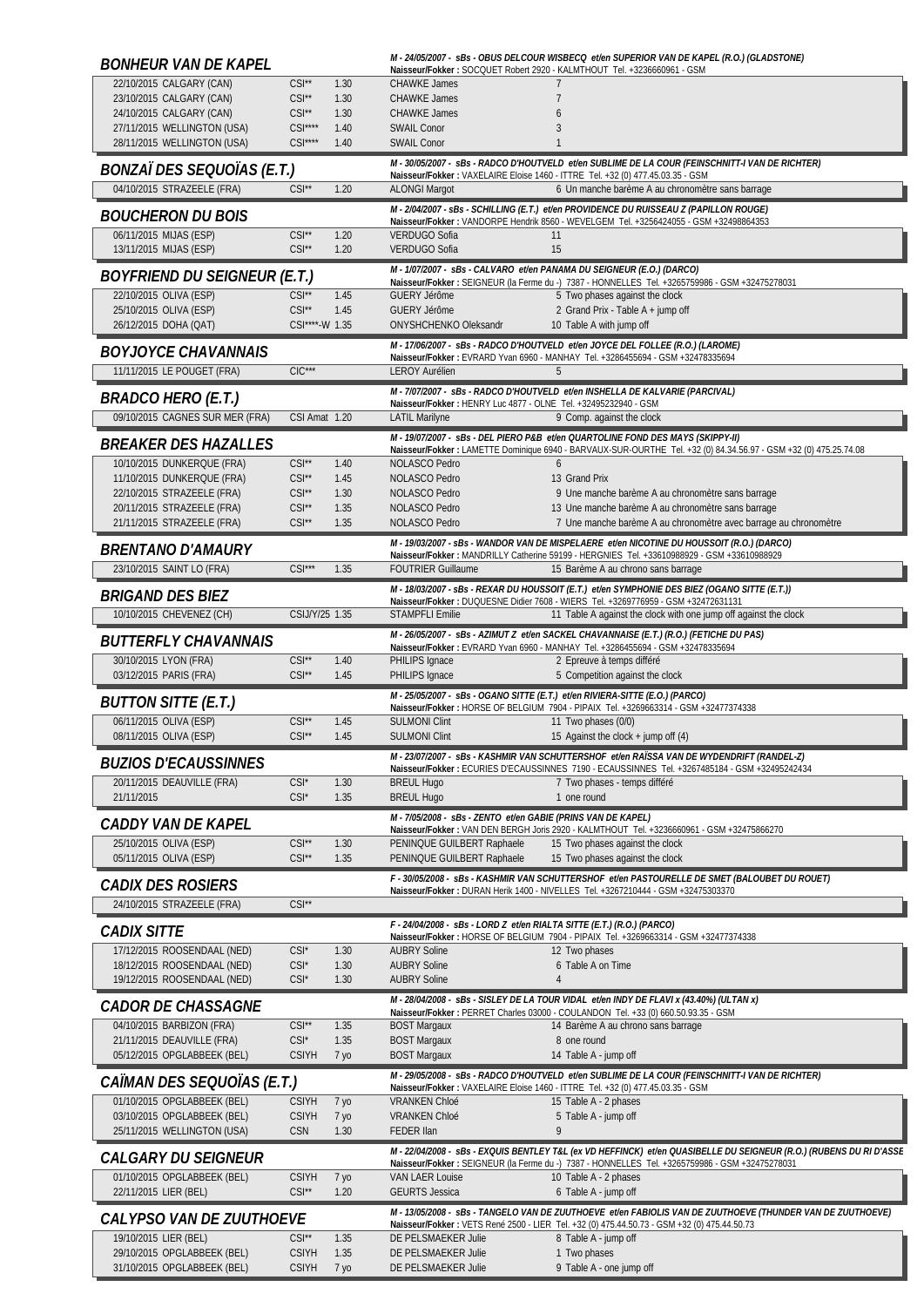## BONHEUR VAN DE KAPEL

*M - 24/05/2007 - sBs - OBUS DELCOUR WISBECQ et/en SUPERIOR VAN DE KAPEL (R.O.) (GLADSTONE)*
Naisseur/Fokker : SOCQUET Robert 2920 - KALMTHOUT Tel. +3236660961 - GSM

| | | | | |
|---|---|---|---|---|
| 22/10/2015 CALGARY (CAN) | CSI** | 1.30 | CHAWKE James | 7 |
| 23/10/2015 CALGARY (CAN) | CSI** | 1.30 | CHAWKE James | 7 |
| 24/10/2015 CALGARY (CAN) | CSI** | 1.30 | CHAWKE James | 6 |
| 27/11/2015 WELLINGTON (USA) | CSI**** | 1.40 | SWAIL Conor | 3 |
| 28/11/2015 WELLINGTON (USA) | CSI**** | 1.40 | SWAIL Conor | 1 |

## BONZAÏ DES SEQUOÏAS (E.T.)

*M - 30/05/2007 - sBs - RADCO D'HOUTVELD et/en SUBLIME DE LA COUR (FEINSCHNITT-I VAN DE RICHTER)*
Naisseur/Fokker : VAXELAIRE Eloise 1460 - ITTRE Tel. +32 (0) 477.45.03.35 - GSM

| | | | | |
|---|---|---|---|---|
| 04/10/2015 STRAZEELE (FRA) | CSI** | 1.20 | ALONGI Margot | 6 Un manche barème A au chronomètre sans barrage |

## BOUCHERON DU BOIS

*M - 2/04/2007 - sBs - SCHILLING (E.T.) et/en PROVIDENCE DU RUISSEAU Z (PAPILLON ROUGE)*
Naisseur/Fokker : VANDORPE Hendrik 8560 - WEVELGEM Tel. +3256424055 - GSM +32498864353

| | | | | |
|---|---|---|---|---|
| 06/11/2015 MIJAS (ESP) | CSI** | 1.20 | VERDUGO Sofia | 11 |
| 13/11/2015 MIJAS (ESP) | CSI** | 1.20 | VERDUGO Sofia | 15 |

## BOYFRIEND DU SEIGNEUR (E.T.)

*M - 1/07/2007 - sBs - CALVARO et/en PANAMA DU SEIGNEUR (E.O.) (DARCO)*
Naisseur/Fokker : SEIGNEUR (la Ferme du -) 7387 - HONNELLES Tel. +3265759986 - GSM +32475278031

| | | | | |
|---|---|---|---|---|
| 22/10/2015 OLIVA (ESP) | CSI** | 1.45 | GUERY Jérôme | 5 Two phases against the clock |
| 25/10/2015 OLIVA (ESP) | CSI** | 1.45 | GUERY Jérôme | 2 Grand Prix - Table A + jump off |
| 26/12/2015 DOHA (QAT) | CSI*****-W | 1.35 | ONYSHCHENKO Oleksandr | 10 Table A with jump off |

## BOYJOYCE CHAVANNAIS

*M - 17/06/2007 - sBs - RADCO D'HOUTVELD et/en JOYCE DEL FOLLEE (R.O.) (LAROME)*
Naisseur/Fokker : EVRARD Yvan 6960 - MANHAY Tel. +3286455694 - GSM +32478335694

| | | | | |
|---|---|---|---|---|
| 11/11/2015 LE POUGET (FRA) | CIC*** | | LEROY Aurélien | 5 |

## BRADCO HERO (E.T.)

*M - 7/07/2007 - sBs - RADCO D'HOUTVELD et/en INSHELLA DE KALVARIE (PARCIVAL)*
Naisseur/Fokker : HENRY Luc 4877 - OLNE Tel. +32495232940 - GSM

| | | | | |
|---|---|---|---|---|
| 09/10/2015 CAGNES SUR MER (FRA) | CSI Amat | 1.20 | LATIL Marilyne | 9 Comp. against the clock |

## BREAKER DES HAZALLES

*M - 19/07/2007 - sBs - DEL PIERO P&B et/en QUARTOLINE FOND DES MAYS (SKIPPY-II)*
Naisseur/Fokker : LAMETTE Dominique 6940 - BARVAUX-SUR-OURTHE Tel. +32 (0) 84.34.56.97 - GSM +32 (0) 475.25.74.08

| | | | | |
|---|---|---|---|---|
| 10/10/2015 DUNKERQUE (FRA) | CSI** | 1.40 | NOLASCO Pedro | 6 |
| 11/10/2015 DUNKERQUE (FRA) | CSI** | 1.45 | NOLASCO Pedro | 13 Grand Prix |
| 22/10/2015 STRAZEELE (FRA) | CSI** | 1.30 | NOLASCO Pedro | 9 Une manche barème A au chronomètre sans barrage |
| 20/11/2015 STRAZEELE (FRA) | CSI** | 1.35 | NOLASCO Pedro | 13 Une manche barème A au chronomètre sans barrage |
| 21/11/2015 STRAZEELE (FRA) | CSI** | 1.35 | NOLASCO Pedro | 7 Une manche barème A au chronomètre avec barrage au chronomètre |

## BRENTANO D'AMAURY

*M - 19/03/2007 - sBs - WANDOR VAN DE MISPELAERE et/en NICOTINE DU HOUSSOIT (R.O.) (DARCO)*
Naisseur/Fokker : MANDRILLY Catherine 59199 - HERGNIES Tel. +33610988929 - GSM +33610988929

| | | | | |
|---|---|---|---|---|
| 23/10/2015 SAINT LO (FRA) | CSI*** | 1.35 | FOUTRIER Guillaume | 15 Barème A au chrono sans barrage |

## BRIGAND DES BIEZ

*M - 18/03/2007 - sBs - REXAR DU HOUSSOIT (E.T.) et/en SYMPHONIE DES BIEZ (OGANO SITTE (E.T.))*
Naisseur/Fokker : DUQUESNE Didier 7608 - WIERS Tel. +3269776959 - GSM +32472631131

| | | | | |
|---|---|---|---|---|
| 10/10/2015 CHEVENEZ (CH) | CSIJ/Y/25 | 1.35 | STAMPFLI Emilie | 11 Table A against the clock with one jump off against the clock |

## BUTTERFLY CHAVANNAIS

*M - 26/05/2007 - sBs - AZIMUT Z et/en SACKEL CHAVANNAISE (E.T.) (R.O.) (FETICHE DU PAS)*
Naisseur/Fokker : EVRARD Yvan 6960 - MANHAY Tel. +3286455694 - GSM +32478335694

| | | | | |
|---|---|---|---|---|
| 30/10/2015 LYON (FRA) | CSI** | 1.40 | PHILIPS Ignace | 2 Epreuve à temps différé |
| 03/12/2015 PARIS (FRA) | CSI** | 1.45 | PHILIPS Ignace | 5 Competition against the clock |

## BUTTON SITTE (E.T.)

*M - 25/05/2007 - sBs - OGANO SITTE (E.T.) et/en RIVIERA-SITTE (E.O.) (PARCO)*
Naisseur/Fokker : HORSE OF BELGIUM 7904 - PIPAIX Tel. +3269663314 - GSM +32477374338

| | | | | |
|---|---|---|---|---|
| 06/11/2015 OLIVA (ESP) | CSI** | 1.45 | SULMONI Clint | 11 Two phases (0/0) |
| 08/11/2015 OLIVA (ESP) | CSI** | 1.45 | SULMONI Clint | 15 Against the clock + jump off (4) |

## BUZIOS D'ECAUSSINNES

*M - 23/07/2007 - sBs - KASHMIR VAN SCHUTTERSHOF et/en RAÏSSA VAN DE WYDENDRIFT (RANDEL-Z)*
Naisseur/Fokker : ECURIES D'ECAUSSINNES 7190 - ECAUSSINNES Tel. +3267485184 - GSM +32495242434

| | | | | |
|---|---|---|---|---|
| 20/11/2015 DEAUVILLE (FRA) | CSI* | 1.30 | BREUL Hugo | 7 Two phases - temps différé |
| 21/11/2015 | CSI* | 1.35 | BREUL Hugo | 1 one round |

## CADDY VAN DE KAPEL

*M - 7/05/2008 - sBs - ZENTO et/en GABIE (PRINS VAN DE KAPEL)*
Naisseur/Fokker : VAN DEN BERGH Joris 2920 - KALMTHOUT Tel. +3236660961 - GSM +32475866270

| | | | | |
|---|---|---|---|---|
| 25/10/2015 OLIVA (ESP) | CSI** | 1.30 | PENINQUE GUILBERT Raphaele | 15 Two phases against the clock |
| 05/11/2015 OLIVA (ESP) | CSI** | 1.35 | PENINQUE GUILBERT Raphaele | 15 Two phases against the clock |

## CADIX DES ROSIERS

*F - 30/05/2008 - sBs - KASHMIR VAN SCHUTTERSHOF et/en PASTOURELLE DE SMET (BALOUBET DU ROUET)*
Naisseur/Fokker : DURAN Herik 1400 - NIVELLES Tel. +3267210444 - GSM +32475303370

| | | | | |
|---|---|---|---|---|
| 24/10/2015 STRAZEELE (FRA) | CSI** | | | |

## CADIX SITTE

*F - 24/04/2008 - sBs - LORD Z et/en RIALTA SITTE (E.T.) (R.O.) (PARCO)*
Naisseur/Fokker : HORSE OF BELGIUM 7904 - PIPAIX Tel. +3269663314 - GSM +32477374338

| | | | | |
|---|---|---|---|---|
| 17/12/2015 ROOSENDAAL (NED) | CSI* | 1.30 | AUBRY Soline | 12 Two phases |
| 18/12/2015 ROOSENDAAL (NED) | CSI* | 1.30 | AUBRY Soline | 6 Table A on Time |
| 19/12/2015 ROOSENDAAL (NED) | CSI* | 1.30 | AUBRY Soline | 4 |

## CADOR DE CHASSAGNE

*M - 28/04/2008 - sBs - SISLEY DE LA TOUR VIDAL et/en INDY DE FLAVI x (43.40%) (ULTAN x)*
Naisseur/Fokker : PERRET Charles 03000 - COULANDON Tel. +33 (0) 660.50.93.35 - GSM

| | | | | |
|---|---|---|---|---|
| 04/10/2015 BARBIZON (FRA) | CSI** | 1.35 | BOST Margaux | 14 Barème A au chrono sans barrage |
| 21/11/2015 DEAUVILLE (FRA) | CSI* | 1.35 | BOST Margaux | 8 one round |
| 05/12/2015 OPGLABBEEK (BEL) | CSIYH | 7 yo | BOST Margaux | 14 Table A - jump off |

## CAÏMAN DES SEQUOÏAS (E.T.)

*M - 29/05/2008 - sBs - RADCO D'HOUTVELD et/en SUBLIME DE LA COUR (FEINSCHNITT-I VAN DE RICHTER)*
Naisseur/Fokker : VAXELAIRE Eloise 1460 - ITTRE Tel. +32 (0) 477.45.03.35 - GSM

| | | | | |
|---|---|---|---|---|
| 01/10/2015 OPGLABBEEK (BEL) | CSIYH | 7 yo | VRANKEN Chloé | 15 Table A - 2 phases |
| 03/10/2015 OPGLABBEEK (BEL) | CSIYH | 7 yo | VRANKEN Chloé | 5 Table A - jump off |
| 25/11/2015 WELLINGTON (USA) | CSN | 1.30 | FEDER Ilan | 9 |

## CALGARY DU SEIGNEUR

*M - 22/04/2008 - sBs - EXQUIS BENTLEY T&L (ex VD HEFFINCK) et/en QUASIBELLE DU SEIGNEUR (R.O.) (RUBENS DU RI D'ASSE*
Naisseur/Fokker : SEIGNEUR (la Ferme du -) 7387 - HONNELLES Tel. +3265759986 - GSM +32475278031

| | | | | |
|---|---|---|---|---|
| 01/10/2015 OPGLABBEEK (BEL) | CSIYH | 7 yo | VAN LAER Louise | 10 Table A - 2 phases |
| 22/11/2015 LIER (BEL) | CSI** | 1.20 | GEURTS Jessica | 6 Table A - jump off |

## CALYPSO VAN DE ZUUTHOEVE

*M - 13/05/2008 - sBs - TANGELO VAN DE ZUUTHOEVE et/en FABIOLIS VAN DE ZUUTHOEVE (THUNDER VAN DE ZUUTHOEVE)*
Naisseur/Fokker : VETS René 2500 - LIER Tel. +32 (0) 475.44.50.73 - GSM +32 (0) 475.44.50.73

| | | | | |
|---|---|---|---|---|
| 19/10/2015 LIER (BEL) | CSI** | 1.35 | DE PELSMAEKER Julie | 8 Table A - jump off |
| 29/10/2015 OPGLABBEEK (BEL) | CSIYH | 1.35 | DE PELSMAEKER Julie | 1 Two phases |
| 31/10/2015 OPGLABBEEK (BEL) | CSIYH | 7 yo | DE PELSMAEKER Julie | 9 Table A - one jump off |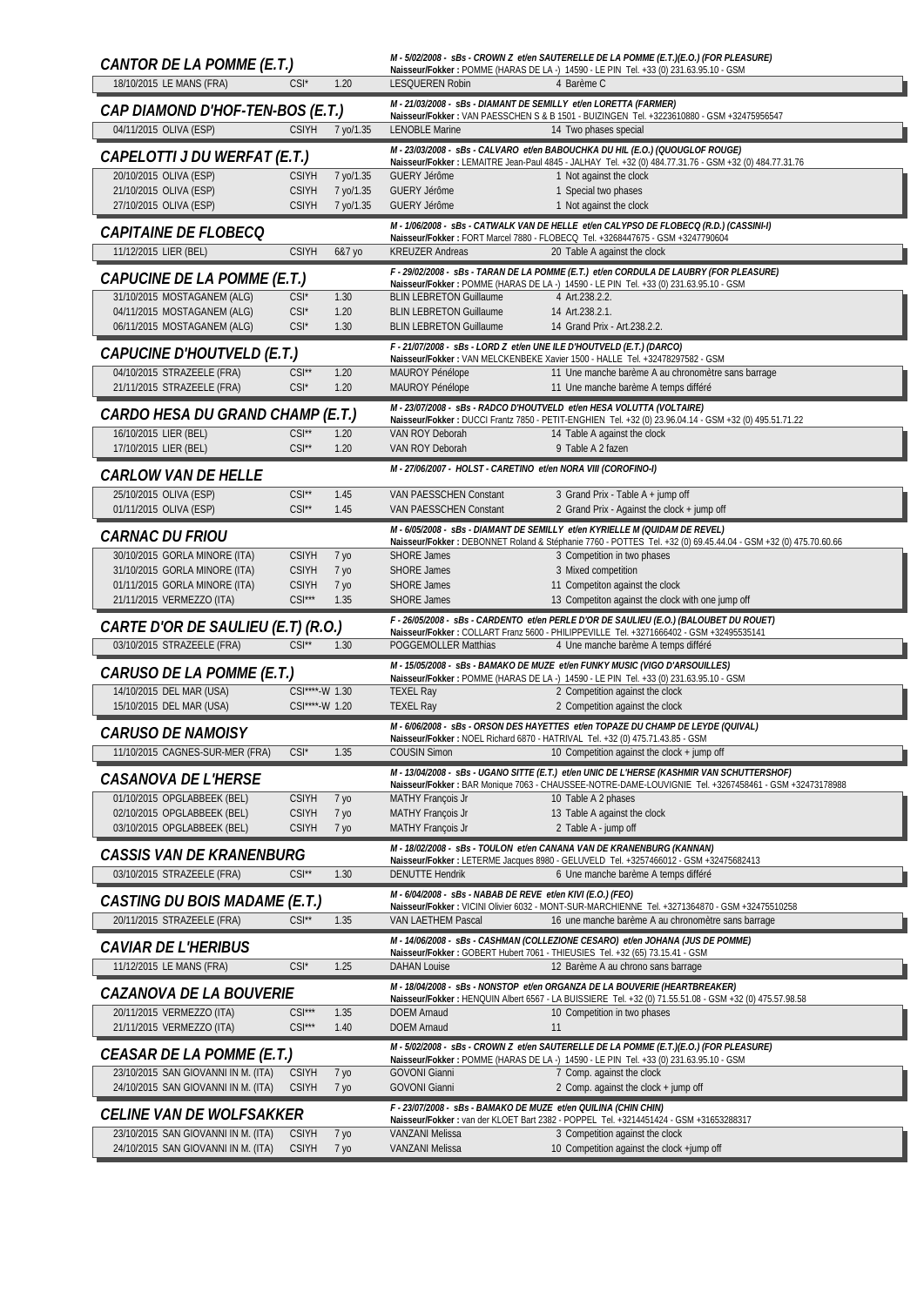### CANTOR DE LA POMME (E.T.)

*M - 5/02/2008 - sBs - CROWN Z et/en SAUTERELLE DE LA POMME (E.T.)(E.O.) (FOR PLEASURE)*
**Naisseur/Fokker :** POMME (HARAS DE LA -) 14590 - LE PIN Tel. +33 (0) 231.63.95.10 - GSM

| | | | | |
|---|---|---|---|---|
| 18/10/2015 LE MANS (FRA) | CSI* | 1.20 | LESQUEREN Robin | 4 Barème C |

### CAP DIAMOND D'HOF-TEN-BOS (E.T.)

*M - 21/03/2008 - sBs - DIAMANT DE SEMILLY et/en LORETTA (FARMER)*
**Naisseur/Fokker :** VAN PAESSCHEN S & B 1501 - BUIZINGEN Tel. +3223610880 - GSM +32475956547

| | | | | |
|---|---|---|---|---|
| 04/11/2015 OLIVA (ESP) | CSIYH | 7 yo/1.35 | LENOBLE Marine | 14 Two phases special |

### CAPELOTTI J DU WERFAT (E.T.)

*M - 23/03/2008 - sBs - CALVARO et/en BABOUCHKA DU HIL (E.O.) (QUOUGLOF ROUGE)*
**Naisseur/Fokker :** LEMAITRE Jean-Paul 4845 - JALHAY Tel. +32 (0) 484.77.31.76 - GSM +32 (0) 484.77.31.76

| | | | | |
|---|---|---|---|---|
| 20/10/2015 OLIVA (ESP) | CSIYH | 7 yo/1.35 | GUERY Jérôme | 1 Not against the clock |
| 21/10/2015 OLIVA (ESP) | CSIYH | 7 yo/1.35 | GUERY Jérôme | 1 Special two phases |
| 27/10/2015 OLIVA (ESP) | CSIYH | 7 yo/1.35 | GUERY Jérôme | 1 Not against the clock |

### CAPITAINE DE FLOBECQ

*M - 1/06/2008 - sBs - CATWALK VAN DE HELLE et/en CALYPSO DE FLOBECQ (R.D.) (CASSINI-I)*
**Naisseur/Fokker :** FORT Marcel 7880 - FLOBECQ Tel. +3268447675 - GSM +3247790604

| | | | | |
|---|---|---|---|---|
| 11/12/2015 LIER (BEL) | CSIYH | 6&7 yo | KREUZER Andreas | 20 Table A against the clock |

### CAPUCINE DE LA POMME (E.T.)

*F - 29/02/2008 - sBs - TARAN DE LA POMME (E.T.) et/en CORDULA DE LAUBRY (FOR PLEASURE)*
**Naisseur/Fokker :** POMME (HARAS DE LA -) 14590 - LE PIN Tel. +33 (0) 231.63.95.10 - GSM

| | | | | |
|---|---|---|---|---|
| 31/10/2015 MOSTAGANEM (ALG) | CSI* | 1.30 | BLIN LEBRETON Guillaume | 4 Art.238.2.2. |
| 04/11/2015 MOSTAGANEM (ALG) | CSI* | 1.20 | BLIN LEBRETON Guillaume | 14 Art.238.2.1. |
| 06/11/2015 MOSTAGANEM (ALG) | CSI* | 1.30 | BLIN LEBRETON Guillaume | 14 Grand Prix - Art.238.2.2. |

### CAPUCINE D'HOUTVELD (E.T.)

*F - 21/07/2008 - sBs - LORD Z et/en UNE ILE D'HOUTVELD (E.T.) (DARCO)*
**Naisseur/Fokker :** VAN MELCKENBEKE Xavier 1500 - HALLE Tel. +32478297582 - GSM

| | | | | |
|---|---|---|---|---|
| 04/10/2015 STRAZEELE (FRA) | CSI** | 1.20 | MAUROY Pénélope | 11 Une manche barème A au chronomètre sans barrage |
| 21/11/2015 STRAZEELE (FRA) | CSI* | 1.20 | MAUROY Pénélope | 11 Une manche barème A temps différé |

### CARDO HESA DU GRAND CHAMP (E.T.)

*M - 23/07/2008 - sBs - RADCO D'HOUTVELD et/en HESA VOLUTTA (VOLTAIRE)*
**Naisseur/Fokker :** DUCCI Frantz 7850 - PETIT-ENGHIEN Tel. +32 (0) 23.96.04.14 - GSM +32 (0) 495.51.71.22

| | | | | |
|---|---|---|---|---|
| 16/10/2015 LIER (BEL) | CSI** | 1.20 | VAN ROY Deborah | 14 Table A against the clock |
| 17/10/2015 LIER (BEL) | CSI** | 1.20 | VAN ROY Deborah | 9 Table A 2 fazen |

### CARLOW VAN DE HELLE

*M - 27/06/2007 - HOLST - CARETINO et/en NORA VIII (COROFINO-I)*

| | | | | |
|---|---|---|---|---|
| 25/10/2015 OLIVA (ESP) | CSI** | 1.45 | VAN PAESSCHEN Constant | 3 Grand Prix - Table A + jump off |
| 01/11/2015 OLIVA (ESP) | CSI** | 1.45 | VAN PAESSCHEN Constant | 2 Grand Prix - Against the clock + jump off |

### CARNAC DU FRIOU

*M - 6/05/2008 - sBs - DIAMANT DE SEMILLY et/en KYRIELLE M (QUIDAM DE REVEL)*
**Naisseur/Fokker :** DEBONNET Roland & Stéphanie 7760 - POTTES Tel. +32 (0) 69.45.44.04 - GSM +32 (0) 475.70.60.66

| | | | | |
|---|---|---|---|---|
| 30/10/2015 GORLA MINORE (ITA) | CSIYH | 7 yo | SHORE James | 3 Competition in two phases |
| 31/10/2015 GORLA MINORE (ITA) | CSIYH | 7 yo | SHORE James | 3 Mixed competition |
| 01/11/2015 GORLA MINORE (ITA) | CSIYH | 7 yo | SHORE James | 11 Competiton against the clock |
| 21/11/2015 VERMEZZO (ITA) | CSI*** | 1.35 | SHORE James | 13 Competiton against the clock with one jump off |

### CARTE D'OR DE SAULIEU (E.T) (R.O.)

*F - 26/05/2008 - sBs - CARDENTO et/en PERLE D'OR DE SAULIEU (E.O.) (BALOUBET DU ROUET)*
**Naisseur/Fokker :** COLLART Franz 5600 - PHILIPPEVILLE Tel. +3271666402 - GSM +32495535141

| | | | | |
|---|---|---|---|---|
| 03/10/2015 STRAZEELE (FRA) | CSI** | 1.30 | POGGEMOLLER Matthias | 4 Une manche barème A temps différé |

### CARUSO DE LA POMME (E.T.)

*M - 15/05/2008 - sBs - BAMAKO DE MUZE et/en FUNKY MUSIC (VIGO D'ARSOUILLES)*
**Naisseur/Fokker :** POMME (HARAS DE LA -) 14590 - LE PIN Tel. +33 (0) 231.63.95.10 - GSM

| | | | | |
|---|---|---|---|---|
| 14/10/2015 DEL MAR (USA) | CSI****-W | 1.30 | TEXEL Ray | 2 Competition against the clock |
| 15/10/2015 DEL MAR (USA) | CSI****-W | 1.20 | TEXEL Ray | 2 Competition against the clock |

### CARUSO DE NAMOISY

*M - 6/06/2008 - sBs - ORSON DES HAYETTES et/en TOPAZE DU CHAMP DE LEYDE (QUIVAL)*
**Naisseur/Fokker :** NOEL Richard 6870 - HATRIVAL Tel. +32 (0) 475.71.43.85 - GSM

| | | | | |
|---|---|---|---|---|
| 11/10/2015 CAGNES-SUR-MER (FRA) | CSI* | 1.35 | COUSIN Simon | 10 Competition against the clock + jump off |

### CASANOVA DE L'HERSE

*M - 13/04/2008 - sBs - UGANO SITTE (E.T.) et/en UNIC DE L'HERSE (KASHMIR VAN SCHUTTERSHOF)*
**Naisseur/Fokker :** BAR Monique 7063 - CHAUSSEE-NOTRE-DAME-LOUVIGNIE Tel. +3267458461 - GSM +32473178988

| | | | | |
|---|---|---|---|---|
| 01/10/2015 OPGLABBEEK (BEL) | CSIYH | 7 yo | MATHY François Jr | 10 Table A 2 phases |
| 02/10/2015 OPGLABBEEK (BEL) | CSIYH | 7 yo | MATHY François Jr | 13 Table A against the clock |
| 03/10/2015 OPGLABBEEK (BEL) | CSIYH | 7 yo | MATHY François Jr | 2 Table A - jump off |

### CASSIS VAN DE KRANENBURG

*M - 18/02/2008 - sBs - TOULON et/en CANANA VAN DE KRANENBURG (KANNAN)*
**Naisseur/Fokker :** LETERME Jacques 8980 - GELUVELD Tel. +3257466012 - GSM +32475682413

| | | | | |
|---|---|---|---|---|
| 03/10/2015 STRAZEELE (FRA) | CSI** | 1.30 | DENUTTE Hendrik | 6 Une manche barème A temps différé |

### CASTING DU BOIS MADAME (E.T.)

*M - 6/04/2008 - sBs - NABAB DE REVE et/en KIVI (E.O.) (FEO)*
**Naisseur/Fokker :** VICINI Olivier 6032 - MONT-SUR-MARCHIENNE Tel. +3271364870 - GSM +32475510258

| | | | | |
|---|---|---|---|---|
| 20/11/2015 STRAZEELE (FRA) | CSI** | 1.35 | VAN LAETHEM Pascal | 16 une manche barème A au chronomètre sans barrage |

### CAVIAR DE L'HERIBUS

*M - 14/06/2008 - sBs - CASHMAN (COLLEZIONE CESARO) et/en JOHANA (JUS DE POMME)*
**Naisseur/Fokker :** GOBERT Hubert 7061 - THIEUSIES Tel. +32 (65) 73.15.41 - GSM

| | | | | |
|---|---|---|---|---|
| 11/12/2015 LE MANS (FRA) | CSI* | 1.25 | DAHAN Louise | 12 Barème A au chrono sans barrage |

### CAZANOVA DE LA BOUVERIE

*M - 18/04/2008 - sBs - NONSTOP et/en ORGANZA DE LA BOUVERIE (HEARTBREAKER)*
**Naisseur/Fokker :** HENQUIN Albert 6567 - LA BUISSIERE Tel. +32 (0) 71.55.51.08 - GSM +32 (0) 475.57.98.58

| | | | | |
|---|---|---|---|---|
| 20/11/2015 VERMEZZO (ITA) | CSI*** | 1.35 | DOEM Arnaud | 10 Competition in two phases |
| 21/11/2015 VERMEZZO (ITA) | CSI*** | 1.40 | DOEM Arnaud | 11 |

### CEASAR DE LA POMME (E.T.)

*M - 5/02/2008 - sBs - CROWN Z et/en SAUTERELLE DE LA POMME (E.T.)(E.O.) (FOR PLEASURE)*
**Naisseur/Fokker :** POMME (HARAS DE LA -) 14590 - LE PIN Tel. +33 (0) 231.63.95.10 - GSM

| | | | | |
|---|---|---|---|---|
| 23/10/2015 SAN GIOVANNI IN M. (ITA) | CSIYH | 7 yo | GOVONI Gianni | 7 Comp. against the clock |
| 24/10/2015 SAN GIOVANNI IN M. (ITA) | CSIYH | 7 yo | GOVONI Gianni | 2 Comp. against the clock + jump off |

### CELINE VAN DE WOLFSAKKER

*F - 23/07/2008 - sBs - BAMAKO DE MUZE et/en QUILINA (CHIN CHIN)*
**Naisseur/Fokker :** van der KLOET Bart 2382 - POPPEL Tel. +3214451424 - GSM +31653288317

| | | | | |
|---|---|---|---|---|
| 23/10/2015 SAN GIOVANNI IN M. (ITA) | CSIYH | 7 yo | VANZANI Melissa | 3 Competition against the clock |
| 24/10/2015 SAN GIOVANNI IN M. (ITA) | CSIYH | 7 yo | VANZANI Melissa | 10 Competition against the clock +jump off |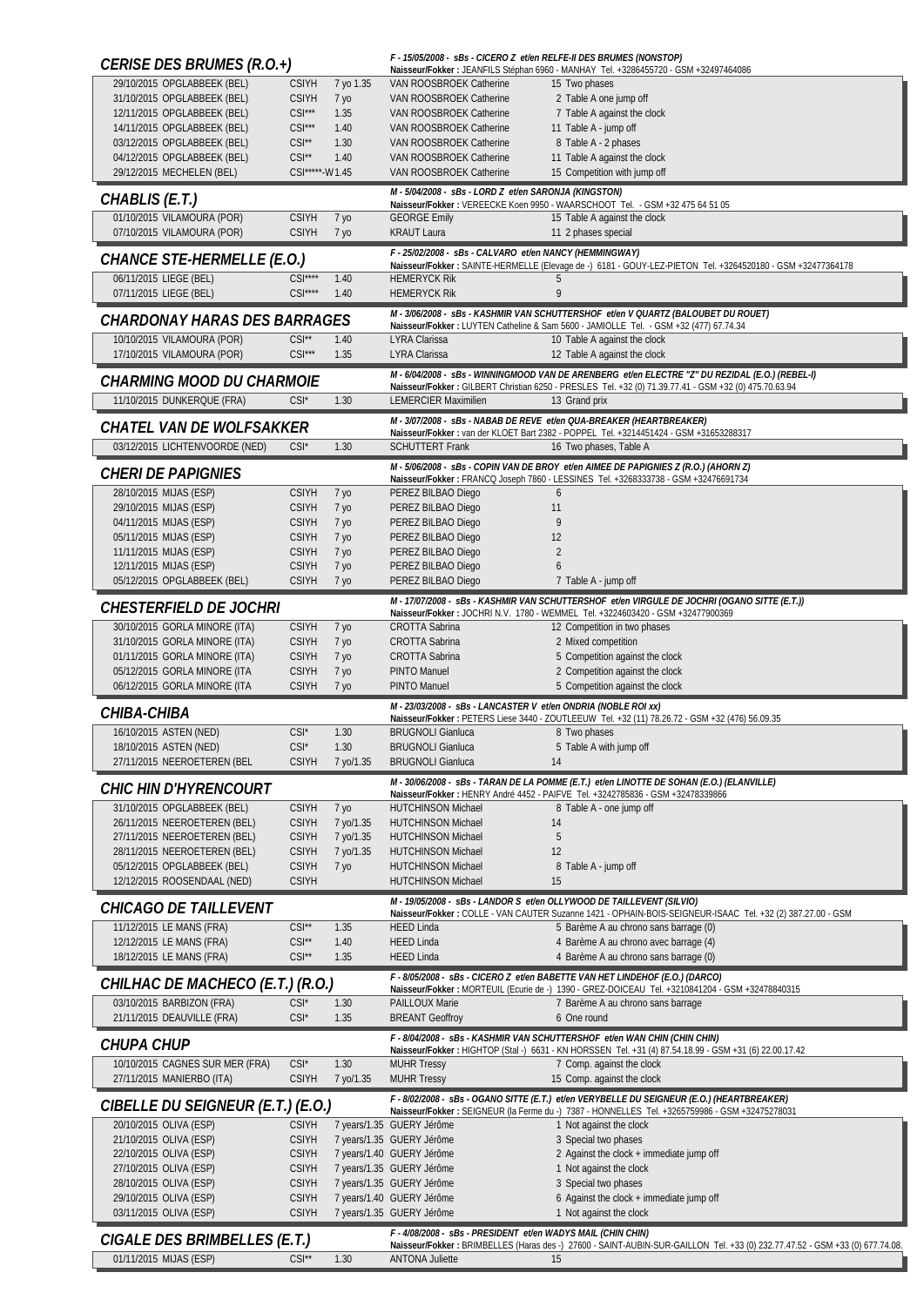## CERISE DES BRUMES (R.O.+)

F - 15/05/2008 - sBs - CICERO Z et/en RELFE-II DES BRUMES (NONSTOP)
Naisseur/Fokker : JEANFILS Stéphan 6960 - MANHAY Tel. +3286455720 - GSM +32497464086

| Date / Lieu | Cat. | Épr. | Cavalier | Résultat |
|---|---|---|---|---|
| 29/10/2015 OPGLABBEEK (BEL) | CSIYH | 7 yo 1.35 | VAN ROOSBROEK Catherine | 15 Two phases |
| 31/10/2015 OPGLABBEEK (BEL) | CSIYH | 7 yo | VAN ROOSBROEK Catherine | 2 Table A one jump off |
| 12/11/2015 OPGLABBEEK (BEL) | CSI*** | 1.35 | VAN ROOSBROEK Catherine | 7 Table A against the clock |
| 14/11/2015 OPGLABBEEK (BEL) | CSI*** | 1.40 | VAN ROOSBROEK Catherine | 11 Table A - jump off |
| 03/12/2015 OPGLABBEEK (BEL) | CSI** | 1.30 | VAN ROOSBROEK Catherine | 8 Table A - 2 phases |
| 04/12/2015 OPGLABBEEK (BEL) | CSI** | 1.40 | VAN ROOSBROEK Catherine | 11 Table A against the clock |
| 29/12/2015 MECHELEN (BEL) | CSI*****-W | 1.45 | VAN ROOSBROEK Catherine | 15 Competition with jump off |

## CHABLIS (E.T.)

M - 5/04/2008 - sBs - LORD Z et/en SARONJA (KINGSTON)
Naisseur/Fokker : VEREECKE Koen 9950 - WAARSCHOOT Tel. - GSM +32 475 64 51 05

| Date / Lieu | Cat. | Épr. | Cavalier | Résultat |
|---|---|---|---|---|
| 01/10/2015 VILAMOURA (POR) | CSIYH | 7 yo | GEORGE Emily | 15 Table A against the clock |
| 07/10/2015 VILAMOURA (POR) | CSIYH | 7 yo | KRAUT Laura | 11 2 phases special |

## CHANCE STE-HERMELLE (E.O.)

F - 25/02/2008 - sBs - CALVARO et/en NANCY (HEMMINGWAY)
Naisseur/Fokker : SAINTE-HERMELLE (Elevage de -) 6181 - GOUY-LEZ-PIETON Tel. +3264520180 - GSM +32477364178

| Date / Lieu | Cat. | Épr. | Cavalier | Résultat |
|---|---|---|---|---|
| 06/11/2015 LIEGE (BEL) | CSI**** | 1.40 | HEMERYCK Rik | 5 |
| 07/11/2015 LIEGE (BEL) | CSI**** | 1.40 | HEMERYCK Rik | 9 |

## CHARDONAY HARAS DES BARRAGES

M - 3/06/2008 - sBs - KASHMIR VAN SCHUTTERSHOF et/en V QUARTZ (BALOUBET DU ROUET)
Naisseur/Fokker : LUYTEN Catheline & Sam 5600 - JAMIOLLE Tel. - GSM +32 (477) 67.74.34

| Date / Lieu | Cat. | Épr. | Cavalier | Résultat |
|---|---|---|---|---|
| 10/10/2015 VILAMOURA (POR) | CSI** | 1.40 | LYRA Clarissa | 10 Table A against the clock |
| 17/10/2015 VILAMOURA (POR) | CSI*** | 1.35 | LYRA Clarissa | 12 Table A against the clock |

## CHARMING MOOD DU CHARMOIE

M - 6/04/2008 - sBs - WINNINGMOOD VAN DE ARENBERG et/en ELECTRE "Z" DU REZIDAL (E.O.) (REBEL-I)
Naisseur/Fokker : GILBERT Christian 6250 - PRESLES Tel. +32 (0) 71.39.77.41 - GSM +32 (0) 475.70.63.94

| Date / Lieu | Cat. | Épr. | Cavalier | Résultat |
|---|---|---|---|---|
| 11/10/2015 DUNKERQUE (FRA) | CSI* | 1.30 | LEMERCIER Maximilien | 13 Grand prix |

## CHATEL VAN DE WOLFSAKKER

M - 3/07/2008 - sBs - NABAB DE REVE et/en QUA-BREAKER (HEARTBREAKER)
Naisseur/Fokker : van der KLOET Bart 2382 - POPPEL Tel. +3214451424 - GSM +31653288317

| Date / Lieu | Cat. | Épr. | Cavalier | Résultat |
|---|---|---|---|---|
| 03/12/2015 LICHTENVOORDE (NED) | CSI* | 1.30 | SCHUTTERT Frank | 16 Two phases, Table A |

## CHERI DE PAPIGNIES

M - 5/06/2008 - sBs - COPIN VAN DE BROY et/en AIMEE DE PAPIGNIES Z (R.O.) (AHORN Z)
Naisseur/Fokker : FRANCQ Joseph 7860 - LESSINES Tel. +3268333738 - GSM +32476691734

| Date / Lieu | Cat. | Épr. | Cavalier | Résultat |
|---|---|---|---|---|
| 28/10/2015 MIJAS (ESP) | CSIYH | 7 yo | PEREZ BILBAO Diego | 6 |
| 29/10/2015 MIJAS (ESP) | CSIYH | 7 yo | PEREZ BILBAO Diego | 11 |
| 04/11/2015 MIJAS (ESP) | CSIYH | 7 yo | PEREZ BILBAO Diego | 9 |
| 05/11/2015 MIJAS (ESP) | CSIYH | 7 yo | PEREZ BILBAO Diego | 12 |
| 11/11/2015 MIJAS (ESP) | CSIYH | 7 yo | PEREZ BILBAO Diego | 2 |
| 12/11/2015 MIJAS (ESP) | CSIYH | 7 yo | PEREZ BILBAO Diego | 6 |
| 05/12/2015 OPGLABBEEK (BEL) | CSIYH | 7 yo | PEREZ BILBAO Diego | 7 Table A - jump off |

## CHESTERFIELD DE JOCHRI

M - 17/07/2008 - sBs - KASHMIR VAN SCHUTTERSHOF et/en VIRGULE DE JOCHRI (OGANO SITTE (E.T.))
Naisseur/Fokker : JOCHRI N.V. 1780 - WEMMEL Tel. +3224603420 - GSM +32477900369

| Date / Lieu | Cat. | Épr. | Cavalier | Résultat |
|---|---|---|---|---|
| 30/10/2015 GORLA MINORE (ITA) | CSIYH | 7 yo | CROTTA Sabrina | 12 Competition in two phases |
| 31/10/2015 GORLA MINORE (ITA) | CSIYH | 7 yo | CROTTA Sabrina | 2 Mixed competition |
| 01/11/2015 GORLA MINORE (ITA) | CSIYH | 7 yo | CROTTA Sabrina | 5 Competition against the clock |
| 05/12/2015 GORLA MINORE (ITA | CSIYH | 7 yo | PINTO Manuel | 2 Competition against the clock |
| 06/12/2015 GORLA MINORE (ITA | CSIYH | 7 yo | PINTO Manuel | 5 Competition against the clock |

## CHIBA-CHIBA

M - 23/03/2008 - sBs - LANCASTER V et/en ONDRIA (NOBLE ROI xx)
Naisseur/Fokker : PETERS Liese 3440 - ZOUTLEEUW Tel. +32 (11) 78.26.72 - GSM +32 (476) 56.09.35

| Date / Lieu | Cat. | Épr. | Cavalier | Résultat |
|---|---|---|---|---|
| 16/10/2015 ASTEN (NED) | CSI* | 1.30 | BRUGNOLI Gianluca | 8 Two phases |
| 18/10/2015 ASTEN (NED) | CSI* | 1.30 | BRUGNOLI Gianluca | 5 Table A with jump off |
| 27/11/2015 NEEROETEREN (BEL | CSIYH | 7 yo/1.35 | BRUGNOLI Gianluca | 14 |

## CHIC HIN D'HYRENCOURT

M - 30/06/2008 - sBs - TARAN DE LA POMME (E.T.) et/en LINOTTE DE SOHAN (E.O.) (ELANVILLE)
Naisseur/Fokker : HENRY André 4452 - PAIFVE Tel. +3242785836 - GSM +32478339866

| Date / Lieu | Cat. | Épr. | Cavalier | Résultat |
|---|---|---|---|---|
| 31/10/2015 OPGLABBEEK (BEL) | CSIYH | 7 yo | HUTCHINSON Michael | 8 Table A - one jump off |
| 26/11/2015 NEEROETEREN (BEL) | CSIYH | 7 yo/1.35 | HUTCHINSON Michael | 14 |
| 27/11/2015 NEEROETEREN (BEL) | CSIYH | 7 yo/1.35 | HUTCHINSON Michael | 5 |
| 28/11/2015 NEEROETEREN (BEL) | CSIYH | 7 yo/1.35 | HUTCHINSON Michael | 12 |
| 05/12/2015 OPGLABBEEK (BEL) | CSIYH | 7 yo | HUTCHINSON Michael | 8 Table A - jump off |
| 12/12/2015 ROOSENDAAL (NED) | CSIYH | | HUTCHINSON Michael | 15 |

## CHICAGO DE TAILLEVENT

M - 19/05/2008 - sBs - LANDOR S et/en OLLYWOOD DE TAILLEVENT (SILVIO)
Naisseur/Fokker : COLLE - VAN CAUTER Suzanne 1421 - OPHAIN-BOIS-SEIGNEUR-ISAAC Tel. +32 (2) 387.27.00 - GSM

| Date / Lieu | Cat. | Épr. | Cavalier | Résultat |
|---|---|---|---|---|
| 11/12/2015 LE MANS (FRA) | CSI** | 1.35 | HEED Linda | 5 Barème A au chrono sans barrage (0) |
| 12/12/2015 LE MANS (FRA) | CSI** | 1.40 | HEED Linda | 4 Barème A au chrono avec barrage (4) |
| 18/12/2015 LE MANS (FRA) | CSI** | 1.35 | HEED Linda | 4 Barème A au chrono sans barrage (0) |

## CHILHAC DE MACHECO (E.T.) (R.O.)

F - 8/05/2008 - sBs - CICERO Z et/en BABETTE VAN HET LINDEHOF (E.O.) (DARCO)
Naisseur/Fokker : MORTEUIL (Ecurie de -) 1390 - GREZ-DOICEAU Tel. +3210841204 - GSM +32478840315

| Date / Lieu | Cat. | Épr. | Cavalier | Résultat |
|---|---|---|---|---|
| 03/10/2015 BARBIZON (FRA) | CSI* | 1.30 | PAILLOUX Marie | 7 Barème A au chrono sans barrage |
| 21/11/2015 DEAUVILLE (FRA) | CSI* | 1.35 | BREANT Geoffroy | 6 One round |

## CHUPA CHUP

F - 8/04/2008 - sBs - KASHMIR VAN SCHUTTERSHOF et/en WAN CHIN (CHIN CHIN)
Naisseur/Fokker : HIGHTOP (Stal -) 6631 - KN HORSSEN Tel. +31 (4) 87.54.18.99 - GSM +31 (6) 22.00.17.42

| Date / Lieu | Cat. | Épr. | Cavalier | Résultat |
|---|---|---|---|---|
| 10/10/2015 CAGNES SUR MER (FRA) | CSI* | 1.30 | MUHR Tressy | 7 Comp. against the clock |
| 27/11/2015 MANIERBO (ITA) | CSIYH | 7 yo/1.35 | MUHR Tressy | 15 Comp. against the clock |

## CIBELLE DU SEIGNEUR (E.T.) (E.O.)

F - 8/02/2008 - sBs - OGANO SITTE (E.T.) et/en VERYBELLE DU SEIGNEUR (E.O.) (HEARTBREAKER)
Naisseur/Fokker : SEIGNEUR (la Ferme du -) 7387 - HONNELLES Tel. +3265759986 - GSM +32475278031

| Date / Lieu | Cat. | Épr. | Cavalier | Résultat |
|---|---|---|---|---|
| 20/10/2015 OLIVA (ESP) | CSIYH | 7 years/1.35 | GUERY Jérôme | 1 Not against the clock |
| 21/10/2015 OLIVA (ESP) | CSIYH | 7 years/1.35 | GUERY Jérôme | 3 Special two phases |
| 22/10/2015 OLIVA (ESP) | CSIYH | 7 years/1.40 | GUERY Jérôme | 2 Against the clock + immediate jump off |
| 27/10/2015 OLIVA (ESP) | CSIYH | 7 years/1.35 | GUERY Jérôme | 1 Not against the clock |
| 28/10/2015 OLIVA (ESP) | CSIYH | 7 years/1.35 | GUERY Jérôme | 3 Special two phases |
| 29/10/2015 OLIVA (ESP) | CSIYH | 7 years/1.40 | GUERY Jérôme | 6 Against the clock + immediate jump off |
| 03/11/2015 OLIVA (ESP) | CSIYH | 7 years/1.35 | GUERY Jérôme | 1 Not against the clock |

## CIGALE DES BRIMBELLES (E.T.)

F - 4/08/2008 - sBs - PRESIDENT et/en WADYS MAIL (CHIN CHIN)
Naisseur/Fokker : BRIMBELLES (Haras des -) 27600 - SAINT-AUBIN-SUR-GAILLON Tel. +33 (0) 232.77.47.52 - GSM +33 (0) 677.74.08.

| Date / Lieu | Cat. | Épr. | Cavalier | Résultat |
|---|---|---|---|---|
| 01/11/2015 MIJAS (ESP) | CSI** | 1.30 | ANTONA Juliette | 15 |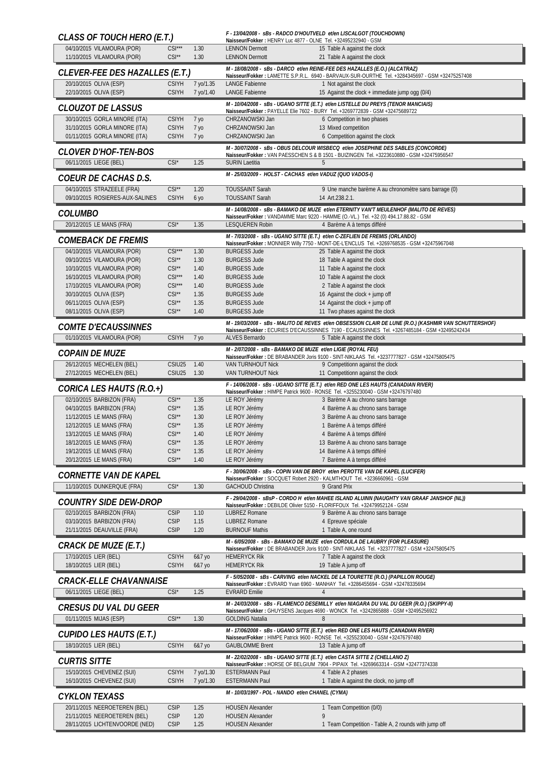## CLASS OF TOUCH HERO (E.T.)

F - 13/04/2008 - sBs - RADCO D'HOUTVELD et/en LISCALGOT (TOUCHDOWN)
Naisseur/Fokker : HENRY Luc 4877 - OLNE Tel. +32495232940 - GSM

| | | | | |
|---|---|---|---|---|
| 04/10/2015 VILAMOURA (POR) | CSI*** | 1.30 | LENNON Dermott | 15 Table A against the clock |
| 11/10/2015 VILAMOURA (POR) | CSI** | 1.30 | LENNON Dermott | 21 Table A against the clock |

## CLEVER-FEE DES HAZALLES (E.T.)

M - 18/08/2008 - sBs - DARCO et/en REINE-FEE DES HAZALLES (E.O.) (ALCATRAZ)
Naisseur/Fokker : LAMETTE S.P.R.L. 6940 - BARVAUX-SUR-OURTHE Tel. +3284345697 - GSM +32475257408

| | | | | |
|---|---|---|---|---|
| 20/10/2015 OLIVA (ESP) | CSIYH | 7 yo/1.35 | LANGE Fabienne | 1 Not against the clock |
| 22/10/2015 OLIVA (ESP) | CSIYH | 7 yo/1.40 | LANGE Fabienne | 15 Against the clock + immediate jump ogg (0/4) |

## CLOUZOT DE LASSUS

M - 10/04/2008 - sBs - UGANO SITTE (E.T.) et/en LISTELLE DU PREYS (TENOR MANCIAIS)
Naisseur/Fokker : PAYELLE Elie 7602 - BURY Tel. +3269772839 - GSM +32475689722

| | | | | |
|---|---|---|---|---|
| 30/10/2015 GORLA MINORE (ITA) | CSIYH | 7 yo | CHRZANOWSKI Jan | 6 Competition in two phases |
| 31/10/2015 GORLA MINORE (ITA) | CSIYH | 7 yo | CHRZANOWSKI Jan | 13 Mixed competition |
| 01/11/2015 GORLA MINORE (ITA) | CSIYH | 7 yo | CHRZANOWSKI Jan | 6 Competition against the clock |

## CLOVER D'HOF-TEN-BOS

M - 30/07/2008 - sBs - OBUS DELCOUR WISBECQ et/en JOSEPHINE DES SABLES (CONCORDE)
Naisseur/Fokker : VAN PAESSCHEN S & B 1501 - BUIZINGEN Tel. +3223610880 - GSM +32475956547

| | | | | |
|---|---|---|---|---|
| 06/11/2015 LIEGE (BEL) | CSI* | 1.25 | SURIN Laetitia | 5 |

## COEUR DE CACHAS D.S.

M - 25/03/2009 - HOLST - CACHAS et/en VADUZ (QUO VADOS-I)

| | | | | |
|---|---|---|---|---|
| 04/10/2015 STRAZEELE (FRA) | CSI** | 1.20 | TOUSSAINT Sarah | 9 Une manche barème A au chronomètre sans barrage (0) |
| 09/10/2015 ROSIERES-AUX-SALINES | CSIYH | 6 yo | TOUSSAINT Sarah | 14 Art.238.2.1. |

## COLUMBO

M - 14/08/2008 - sBs - BAMAKO DE MUZE et/en ETERNITY VAN'T MEULENHOF (MALITO DE REVES)
Naisseur/Fokker : VANDAMME Marc 9220 - HAMME (O.-VL.) Tel. +32 (0) 494.17.88.82 - GSM

| | | | | |
|---|---|---|---|---|
| 20/12/2015 LE MANS (FRA) | CSI* | 1.35 | LESQUEREN Robin | 4 Barème A à temps différé |

## COMEBACK DE FREMIS

M - 7/03/2008 - sBs - UGANO SITTE (E.T.) et/en C-ZEFLIEN DE FREMIS (ORLANDO)
Naisseur/Fokker : MONNIER Willy 7750 - MONT-DE-L'ENCLUS Tel. +3269768535 - GSM +32475967048

| | | | | |
|---|---|---|---|---|
| 04/10/2015 VILAMOURA (POR) | CSI*** | 1.30 | BURGESS Jude | 25 Table A against the clock |
| 09/10/2015 VILAMOURA (POR) | CSI** | 1.30 | BURGESS Jude | 18 Table A against the clock |
| 10/10/2015 VILAMOURA (POR) | CSI** | 1.40 | BURGESS Jude | 11 Table A against the clock |
| 16/10/2015 VILAMOURA (POR) | CSI*** | 1.40 | BURGESS Jude | 10 Table A against the clock |
| 17/10/2015 VILAMOURA (POR) | CSI*** | 1.40 | BURGESS Jude | 2 Table A against the clock |
| 30/10/2015 OLIVA (ESP) | CSI** | 1.35 | BURGESS Jude | 16 Against the clock + jump off |
| 06/11/2015 OLIVA (ESP) | CSI** | 1.35 | BURGESS Jude | 14 Against the clock + jump off |
| 08/11/2015 OLIVA (ESP) | CSI** | 1.40 | BURGESS Jude | 11 Two phases against the clock |

## COMTE D'ECAUSSINNES

M - 19/03/2008 - sBs - MALITO DE REVES et/en OBSESSION CLAIR DE LUNE (R.O.) (KASHMIR VAN SCHUTTERSHOF)
Naisseur/Fokker : ECURIES D'ECAUSSINNES 7190 - ECAUSSINNES Tel. +3267485184 - GSM +32495242434

| | | | | |
|---|---|---|---|---|
| 01/10/2015 VILAMOURA (POR) | CSIYH | 7 yo | ALVES Bernardo | 5 Table A against the clock |

## COPAIN DE MUZE

M - 2/07/2008 - sBs - BAMAKO DE MUZE et/en LIGIE (ROYAL FEU)
Naisseur/Fokker : DE BRABANDER Joris 9100 - SINT-NIKLAAS Tel. +3237777827 - GSM +32475805475

| | | | | |
|---|---|---|---|---|
| 26/12/2015 MECHELEN (BEL) | CSIU25 | 1.40 | VAN TURNHOUT Nick | 9 Competitionn against the clock |
| 27/12/2015 MECHELEN (BEL) | CSIU25 | 1.30 | VAN TURNHOUT Nick | 11 Competitionn against the clock |

## CORICA LES HAUTS (R.O.+)

F - 14/06/2008 - sBs - UGANO SITTE (E.T.) et/en RED ONE LES HAUTS (CANADIAN RIVER)
Naisseur/Fokker : HIMPE Patrick 9600 - RONSE Tel. +3255230040 - GSM +32476797480

| | | | | |
|---|---|---|---|---|
| 02/10/2015 BARBIZON (FRA) | CSI** | 1.35 | LE ROY Jérémy | 3 Barème A au chrono sans barrage |
| 04/10/2015 BARBIZON (FRA) | CSI** | 1.35 | LE ROY Jérémy | 4 Barème A au chrono sans barrage |
| 11/12/2015 LE MANS (FRA) | CSI** | 1.30 | LE ROY Jérémy | 3 Barème A au chrono sans barrage |
| 12/12/2015 LE MANS (FRA) | CSI** | 1.35 | LE ROY Jérémy | 1 Barème A à temps différé |
| 13/12/2015 LE MANS (FRA) | CSI** | 1.40 | LE ROY Jérémy | 4 Barème A à temps différé |
| 18/12/2015 LE MANS (FRA) | CSI** | 1.35 | LE ROY Jérémy | 13 Barème A au chrono sans barrage |
| 19/12/2015 LE MANS (FRA) | CSI** | 1.35 | LE ROY Jérémy | 14 Barème A à temps différé |
| 20/12/2015 LE MANS (FRA) | CSI** | 1.40 | LE ROY Jérémy | 7 Barème A à temps différé |

## CORNETTE VAN DE KAPEL

F - 30/06/2008 - sBs - COPIN VAN DE BROY et/en PEROTTE VAN DE KAPEL (LUCIFER)
Naisseur/Fokker : SOCQUET Robert 2920 - KALMTHOUT Tel. +3236660961 - GSM

| | | | | |
|---|---|---|---|---|
| 11/10/2015 DUNKERQUE (FRA) | CSI* | 1.30 | GACHOUD Christina | 9 Grand Prix |

## COUNTRY SIDE DEW-DROP

F - 29/04/2008 - sBsP - CORDO H et/en MAHEE ISLAND ALUINN (NAUGHTY VAN GRAAF JANSHOF (NL))
Naisseur/Fokker : DEBILDE Olivier 5150 - FLORIFFOUX Tel. +32479952124 - GSM

| | | | | |
|---|---|---|---|---|
| 02/10/2015 BARBIZON (FRA) | CSIP | 1.10 | LUBREZ Romane | 9 Barème A au chrono sans barrage |
| 03/10/2015 BARBIZON (FRA) | CSIP | 1.15 | LUBREZ Romane | 4 Epreuve spéciale |
| 21/11/2015 DEAUVILLE (FRA) | CSIP | 1.20 | BURNOUF Mathis | 1 Table A, one round |

## CRACK DE MUZE (E.T.)

M - 6/05/2008 - sBs - BAMAKO DE MUZE et/en CORDULA DE LAUBRY (FOR PLEASURE)
Naisseur/Fokker : DE BRABANDER Joris 9100 - SINT-NIKLAAS Tel. +3237777827 - GSM +32475805475

| | | | | |
|---|---|---|---|---|
| 17/10/2015 LIER (BEL) | CSIYH | 6&7 yo | HEMERYCK Rik | 7 Table A against the clock |
| 18/10/2015 LIER (BEL) | CSIYH | 6&7 yo | HEMERYCK Rik | 19 Table A jump off |

## CRACK-ELLE CHAVANNAISE

F - 5/05/2008 - sBs - CARVING et/en NACKEL DE LA TOURETTE (R.O.) (PAPILLON ROUGE)
Naisseur/Fokker : EVRARD Yvan 6960 - MANHAY Tel. +3286455694 - GSM +32478335694

| | | | | |
|---|---|---|---|---|
| 06/11/2015 LIEGE (BEL) | CSI* | 1.25 | EVRARD Emilie | 4 |

## CRESUS DU VAL DU GEER

M - 24/03/2008 - sBs - FLAMENCO DESEMILLY et/en NIAGARA DU VAL DU GEER (R.O.) (SKIPPY-II)
Naisseur/Fokker : GHUYSENS Jacques 4690 - WONCK Tel. +3242865888 - GSM +32495256922

| | | | | |
|---|---|---|---|---|
| 01/11/2015 MIJAS (ESP) | CSI** | 1.30 | GOLDING Natalia | 8 |

## CUPIDO LES HAUTS (E.T.)

M - 17/06/2008 - sBs - UGANO SITTE (E.T.) et/en RED ONE LES HAUTS (CANADIAN RIVER)
Naisseur/Fokker : HIMPE Patrick 9600 - RONSE Tel. +3255230040 - GSM +32476797480

| | | | | |
|---|---|---|---|---|
| 18/10/2015 LIER (BEL) | CSIYH | 6&7 yo | GAUBLOMME Brent | 13 Table A jump off |

## CURTIS SITTE

M - 22/02/2008 - sBs - UGANO SITTE (E.T.) et/en CASTA SITTE Z (CHELLANO Z)
Naisseur/Fokker : HORSE OF BELGIUM 7904 - PIPAIX Tel. +3269663314 - GSM +32477374338

| | | | | |
|---|---|---|---|---|
| 15/10/2015 CHEVENEZ (SUI) | CSIYH | 7 yo/1.30 | ESTERMANN Paul | 4 Table A 2 phases |
| 16/10/2015 CHEVENEZ (SUI) | CSIYH | 7 yo/1.30 | ESTERMANN Paul | 1 Table A against the clock, no jump off |

## CYKLON TEXASS

M - 10/03/1997 - POL - NANDO et/en CHANEL (CYMA)

| | | | | |
|---|---|---|---|---|
| 20/11/2015 NEEROETEREN (BEL) | CSIP | 1.25 | HOUSEN Alexander | 1 Team Competition (0/0) |
| 21/11/2015 NEEROETEREN (BEL) | CSIP | 1.20 | HOUSEN Alexander | 9 |
| 28/11/2015 LICHTENVOORDE (NED) | CSIP | 1.25 | HOUSEN Alexander | 1 Team Competition - Table A, 2 rounds with jump off |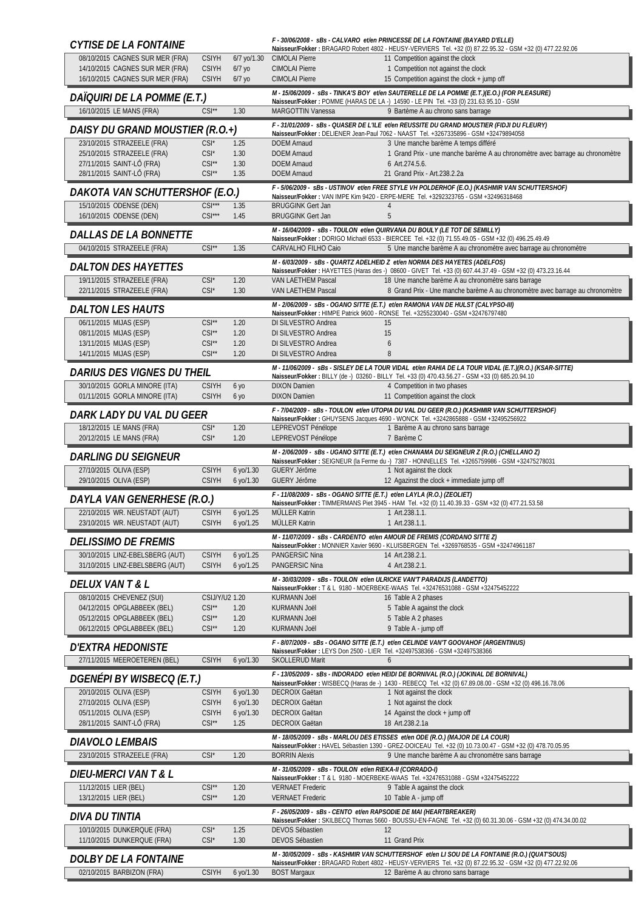## CYTISE DE LA FONTAINE

*F - 30/06/2008 - sBs - CALVARO et/en PRINCESSE DE LA FONTAINE (BAYARD D'ELLE)*
**Naisseur/Fokker :** BRAGARD Robert 4802 - HEUSY-VERVIERS Tel. +32 (0) 87.22.95.32 - GSM +32 (0) 477.22.92.06

| | | | | |
|---|---|---|---|---|
| 08/10/2015 CAGNES SUR MER (FRA) | CSIYH | 6/7 yo/1.30 | CIMOLAI Pierre | 11 Competition against the clock |
| 14/10/2015 CAGNES SUR MER (FRA) | CSIYH | 6/7 yo | CIMOLAI Pierre | 1 Competition not against the clock |
| 16/10/2015 CAGNES SUR MER (FRA) | CSIYH | 6/7 yo | CIMOLAI Pierre | 15 Competition against the clock + jump off |

## DAÏQUIRI DE LA POMME (E.T.)

*M - 15/06/2009 - sBs - TINKA'S BOY et/en SAUTERELLE DE LA POMME (E.T.)(E.O.) (FOR PLEASURE)*
**Naisseur/Fokker :** POMME (HARAS DE LA -) 14590 - LE PIN Tel. +33 (0) 231.63.95.10 - GSM

| | | | | |
|---|---|---|---|---|
| 16/10/2015 LE MANS (FRA) | CSI** | 1.30 | MARGOTTIN Vanessa | 9 Barème A au chrono sans barrage |

## DAISY DU GRAND MOUSTIER (R.O.+)

*F - 31/01/2009 - sBs - QUASER DE L'ILE et/en REUSSITE DU GRAND MOUSTIER (FIDJI DU FLEURY)*
**Naisseur/Fokker :** DELIENER Jean-Paul 7062 - NAAST Tel. +3267335896 - GSM +32479894058

| | | | | |
|---|---|---|---|---|
| 23/10/2015 STRAZEELE (FRA) | CSI* | 1.25 | DOEM Arnaud | 3 Une manche barème A temps différé |
| 25/10/2015 STRAZEELE (FRA) | CSI* | 1.30 | DOEM Arnaud | 1 Grand Prix - une manche barème A au chronomètre avec barrage au chronomètre |
| 27/11/2015 SAINT-LÔ (FRA) | CSI** | 1.30 | DOEM Arnaud | 6 Art.274.5.6. |
| 28/11/2015 SAINT-LÔ (FRA) | CSI** | 1.35 | DOEM Arnaud | 21 Grand Prix - Art.238.2.2a |

## DAKOTA VAN SCHUTTERSHOF (E.O.)

*F - 5/06/2009 - sBs - USTINOV et/en FREE STYLE VH POLDERHOF (E.O.) (KASHMIR VAN SCHUTTERSHOF)*
**Naisseur/Fokker :** VAN IMPE Kim 9420 - ERPE-MERE Tel. +3292323765 - GSM +32496318468

| | | | | |
|---|---|---|---|---|
| 15/10/2015 ODENSE (DEN) | CSI*** | 1.35 | BRUGGINK Gert Jan | 4 |
| 16/10/2015 ODENSE (DEN) | CSI*** | 1.45 | BRUGGINK Gert Jan | 5 |

## DALLAS DE LA BONNETTE

*M - 16/04/2009 - sBs - TOULON et/en QUIRVANA DU BOULY (LE TOT DE SEMILLY)*
**Naisseur/Fokker :** DORIGO Michaël 6533 - BIERCEE Tel. +32 (0) 71.55.49.05 - GSM +32 (0) 496.25.49.49

| | | | | |
|---|---|---|---|---|
| 04/10/2015 STRAZEELE (FRA) | CSI** | 1.35 | CARVALHO FILHO Caio | 5 Une manche barème A au chronomètre avec barrage au chronomètre |

## DALTON DES HAYETTES

*M - 6/03/2009 - sBs - QUARTZ ADELHEID Z et/en NORMA DES HAYETES (ADELFOS)*
**Naisseur/Fokker :** HAYETTES (Haras des -) 08600 - GIVET Tel. +33 (0) 607.44.37.49 - GSM +32 (0) 473.23.16.44

| | | | | |
|---|---|---|---|---|
| 19/11/2015 STRAZEELE (FRA) | CSI* | 1.20 | VAN LAETHEM Pascal | 18 Une manche barème A au chronomètre sans barrage |
| 22/11/2015 STRAZEELE (FRA) | CSI* | 1.30 | VAN LAETHEM Pascal | 8 Grand Prix - Une manche barème A au chronomètre avec barrage au chronomètre |

## DALTON LES HAUTS

*M - 2/06/2009 - sBs - OGANO SITTE (E.T.) et/en RAMONA VAN DE HULST (CALYPSO-III)*
**Naisseur/Fokker :** HIMPE Patrick 9600 - RONSE Tel. +3255230040 - GSM +32476797480

| | | | | |
|---|---|---|---|---|
| 06/11/2015 MIJAS (ESP) | CSI** | 1.20 | DI SILVESTRO Andrea | 15 |
| 08/11/2015 MIJAS (ESP) | CSI** | 1.20 | DI SILVESTRO Andrea | 15 |
| 13/11/2015 MIJAS (ESP) | CSI** | 1.20 | DI SILVESTRO Andrea | 6 |
| 14/11/2015 MIJAS (ESP) | CSI** | 1.20 | DI SILVESTRO Andrea | 8 |

## DARIUS DES VIGNES DU THEIL

*M - 11/06/2009 - sBs - SISLEY DE LA TOUR VIDAL et/en RAHIA DE LA TOUR VIDAL (E.T.)(R.O.) (KSAR-SITTE)*
**Naisseur/Fokker :** BILLY (de -) 03260 - BILLY Tel. +33 (0) 470.43.56.27 - GSM +33 (0) 685.20.94.10

| | | | | |
|---|---|---|---|---|
| 30/10/2015 GORLA MINORE (ITA) | CSIYH | 6 yo | DIXON Damien | 4 Competition in two phases |
| 01/11/2015 GORLA MINORE (ITA) | CSIYH | 6 yo | DIXON Damien | 11 Competition against the clock |

## DARK LADY DU VAL DU GEER

*F - 7/04/2009 - sBs - TOULON et/en UTOPIA DU VAL DU GEER (R.O.) (KASHMIR VAN SCHUTTERSHOF)*
**Naisseur/Fokker :** GHUYSENS Jacques 4690 - WONCK Tel. +3242865888 - GSM +32495256922

| | | | | |
|---|---|---|---|---|
| 18/12/2015 LE MANS (FRA) | CSI* | 1.20 | LEPREVOST Pénélope | 1 Barème A au chrono sans barrage |
| 20/12/2015 LE MANS (FRA) | CSI* | 1.20 | LEPREVOST Pénélope | 7 Barème C |

## DARLING DU SEIGNEUR

*M - 2/06/2009 - sBs - UGANO SITTE (E.T.) et/en CHANAMA DU SEIGNEUR Z (R.O.) (CHELLANO Z)*
**Naisseur/Fokker :** SEIGNEUR (la Ferme du -) 7387 - HONNELLES Tel. +3265759986 - GSM +32475278031

| | | | | |
|---|---|---|---|---|
| 27/10/2015 OLIVA (ESP) | CSIYH | 6 yo/1.30 | GUERY Jérôme | 1 Not against the clock |
| 29/10/2015 OLIVA (ESP) | CSIYH | 6 yo/1.30 | GUERY Jérôme | 12 Agazinst the clock + immediate jump off |

## DAYLA VAN GENERHESE (R.O.)

*F - 11/08/2009 - sBs - OGANO SITTE (E.T.) et/en LAYLA (R.O.) (ZEOLIET)*
**Naisseur/Fokker :** TIMMERMANS Piet 3945 - HAM Tel. +32 (0) 11.40.39.33 - GSM +32 (0) 477.21.53.58

| | | | | |
|---|---|---|---|---|
| 22/10/2015 WR. NEUSTADT (AUT) | CSIYH | 6 yo/1.25 | MÜLLER Katrin | 1 Art.238.1.1. |
| 23/10/2015 WR. NEUSTADT (AUT) | CSIYH | 6 yo/1.25 | MÜLLER Katrin | 1 Art.238.1.1. |

## DELISSIMO DE FREMIS

*M - 11/07/2009 - sBs - CARDENTO et/en AMOUR DE FREMIS (CORDANO SITTE Z)*
**Naisseur/Fokker :** MONNIER Xavier 9690 - KLUISBERGEN Tel. +3269768535 - GSM +32474961187

| | | | | |
|---|---|---|---|---|
| 30/10/2015 LINZ-EBELSBERG (AUT) | CSIYH | 6 yo/1.25 | PANGERSIC Nina | 14 Art.238.2.1. |
| 31/10/2015 LINZ-EBELSBERG (AUT) | CSIYH | 6 yo/1.25 | PANGERSIC Nina | 4 Art.238.2.1. |

## DELUX VAN T & L

*M - 30/03/2009 - sBs - TOULON et/en ULRICKE VAN'T PARADIJS (LANDETTO)*
**Naisseur/Fokker :** T & L 9180 - MOERBEKE-WAAS Tel. +32476531088 - GSM +32475452222

| | | | | |
|---|---|---|---|---|
| 08/10/2015 CHEVENEZ (SUI) | CSIJ/Y/U2 | 1.20 | KURMANN Joël | 16 Table A 2 phases |
| 04/12/2015 OPGLABBEEK (BEL) | CSI** | 1.20 | KURMANN Joël | 5 Table A against the clock |
| 05/12/2015 OPGLABBEEK (BEL) | CSI** | 1.20 | KURMANN Joël | 5 Table A 2 phases |
| 06/12/2015 OPGLABBEEK (BEL) | CSI** | 1.20 | KURMANN Joël | 9 Table A - jump off |

## D'EXTRA HEDONISTE

*F - 8/07/2009 - sBs - OGANO SITTE (E.T.) et/en CELINDE VAN'T GOOVAHOF (ARGENTINUS)*
**Naisseur/Fokker :** LEYS Don 2500 - LIER Tel. +32497538366 - GSM +32497538366

| | | | | |
|---|---|---|---|---|
| 27/11/2015 MEEROETEREN (BEL) | CSIYH | 6 yo/1.30 | SKOLLERUD Marit | 6 |

## DGENÉPI BY WISBECQ (E.T.)

*F - 13/05/2009 - sBs - INDORADO et/en HEIDI DE BORNIVAL (R.O.) (JOKINAL DE BORNIVAL)*
**Naisseur/Fokker :** WISBECQ (Haras de -) 1430 - REBECQ Tel. +32 (0) 67.89.08.00 - GSM +32 (0) 496.16.78.06

| | | | | |
|---|---|---|---|---|
| 20/10/2015 OLIVA (ESP) | CSIYH | 6 yo/1.30 | DECROIX Gaëtan | 1 Not against the clock |
| 27/10/2015 OLIVA (ESP) | CSIYH | 6 yo/1.30 | DECROIX Gaëtan | 1 Not against the clock |
| 05/11/2015 OLIVA (ESP) | CSIYH | 6 yo/1.30 | DECROIX Gaëtan | 14 Against the clock + jump off |
| 28/11/2015 SAINT-LÔ (FRA) | CSI** | 1.25 | DECROIX Gaëtan | 18 Art.238.2.1a |

## DIAVOLO LEMBAIS

*M - 18/05/2009 - sBs - MARLOU DES ETISSES et/en ODE (R.O.) (MAJOR DE LA COUR)*
**Naisseur/Fokker :** HAVEL Sébastien 1390 - GREZ-DOICEAU Tel. +32 (0) 10.73.00.47 - GSM +32 (0) 478.70.05.95

| | | | | |
|---|---|---|---|---|
| 23/10/2015 STRAZEELE (FRA) | CSI* | 1.20 | BORRIN Alexis | 9 Une manche barème A au chronomètre sans barrage |

## DIEU-MERCI VAN T & L

*M - 31/05/2009 - sBs - TOULON et/en RIEKA-II (CORRADO-I)*
**Naisseur/Fokker :** T & L 9180 - MOERBEKE-WAAS Tel. +32476531088 - GSM +32475452222

| | | | | |
|---|---|---|---|---|
| 11/12/2015 LIER (BEL) | CSI** | 1.20 | VERNAET Frederic | 9 Table A against the clock |
| 13/12/2015 LIER (BEL) | CSI** | 1.20 | VERNAET Frederic | 10 Table A - jump off |

## DIVA DU TINTIA

*F - 26/05/2009 - sBs - CENTO et/en RAPSODIE DE MAI (HEARTBREAKER)*
**Naisseur/Fokker :** SKILBECQ Thomas 5660 - BOUSSU-EN-FAGNE Tel. +32 (0) 60.31.30.06 - GSM +32 (0) 474.34.00.02

| | | | | |
|---|---|---|---|---|
| 10/10/2015 DUNKERQUE (FRA) | CSI* | 1.25 | DEVOS Sébastien | 12 |
| 11/10/2015 DUNKERQUE (FRA) | CSI* | 1.30 | DEVOS Sébastien | 11 Grand Prix |

## DOLBY DE LA FONTAINE

*M - 30/05/2009 - sBs - KASHMIR VAN SCHUTTERSHOF et/en LI SOU DE LA FONTAINE (R.O.) (QUAT'SOUS)*
**Naisseur/Fokker :** BRAGARD Robert 4802 - HEUSY-VERVIERS Tel. +32 (0) 87.22.95.32 - GSM +32 (0) 477.22.92.06

| | | | | |
|---|---|---|---|---|
| 02/10/2015 BARBIZON (FRA) | CSIYH | 6 yo/1.30 | BOST Margaux | 12 Barème A au chrono sans barrage |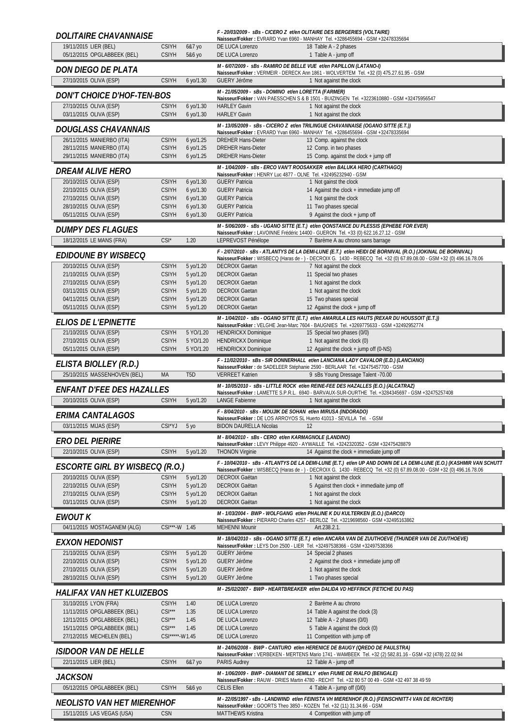### DOLITAIRE CHAVANNAISE

*F - 20/03/2009 - sBs - CICERO Z et/en OLITAIRE DES BERGERIES (VOLTAIRE)*
**Naisseur/Fokker :** EVRARD Yvan 6960 - MANHAY Tel. +3286455694 - GSM +32478335694

| | | | | |
|---|---|---|---|---|
| 19/11/2015 LIER (BEL) | CSIYH | 6&7 yo | DE LUCA Lorenzo | 18 Table A - 2 phases |
| 05/12/2015 OPGLABBEEK (BEL) | CSIYH | 5&6 yo | DE LUCA Lorenzo | 1 Table A - jump off |

### DON DIEGO DE PLATA

*M - 6/07/2009 - sBs - RAMIRO DE BELLE VUE et/en PAPILLON (LATANO-I)*
**Naisseur/Fokker :** VERMEIR - DERECK Ann 1861 - WOLVERTEM Tel. +32 (0) 475.27.61.95 - GSM

| | | | | |
|---|---|---|---|---|
| 27/10/2015 OLIVA (ESP) | CSIYH | 6 yo/1.30 | GUERY Jérôme | 1 Not against the clock |

### DON'T CHOICE D'HOF-TEN-BOS

*M - 21/05/2009 - sBs - DOMINO et/en LORETTA (FARMER)*
**Naisseur/Fokker :** VAN PAESSCHEN S & B 1501 - BUIZINGEN Tel. +3223610880 - GSM +32475956547

| | | | | |
|---|---|---|---|---|
| 27/10/2015 OLIVA (ESP) | CSIYH | 6 yo/1.30 | HARLEY Gavin | 1 Not against the clock |
| 03/11/2015 OLIVA (ESP) | CSIYH | 6 yo/1.30 | HARLEY Gavin | 1 Not against the clock |

### DOUGLASS CHAVANNAIS

*M - 13/05/2009 - sBs - CICERO Z et/en TRILINGUE CHAVANNAISE (OGANO SITTE (E.T.))*
**Naisseur/Fokker :** EVRARD Yvan 6960 - MANHAY Tel. +3286455694 - GSM +32478335694

| | | | | |
|---|---|---|---|---|
| 26/11/2015 MANIERBO (ITA) | CSIYH | 6 yo/1.25 | DREHER Hans-Dieter | 13 Comp. against the clock |
| 28/11/2015 MANIERBO (ITA) | CSIYH | 6 yo/1.25 | DREHER Hans-Dieter | 12 Comp. in two phases |
| 29/11/2015 MANIERBO (ITA) | CSIYH | 6 yo/1.25 | DREHER Hans-Dieter | 15 Comp. against the clock + jump off |

### DREAM ALIVE HERO

*M - 1/04/2009 - sBs - ERCO VAN'T ROOSAKKER et/en BALUKA HERO (CARTHAGO)*
**Naisseur/Fokker :** HENRY Luc 4877 - OLNE Tel. +32495232940 - GSM

| | | | | |
|---|---|---|---|---|
| 20/10/2015 OLIVA (ESP) | CSIYH | 6 yo/1.30 | GUERY Patricia | 1 Not gainst the clock |
| 22/10/2015 OLIVA (ESP) | CSIYH | 6 yo/1.30 | GUERY Patricia | 14 Against the clock + immediate jump off |
| 27/10/2015 OLIVA (ESP) | CSIYH | 6 yo/1.30 | GUERY Patricia | 1 Not gainst the clock |
| 28/10/2015 OLIVA (ESP) | CSIYH | 6 yo/1.30 | GUERY Patricia | 11 Two phases special |
| 05/11/2015 OLIVA (ESP) | CSIYH | 6 yo/1.30 | GUERY Patricia | 9 Against the clock + jump off |

### DUMPY DES FLAGUES

*M - 5/06/2009 - sBs - UGANO SITTE (E.T.) et/en QONSTANCE DU PLESSIS (EPHEBE FOR EVER)*
**Naisseur/Fokker :** LAVOINNE Frédéric 14400 - GUERON Tel. +33 (0) 622.16.27.12 - GSM

| | | | | |
|---|---|---|---|---|
| 18/12/2015 LE MANS (FRA) | CSI* | 1.20 | LEPREVOST Pénélope | 7 Barème A au chrono sans barrage |

### EDIDOUNE BY WISBECQ

*F - 2/07/2010 - sBs - ATLANTYS DE LA DEMI-LUNE (E.T.) et/en HEIDI DE BORNIVAL (R.O.) (JOKINAL DE BORNIVAL)*
**Naisseur/Fokker :** WISBECQ (Haras de - ) - DECROIX G. 1430 - REBECQ Tel. +32 (0) 67.89.08.00 - GSM +32 (0) 496.16.78.06

| | | | | |
|---|---|---|---|---|
| 20/10/2015 OLIVA (ESP) | CSIYH | 5 yo/1.20 | DECROIX Gaetan | 7 Not against the clock |
| 21/10/2015 OLIVA (ESP) | CSIYH | 5 yo/1.20 | DECROIX Gaetan | 11 Special two phases |
| 27/10/2015 OLIVA (ESP) | CSIYH | 5 yo/1.20 | DECROIX Gaetan | 1 Not against the clock |
| 03/11/2015 OLIVA (ESP) | CSIYH | 5 yo/1.20 | DECROIX Gaetan | 1 Not against the clock |
| 04/11/2015 OLIVA (ESP) | CSIYH | 5 yo/1.20 | DECROIX Gaetan | 15 Two phases special |
| 05/11/2015 OLIVA (ESP) | CSIYH | 5 yo/1.20 | DECROIX Gaetan | 12 Against the clock + jump off |

### ELIOS DE L'EPINETTE

*M - 1/04/2010 - sBs - OGANO SITTE (E.T.) et/en AMARULA LES HAUTS (REXAR DU HOUSSOIT (E.T.))*
**Naisseur/Fokker :** VELGHE Jean-Marc 7604 - BAUGNIES Tel. +3269775633 - GSM +32492952774

| | | | | |
|---|---|---|---|---|
| 21/10/2015 OLIVA (ESP) | CSIYH | 5 YO/1.20 | HENDRICKX Dominique | 15 Special two phases (0/0) |
| 27/10/2015 OLIVA (ESP) | CSIYH | 5 YO/1.20 | HENDRICKX Dominique | 1 Not against the clock (0) |
| 05/11/2015 OLIVA (ESP) | CSIYH | 5 YO/1.20 | HENDRICKX Dominique | 12 Against the clock + jump off (0-NS) |

### ELISTA BIOLLEY (R.D.)

*F - 11/02/2010 - sBs - SIR DONNERHALL et/en LANCIANA LADY CAVALOR (E.D.) (LANCIANO)*
**Naisseur/Fokker :** de SADELEER Stéphanie 2590 - BERLAAR Tel. +32475457700 - GSM

| | | | | |
|---|---|---|---|---|
| 25/10/2015 MASSENHOVEN (BEL) | MA | T5D | VERREET Katrien | 9 sBs Young Dressage Talent -70.00 |

### ENFANT D'FEE DES HAZALLES

*M - 10/05/2010 - sBs - LITTLE ROCK et/en REINE-FEE DES HAZALLES (E.O.) (ALCATRAZ)*
**Naisseur/Fokker :** LAMETTE S.P.R.L. 6940 - BARVAUX-SUR-OURTHE Tel. +3284345697 - GSM +32475257408

| | | | | |
|---|---|---|---|---|
| 20/10/2015 OLIVA (ESP) | CSIYH | 5 yo/1.20 | LANGE Fabienne | 1 Not against the clock |

### ERIMA CANTALAGOS

*F - 8/04/2010 - sBs - MOUJIK DE SOHAN et/en MIRUSA (INDORADO)*
**Naisseur/Fokker :** DE LOS ARROYOS SL Huerto 41013 - SEVILLA Tel. - GSM

| | | | | |
|---|---|---|---|---|
| 03/11/2015 MIJAS (ESP) | CSI*YJ | 5 yo | BIDON DAURELLA Nicolas | 12 |

### ERO DEL PIERIRE

*M - 8/04/2010 - sBs - CERO et/en KARMAGNOLE (LANDINO)*
**Naisseur/Fokker :** LEVY Philippe 4920 - AYWAILLE Tel. +3242320352 - GSM +32475428879

| | | | | |
|---|---|---|---|---|
| 22/10/2015 OLIVA (ESP) | CSIYH | 5 yo/1.20 | THONON Virginie | 14 Against the clock + immediate jump off |

### ESCORTE GIRL BY WISBECQ (R.O.)

*F - 10/04/2010 - sBs - ATLANTYS DE LA DEMI-LUNE (E.T.) et/en UP AND DOWN DE LA DEMI-LUNE (E.O.) (KASHMIR VAN SCHUTT*
**Naisseur/Fokker :** WISBECQ (Haras de - ) - DECROIX G. 1430 - REBECQ Tel. +32 (0) 67.89.08.00 - GSM +32 (0) 496.16.78.06

| | | | | |
|---|---|---|---|---|
| 20/10/2015 OLIVA (ESP) | CSIYH | 5 yo/1.20 | DECROIX Gaëtan | 1 Not against the clock |
| 22/10/2015 OLIVA (ESP) | CSIYH | 5 yo/1.20 | DECROIX Gaëtan | 5 Against then clock + immediaite jump off |
| 27/10/2015 OLIVA (ESP) | CSIYH | 5 yo/1.20 | DECROIX Gaëtan | 1 Not against the clock |
| 03/11/2015 OLIVA (ESP) | CSIYH | 5 yo/1.20 | DECROIX Gaëtan | 1 Not against the clock |

### EWOUT K

*M - 1/03/2004 - BWP - WOLFGANG et/en PHALINE K DU KULTERKEN (E.O.) (DARCO)*
**Naisseur/Fokker :** PIERARD Charles 4257 - BERLOZ Tel. +3219698560 - GSM +32495163862

| | | | | |
|---|---|---|---|---|
| 04/11/2015 MOSTAGANEM (ALG) | CSI***-W | 1.45 | MEHENNI Mounir | Art.238.2.1. |

### EXXON HEDONIST

*M - 18/04/2010 - sBs - OGANO SITTE (E.T.) et/en ANCARA VAN DE ZUUTHOEVE (THUNDER VAN DE ZUUTHOEVE)*
**Naisseur/Fokker :** LEYS Don 2500 - LIER Tel. +32497538366 - GSM +32497538366

| | | | | |
|---|---|---|---|---|
| 21/10/2015 OLIVA (ESP) | CSIYH | 5 yo/1.20 | GUERY Jérôme | 14 Special 2 phases |
| 22/10/2015 OLIVA (ESP) | CSIYH | 5 yo/1.20 | GUERY Jérôme | 2 Against the clock + immediate jump off |
| 27/10/2015 OLIVA (ESP) | CSIYH | 5 yo/1.20 | GUERY Jérôme | 1 Not against the clock |
| 28/10/2015 OLIVA (ESP) | CSIYH | 5 yo/1.20 | GUERY Jérôme | 1 Two phases special |

### HALIFAX VAN HET KLUIZEBOS

*M - 25/02/2007 - BWP - HEARTBREAKER et/en DALIDA VD HEFFINCK (FETICHE DU PAS)*

| | | | | |
|---|---|---|---|---|
| 31/10/2015 LYON (FRA) | CSIYH | 1.40 | DE LUCA Lorenzo | 2 Barème A au chrono |
| 11/11/2015 OPGLABBEEK (BEL) | CSI*** | 1.35 | DE LUCA Lorenzo | 14 Table A against the clock (3) |
| 12/11/2015 OPGLABBEEK (BEL) | CSI*** | 1.45 | DE LUCA Lorenzo | 12 Table A - 2 phases (0/0) |
| 15/11/2015 OPGLABBEEK (BEL) | CSI*** | 1.45 | DE LUCA Lorenzo | 5 Table A against the clock (0) |
| 27/12/2015 MECHELEN (BEL) | CSI*****-W | 1.45 | DE LUCA Lorenzo | 11 Competition with jump off |

### ISIDOOR VAN DE HELLE

*M - 24/06/2008 - BWP - CANTURO et/en HERENICE DE BAUGY (QREDO DE PAULSTRA)*
**Naisseur/Fokker :** VERBEKEN - MERTENS Mario 1741 - WAMBEEK Tel. +32 (2) 582.81.16 - GSM +32 (478) 22.02.94

| | | | | |
|---|---|---|---|---|
| 22/11/2015 LIER (BEL) | CSIYH | 6&7 yo | PARIS Audrey | 12 Table A - jump off |

### JACKSON

*M - 1/06/2009 - BWP - DIAMANT DE SEMILLY et/en FIUME DE RIALFO (BENGALE)*
**Naisseur/Fokker :** RAUW - DRIES Martin 4780 - RECHT Tel. +32 80 57 00 49 - GSM +32 497 38 49 59

| | | | | |
|---|---|---|---|---|
| 05/12/2015 OPGLABBEEK (BEL) | CSIYH | 5&6 yo | CELIS Ellen | 4 Table A - jump off (0/0) |

### NEOLISTO VAN HET MIERENHOF

*M - 22/05/1997 - sBs - LANDWIND et/en FEINISTA VH MIERENHOF (R.O.) (FEINSCHNITT-I VAN DE RICHTER)*
**Naisseur/Fokker :** GOORTS Theo 3850 - KOZEN Tel. +32 (11) 31.34.66 - GSM

| | | | | |
|---|---|---|---|---|
| 15/11/2015 LAS VEGAS (USA) | CSN | | MATTHEWS Kristina | 4 Competition with jump off |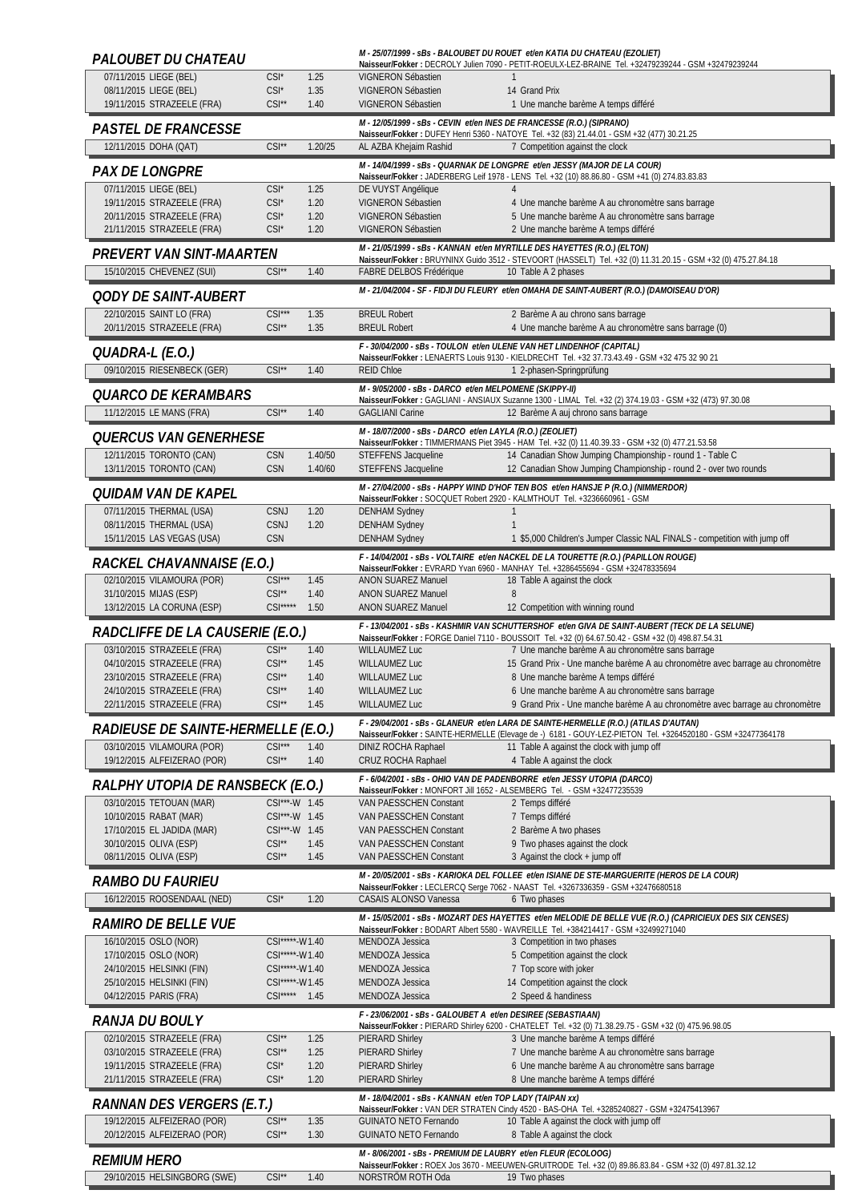## PALOUBET DU CHATEAU

*M - 25/07/1999 - sBs - BALOUBET DU ROUET et/en KATIA DU CHATEAU (EZOLIET)*
**Naisseur/Fokker :** DECROLY Julien 7090 - PETIT-ROEULX-LEZ-BRAINE Tel. +32479239244 - GSM +32479239244

| | | | | |
|---|---|---|---|---|
| 07/11/2015 LIEGE (BEL) | CSI* | 1.25 | VIGNERON Sébastien | 1 |
| 08/11/2015 LIEGE (BEL) | CSI* | 1.35 | VIGNERON Sébastien | 14 Grand Prix |
| 19/11/2015 STRAZEELE (FRA) | CSI** | 1.40 | VIGNERON Sébastien | 1 Une manche barème A temps différé |

## PASTEL DE FRANCESSE

*M - 12/05/1999 - sBs - CEVIN et/en INES DE FRANCESSE (R.O.) (SIPRANO)*
**Naisseur/Fokker :** DUFEY Henri 5360 - NATOYE Tel. +32 (83) 21.44.01 - GSM +32 (477) 30.21.25

| | | | | |
|---|---|---|---|---|
| 12/11/2015 DOHA (QAT) | CSI** | 1.20/25 | AL AZBA Khejaim Rashid | 7 Competition against the clock |

## PAX DE LONGPRE

*M - 14/04/1999 - sBs - QUARNAK DE LONGPRE et/en JESSY (MAJOR DE LA COUR)*
**Naisseur/Fokker :** JADERBERG Leif 1978 - LENS Tel. +32 (10) 88.86.80 - GSM +41 (0) 274.83.83.83

| | | | | |
|---|---|---|---|---|
| 07/11/2015 LIEGE (BEL) | CSI* | 1.25 | DE VUYST Angélique | 4 |
| 19/11/2015 STRAZEELE (FRA) | CSI* | 1.20 | VIGNERON Sébastien | 4 Une manche barème A au chronomètre sans barrage |
| 20/11/2015 STRAZEELE (FRA) | CSI* | 1.20 | VIGNERON Sébastien | 5 Une manche barème A au chronomètre sans barrage |
| 21/11/2015 STRAZEELE (FRA) | CSI* | 1.20 | VIGNERON Sébastien | 2 Une manche barème A temps différé |

## PREVERT VAN SINT-MAARTEN

*M - 21/05/1999 - sBs - KANNAN et/en MYRTILLE DES HAYETTES (R.O.) (ELTON)*
**Naisseur/Fokker :** BRUYNINX Guido 3512 - STEVOORT (HASSELT) Tel. +32 (0) 11.31.20.15 - GSM +32 (0) 475.27.84.18

| | | | | |
|---|---|---|---|---|
| 15/10/2015 CHEVENEZ (SUI) | CSI** | 1.40 | FABRE DELBOS Frédérique | 10 Table A 2 phases |

## QODY DE SAINT-AUBERT

*M - 21/04/2004 - SF - FIDJI DU FLEURY et/en OMAHA DE SAINT-AUBERT (R.O.) (DAMOISEAU D'OR)*

| | | | | |
|---|---|---|---|---|
| 22/10/2015 SAINT LO (FRA) | CSI*** | 1.35 | BREUL Robert | 2 Barème A au chrono sans barrage |
| 20/11/2015 STRAZEELE (FRA) | CSI** | 1.35 | BREUL Robert | 4 Une manche barème A au chronomètre sans barrage (0) |

## QUADRA-L (E.O.)

*F - 30/04/2000 - sBs - TOULON et/en ULENE VAN HET LINDENHOF (CAPITAL)*
**Naisseur/Fokker :** LENAERTS Louis 9130 - KIELDRECHT Tel. +32 37.73.43.49 - GSM +32 475 32 90 21

| | | | | |
|---|---|---|---|---|
| 09/10/2015 RIESENBECK (GER) | CSI** | 1.40 | REID Chloe | 1 2-phasen-Springprüfung |

## QUARCO DE KERAMBARS

*M - 9/05/2000 - sBs - DARCO et/en MELPOMENE (SKIPPY-II)*
**Naisseur/Fokker :** GAGLIANI - ANSIAUX Suzanne 1300 - LIMAL Tel. +32 (2) 374.19.03 - GSM +32 (473) 97.30.08

| | | | | |
|---|---|---|---|---|
| 11/12/2015 LE MANS (FRA) | CSI** | 1.40 | GAGLIANI Carine | 12 Barème A auj chrono sans barrage |

## QUERCUS VAN GENERHESE

*M - 18/07/2000 - sBs - DARCO et/en LAYLA (R.O.) (ZEOLIET)*
**Naisseur/Fokker :** TIMMERMANS Piet 3945 - HAM Tel. +32 (0) 11.40.39.33 - GSM +32 (0) 477.21.53.58

| | | | | |
|---|---|---|---|---|
| 12/11/2015 TORONTO (CAN) | CSN | 1.40/50 | STEFFENS Jacqueline | 14 Canadian Show Jumping Championship - round 1 - Table C |
| 13/11/2015 TORONTO (CAN) | CSN | 1.40/60 | STEFFENS Jacqueline | 12 Canadian Show Jumping Championship - round 2 - over two rounds |

## QUIDAM VAN DE KAPEL

*M - 27/04/2000 - sBs - HAPPY WIND D'HOF TEN BOS et/en HANSJE P (R.O.) (NIMMERDOR)*
**Naisseur/Fokker :** SOCQUET Robert 2920 - KALMTHOUT Tel. +3236660961 - GSM

| | | | | |
|---|---|---|---|---|
| 07/11/2015 THERMAL (USA) | CSNJ | 1.20 | DENHAM Sydney | 1 |
| 08/11/2015 THERMAL (USA) | CSNJ | 1.20 | DENHAM Sydney | 1 |
| 15/11/2015 LAS VEGAS (USA) | CSN | | DENHAM Sydney | 1 $5,000 Children's Jumper Classic NAL FINALS - competition with jump off |

## RACKEL CHAVANNAISE (E.O.)

*F - 14/04/2001 - sBs - VOLTAIRE et/en NACKEL DE LA TOURETTE (R.O.) (PAPILLON ROUGE)*
**Naisseur/Fokker :** EVRARD Yvan 6960 - MANHAY Tel. +3286455694 - GSM +32478335694

| | | | | |
|---|---|---|---|---|
| 02/10/2015 VILAMOURA (POR) | CSI*** | 1.45 | ANON SUAREZ Manuel | 18 Table A against the clock |
| 31/10/2015 MIJAS (ESP) | CSI** | 1.40 | ANON SUAREZ Manuel | 8 |
| 13/12/2015 LA CORUNA (ESP) | CSI***** | 1.50 | ANON SUAREZ Manuel | 12 Competition with winning round |

## RADCLIFFE DE LA CAUSERIE (E.O.)

*F - 13/04/2001 - sBs - KASHMIR VAN SCHUTTERSHOF et/en GIVA DE SAINT-AUBERT (TECK DE LA SELUNE)*
**Naisseur/Fokker :** FORGE Daniel 7110 - BOUSSOIT Tel. +32 (0) 64.67.50.42 - GSM +32 (0) 498.87.54.31

| | | | | |
|---|---|---|---|---|
| 03/10/2015 STRAZEELE (FRA) | CSI** | 1.40 | WILLAUMEZ Luc | 7 Une manche barème A au chronomètre sans barrage |
| 04/10/2015 STRAZEELE (FRA) | CSI** | 1.45 | WILLAUMEZ Luc | 15 Grand Prix - Une manche barème A au chronomètre avec barrage au chronomètre |
| 23/10/2015 STRAZEELE (FRA) | CSI** | 1.40 | WILLAUMEZ Luc | 8 Une manche barème A temps différé |
| 24/10/2015 STRAZEELE (FRA) | CSI** | 1.40 | WILLAUMEZ Luc | 6 Une manche barème A au chronomètre sans barrage |
| 22/11/2015 STRAZEELE (FRA) | CSI** | 1.45 | WILLAUMEZ Luc | 9 Grand Prix - Une manche barème A au chronomètre avec barrage au chronomètre |

## RADIEUSE DE SAINTE-HERMELLE (E.O.)

*F - 29/04/2001 - sBs - GLANEUR et/en LARA DE SAINTE-HERMELLE (R.O.) (ATILAS D'AUTAN)*
**Naisseur/Fokker :** SAINTE-HERMELLE (Elevage de -) 6181 - GOUY-LEZ-PIETON Tel. +3264520180 - GSM +32477364178

| | | | | |
|---|---|---|---|---|
| 03/10/2015 VILAMOURA (POR) | CSI*** | 1.40 | DINIZ ROCHA Raphael | 11 Table A against the clock with jump off |
| 19/12/2015 ALFEIZERAO (POR) | CSI** | 1.40 | CRUZ ROCHA Raphael | 4 Table A against the clock |

## RALPHY UTOPIA DE RANSBECK (E.O.)

*F - 6/04/2001 - sBs - OHIO VAN DE PADENBORRE et/en JESSY UTOPIA (DARCO)*
**Naisseur/Fokker :** MONFORT Jill 1652 - ALSEMBERG Tel. - GSM +32477235539

| | | | | |
|---|---|---|---|---|
| 03/10/2015 TETOUAN (MAR) | CSI***-W | 1.45 | VAN PAESSCHEN Constant | 2 Temps différé |
| 10/10/2015 RABAT (MAR) | CSI***-W | 1.45 | VAN PAESSCHEN Constant | 7 Temps différé |
| 17/10/2015 EL JADIDA (MAR) | CSI***-W | 1.45 | VAN PAESSCHEN Constant | 2 Barème A two phases |
| 30/10/2015 OLIVA (ESP) | CSI** | 1.45 | VAN PAESSCHEN Constant | 9 Two phases against the clock |
| 08/11/2015 OLIVA (ESP) | CSI** | 1.45 | VAN PAESSCHEN Constant | 3 Against the clock + jump off |

## RAMBO DU FAURIEU

*M - 20/05/2001 - sBs - KARIOKA DEL FOLLEE et/en ISIANE DE STE-MARGUERITE (HEROS DE LA COUR)*
**Naisseur/Fokker :** LECLERCQ Serge 7062 - NAAST Tel. +3267336359 - GSM +32476680518

| | | | | |
|---|---|---|---|---|
| 16/12/2015 ROOSENDAAL (NED) | CSI* | 1.20 | CASAIS ALONSO Vanessa | 6 Two phases |

## RAMIRO DE BELLE VUE

*M - 15/05/2001 - sBs - MOZART DES HAYETTES et/en MELODIE DE BELLE VUE (R.O.) (CAPRICIEUX DES SIX CENSES)*
**Naisseur/Fokker :** BODART Albert 5580 - WAVREILLE Tel. +384214417 - GSM +32499271040

| | | | | |
|---|---|---|---|---|
| 16/10/2015 OSLO (NOR) | CSI*****-W | 1.40 | MENDOZA Jessica | 3 Competition in two phases |
| 17/10/2015 OSLO (NOR) | CSI*****-W | 1.40 | MENDOZA Jessica | 5 Competition against the clock |
| 24/10/2015 HELSINKI (FIN) | CSI*****-W | 1.40 | MENDOZA Jessica | 7 Top score with joker |
| 25/10/2015 HELSINKI (FIN) | CSI*****-W | 1.45 | MENDOZA Jessica | 14 Competition against the clock |
| 04/12/2015 PARIS (FRA) | CSI***** | 1.45 | MENDOZA Jessica | 2 Speed & handiness |

## RANJA DU BOULY

*F - 23/06/2001 - sBs - GALOUBET A et/en DESIREE (SEBASTIAAN)*
**Naisseur/Fokker :** PIERARD Shirley 6200 - CHATELET Tel. +32 (0) 71.38.29.75 - GSM +32 (0) 475.96.98.05

| | | | | |
|---|---|---|---|---|
| 02/10/2015 STRAZEELE (FRA) | CSI** | 1.25 | PIERARD Shirley | 3 Une manche barème A temps différé |
| 03/10/2015 STRAZEELE (FRA) | CSI** | 1.25 | PIERARD Shirley | 7 Une manche barème A au chronomètre sans barrage |
| 19/11/2015 STRAZEELE (FRA) | CSI* | 1.20 | PIERARD Shirley | 6 Une manche barème A au chronomètre sans barrage |
| 21/11/2015 STRAZEELE (FRA) | CSI* | 1.20 | PIERARD Shirley | 8 Une manche barème A temps différé |

## RANNAN DES VERGERS (E.T.)

*M - 18/04/2001 - sBs - KANNAN et/en TOP LADY (TAIPAN xx)*
**Naisseur/Fokker :** VAN DER STRATEN Cindy 4520 - BAS-OHA Tel. +3285240827 - GSM +32475413967

| | | | | |
|---|---|---|---|---|
| 19/12/2015 ALFEIZERAO (POR) | CSI** | 1.35 | GUINATO NETO Fernando | 10 Table A against the clock with jump off |
| 20/12/2015 ALFEIZERAO (POR) | CSI** | 1.30 | GUINATO NETO Fernando | 8 Table A against the clock |

## REMIUM HERO

*M - 8/06/2001 - sBs - PREMIUM DE LAUBRY et/en FLEUR (ECOLOOG)*
**Naisseur/Fokker :** ROEX Jos 3670 - MEEUWEN-GRUITRODE Tel. +32 (0) 89.86.83.84 - GSM +32 (0) 497.81.32.12

| | | | | |
|---|---|---|---|---|
| 29/10/2015 HELSINGBORG (SWE) | CSI** | 1.40 | NORSTRÖM ROTH Oda | 19 Two phases |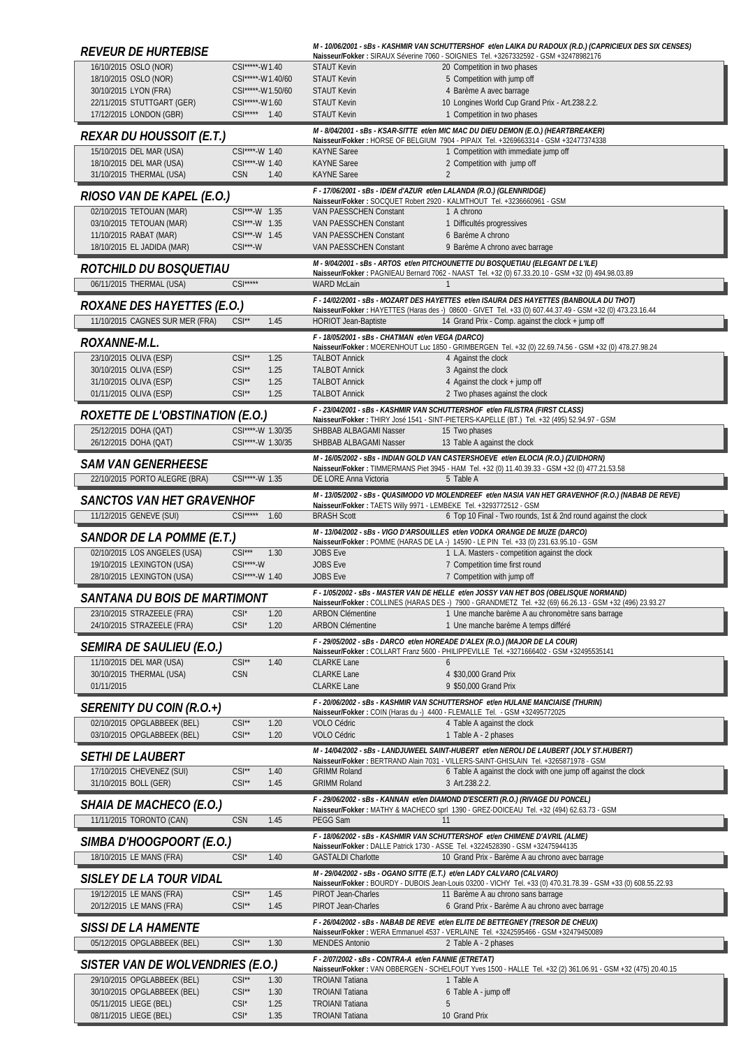## REVEUR DE HURTEBISE

*M - 10/06/2001 - sBs - KASHMIR VAN SCHUTTERSHOF et/en LAIKA DU RADOUX (R.D.) (CAPRICIEUX DES SIX CENSES)*
Naisseur/Fokker : SIRAUX Séverine 7060 - SOIGNIES Tel. +3267332592 - GSM +32478982176

| | | | |
|---|---|---|---|
| 16/10/2015 OSLO (NOR) | CSI*****-W 1.40 | STAUT Kevin | 20 Competition in two phases |
| 18/10/2015 OSLO (NOR) | CSI*****-W 1.40/60 | STAUT Kevin | 5 Competition with jump off |
| 30/10/2015 LYON (FRA) | CSI*****-W 1.50/60 | STAUT Kevin | 4 Barème A avec barrage |
| 22/11/2015 STUTTGART (GER) | CSI*****-W 1.60 | STAUT Kevin | 10 Longines World Cup Grand Prix - Art.238.2.2. |
| 17/12/2015 LONDON (GBR) | CSI***** 1.40 | STAUT Kevin | 1 Competition in two phases |

## REXAR DU HOUSSOIT (E.T.)

*M - 8/04/2001 - sBs - KSAR-SITTE et/en MIC MAC DU DIEU DEMON (E.O.) (HEARTBREAKER)*
Naisseur/Fokker : HORSE OF BELGIUM 7904 - PIPAIX Tel. +3269663314 - GSM +32477374338

| | | | |
|---|---|---|---|
| 15/10/2015 DEL MAR (USA) | CSI****-W 1.40 | KAYNE Saree | 1 Competition with immediate jump off |
| 18/10/2015 DEL MAR (USA) | CSI****-W 1.40 | KAYNE Saree | 2 Competition with jump off |
| 31/10/2015 THERMAL (USA) | CSN 1.40 | KAYNE Saree | 2 |

## RIOSO VAN DE KAPEL (E.O.)

*F - 17/06/2001 - sBs - IDEM d'AZUR et/en LALANDA (R.O.) (GLENNRIDGE)*
Naisseur/Fokker : SOCQUET Robert 2920 - KALMTHOUT Tel. +3236660961 - GSM

| | | | |
|---|---|---|---|
| 02/10/2015 TETOUAN (MAR) | CSI***-W 1.35 | VAN PAESSCHEN Constant | 1 A chrono |
| 03/10/2015 TETOUAN (MAR) | CSI***-W 1.35 | VAN PAESSCHEN Constant | 1 Difficultés progressives |
| 11/10/2015 RABAT (MAR) | CSI***-W 1.45 | VAN PAESSCHEN Constant | 6 Barème A chrono |
| 18/10/2015 EL JADIDA (MAR) | CSI***-W | VAN PAESSCHEN Constant | 9 Barème A chrono avec barrage |

## ROTCHILD DU BOSQUETIAU

*M - 9/04/2001 - sBs - ARTOS et/en PITCHOUNETTE DU BOSQUETIAU (ELEGANT DE L'ILE)*
Naisseur/Fokker : PAGNIEAU Bernard 7062 - NAAST Tel. +32 (0) 67.33.20.10 - GSM +32 (0) 494.98.03.89

| | | | |
|---|---|---|---|
| 06/11/2015 THERMAL (USA) | CSI***** | WARD McLain | 1 |

## ROXANE DES HAYETTES (E.O.)

*F - 14/02/2001 - sBs - MOZART DES HAYETTES et/en ISAURA DES HAYETTES (BANBOULA DU THOT)*
Naisseur/Fokker : HAYETTES (Haras des -) 08600 - GIVET Tel. +33 (0) 607.44.37.49 - GSM +32 (0) 473.23.16.44

| | | | |
|---|---|---|---|
| 11/10/2015 CAGNES SUR MER (FRA) | CSI** 1.45 | HORIOT Jean-Baptiste | 14 Grand Prix - Comp. against the clock + jump off |

## ROXANNE-M.L.

*F - 18/05/2001 - sBs - CHATMAN et/en VEGA (DARCO)*
Naisseur/Fokker : MOERENHOUT Luc 1850 - GRIMBERGEN Tel. +32 (0) 22.69.74.56 - GSM +32 (0) 478.27.98.24

| | | | |
|---|---|---|---|
| 23/10/2015 OLIVA (ESP) | CSI** 1.25 | TALBOT Annick | 4 Against the clock |
| 30/10/2015 OLIVA (ESP) | CSI** 1.25 | TALBOT Annick | 3 Against the clock |
| 31/10/2015 OLIVA (ESP) | CSI** 1.25 | TALBOT Annick | 4 Against the clock + jump off |
| 01/11/2015 OLIVA (ESP) | CSI** 1.25 | TALBOT Annick | 2 Two phases against the clock |

## ROXETTE DE L'OBSTINATION (E.O.)

*F - 23/04/2001 - sBs - KASHMIR VAN SCHUTTERSHOF et/en FILISTRA (FIRST CLASS)*
Naisseur/Fokker : THIRY José 1541 - SINT-PIETERS-KAPELLE (BT.) Tel. +32 (495) 52.94.97 - GSM

| | | | |
|---|---|---|---|
| 25/12/2015 DOHA (QAT) | CSI****-W 1.30/35 | SHBBAB ALBAGAMI Nasser | 15 Two phases |
| 26/12/2015 DOHA (QAT) | CSI****-W 1.30/35 | SHBBAB ALBAGAMI Nasser | 13 Table A against the clock |

## SAM VAN GENERHEESE

*M - 16/05/2002 - sBs - INDIAN GOLD VAN CASTERSHOEVE et/en ELOCIA (R.O.) (ZUIDHORN)*
Naisseur/Fokker : TIMMERMANS Piet 3945 - HAM Tel. +32 (0) 11.40.39.33 - GSM +32 (0) 477.21.53.58

| | | | |
|---|---|---|---|
| 22/10/2015 PORTO ALEGRE (BRA) | CSI****-W 1.35 | DE LORE Anna Victoria | 5 Table A |

## SANCTOS VAN HET GRAVENHOF

*M - 13/05/2002 - sBs - QUASIMODO VD MOLENDREEF et/en NASIA VAN HET GRAVENHOF (R.O.) (NABAB DE REVE)*
Naisseur/Fokker : TAETS Willy 9971 - LEMBEKE Tel. +3293772512 - GSM

| | | | |
|---|---|---|---|
| 11/12/2015 GENEVE (SUI) | CSI***** 1.60 | BRASH Scott | 6 Top 10 Final - Two rounds, 1st & 2nd round against the clock |

## SANDOR DE LA POMME (E.T.)

*M - 13/04/2002 - sBs - VIGO D'ARSOUILLES et/en VODKA ORANGE DE MUZE (DARCO)*
Naisseur/Fokker : POMME (HARAS DE LA -) 14590 - LE PIN Tel. +33 (0) 231.63.95.10 - GSM

| | | | |
|---|---|---|---|
| 02/10/2015 LOS ANGELES (USA) | CSI*** 1.30 | JOBS Eve | 1 L.A. Masters - competition against the clock |
| 19/10/2015 LEXINGTON (USA) | CSI****-W | JOBS Eve | 7 Competition time first round |
| 28/10/2015 LEXINGTON (USA) | CSI****-W 1.40 | JOBS Eve | 7 Competition with jump off |

## SANTANA DU BOIS DE MARTIMONT

*F - 1/05/2002 - sBs - MASTER VAN DE HELLE et/en JOSSY VAN HET BOS (OBELISQUE NORMAND)*
Naisseur/Fokker : COLLINES (HARAS DES -) 7900 - GRANDMETZ Tel. +32 (69) 66.26.13 - GSM +32 (496) 23.93.27

| | | | |
|---|---|---|---|
| 23/10/2015 STRAZEELE (FRA) | CSI* 1.20 | ARBON Clémentine | 1 Une manche barème A au chronomètre sans barrage |
| 24/10/2015 STRAZEELE (FRA) | CSI* 1.20 | ARBON Clémentine | 1 Une manche barème A temps différé |

## SEMIRA DE SAULIEU (E.O.)

*F - 29/05/2002 - sBs - DARCO et/en HOREADE D'ALEX (R.O.) (MAJOR DE LA COUR)*
Naisseur/Fokker : COLLART Franz 5600 - PHILIPPEVILLE Tel. +3271666402 - GSM +32495535141

| | | | |
|---|---|---|---|
| 11/10/2015 DEL MAR (USA) | CSI** 1.40 | CLARKE Lane | 6 |
| 30/10/2015 THERMAL (USA) | CSN | CLARKE Lane | 4 $30,000 Grand Prix |
| 01/11/2015 | | CLARKE Lane | 9 $50,000 Grand Prix |

## SERENITY DU COIN (R.O.+)

*F - 20/06/2002 - sBs - KASHMIR VAN SCHUTTERSHOF et/en HULANE MANCIAISE (THURIN)*
Naisseur/Fokker : COIN (Haras du -) 4400 - FLEMALLE Tel. - GSM +32495772025

| | | | |
|---|---|---|---|
| 02/10/2015 OPGLABBEEK (BEL) | CSI** 1.20 | VOLO Cédric | 4 Table A against the clock |
| 03/10/2015 OPGLABBEEK (BEL) | CSI** 1.20 | VOLO Cédric | 1 Table A - 2 phases |

## SETHI DE LAUBERT

*M - 14/04/2002 - sBs - LANDJUWEEL SAINT-HUBERT et/en NEROLI DE LAUBERT (JOLY ST.HUBERT)*
Naisseur/Fokker : BERTRAND Alain 7031 - VILLERS-SAINT-GHISLAIN Tel. +3265871978 - GSM

| | | | |
|---|---|---|---|
| 17/10/2015 CHEVENEZ (SUI) | CSI** 1.40 | GRIMM Roland | 6 Table A against the clock with one jump off against the clock |
| 31/10/2015 BOLL (GER) | CSI** 1.45 | GRIMM Roland | 3 Art.238.2.2. |

## SHAIA DE MACHECO (E.O.)

*F - 29/06/2002 - sBs - KANNAN et/en DIAMOND D'ESCERTI (R.O.) (RIVAGE DU PONCEL)*
Naisseur/Fokker : MATHY & MACHECO sprl 1390 - GREZ-DOICEAU Tel. +32 (494) 62.63.73 - GSM

| | | | |
|---|---|---|---|
| 11/11/2015 TORONTO (CAN) | CSN 1.45 | PEGG Sam | 11 |

## SIMBA D'HOOGPOORT (E.O.)

*F - 18/06/2002 - sBs - KASHMIR VAN SCHUTTERSHOF et/en CHIMENE D'AVRIL (ALME)*
Naisseur/Fokker : DALLE Patrick 1730 - ASSE Tel. +3224528390 - GSM +32475944135

| | | | |
|---|---|---|---|
| 18/10/2015 LE MANS (FRA) | CSI* 1.40 | GASTALDI Charlotte | 10 Grand Prix - Barème A au chrono avec barrage |

## SISLEY DE LA TOUR VIDAL

*M - 29/04/2002 - sBs - OGANO SITTE (E.T.) et/en LADY CALVARO (CALVARO)*
Naisseur/Fokker : BOURDY - DUBOIS Jean-Louis 03200 - VICHY Tel. +33 (0) 470.31.78.39 - GSM +33 (0) 608.55.22.93

| | | | |
|---|---|---|---|
| 19/12/2015 LE MANS (FRA) | CSI** 1.45 | PIROT Jean-Charles | 11 Barème A au chrono sans barrage |
| 20/12/2015 LE MANS (FRA) | CSI** 1.45 | PIROT Jean-Charles | 6 Grand Prix - Barème A au chrono avec barrage |

## SISSI DE LA HAMENTE

*F - 26/04/2002 - sBs - NABAB DE REVE et/en ELITE DE BETTEGNEY (TRESOR DE CHEUX)*
Naisseur/Fokker : WERA Emmanuel 4537 - VERLAINE Tel. +3242595466 - GSM +32479450089

| | | | |
|---|---|---|---|
| 05/12/2015 OPGLABBEEK (BEL) | CSI** 1.30 | MENDES Antonio | 2 Table A - 2 phases |

## SISTER VAN DE WOLVENDRIES (E.O.)

*F - 2/07/2002 - sBs - CONTRA-A et/en FANNIE (ETRETAT)*
Naisseur/Fokker : VAN OBBERGEN - SCHELFOUT Yves 1500 - HALLE Tel. +32 (2) 361.06.91 - GSM +32 (475) 20.40.15

| | | | |
|---|---|---|---|
| 29/10/2015 OPGLABBEEK (BEL) | CSI** 1.30 | TROIANI Tatiana | 1 Table A |
| 30/10/2015 OPGLABBEEK (BEL) | CSI** 1.30 | TROIANI Tatiana | 6 Table A - jump off |
| 05/11/2015 LIEGE (BEL) | CSI* 1.25 | TROIANI Tatiana | 5 |
| 08/11/2015 LIEGE (BEL) | CSI* 1.35 | TROIANI Tatiana | 10 Grand Prix |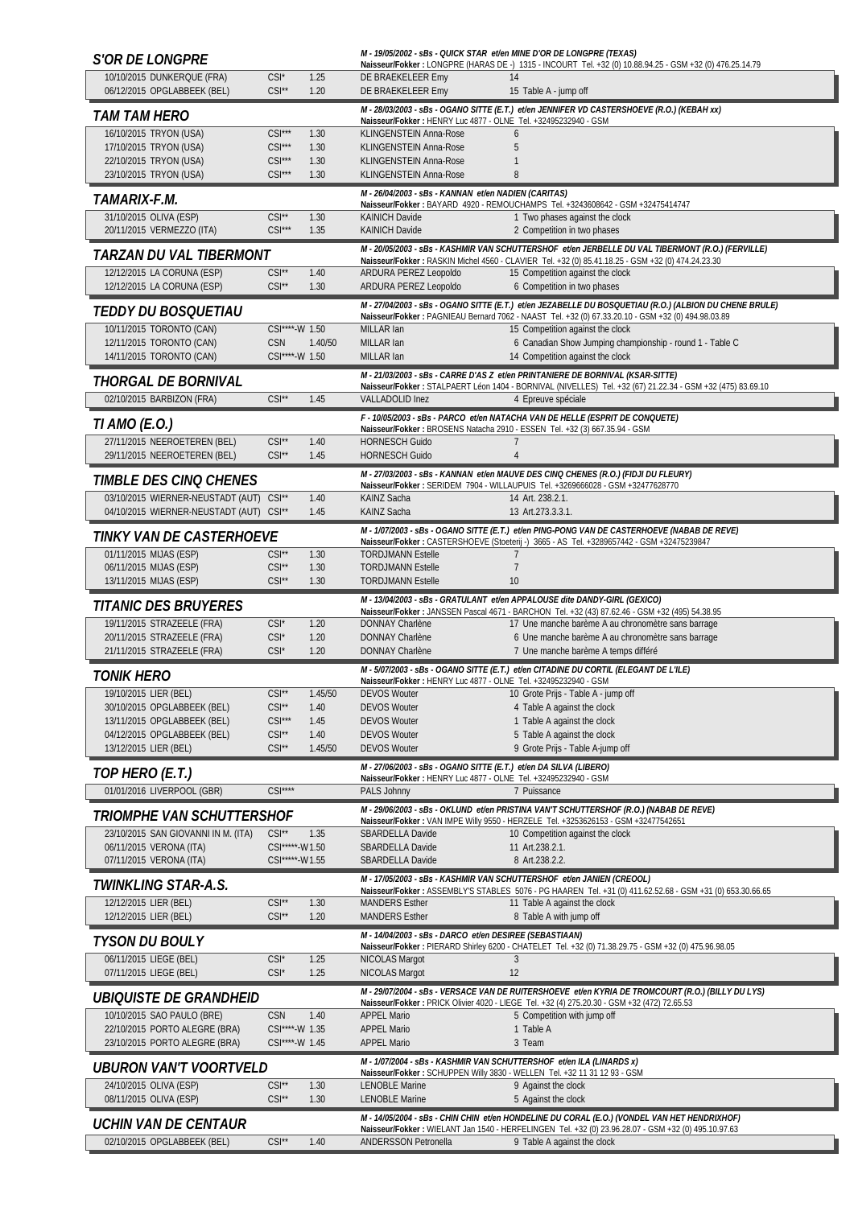## S'OR DE LONGPRE

*M - 19/05/2002 - sBs - QUICK STAR et/en MINE D'OR DE LONGPRE (TEXAS)*
**Naisseur/Fokker :** LONGPRE (HARAS DE -) 1315 - INCOURT Tel. +32 (0) 10.88.94.25 - GSM +32 (0) 476.25.14.79

| | | | | |
|---|---|---|---|---|
| 10/10/2015 DUNKERQUE (FRA) | CSI* | 1.25 | DE BRAEKELEER Emy | 14 |
| 06/12/2015 OPGLABBEEK (BEL) | CSI** | 1.20 | DE BRAEKELEER Emy | 15 Table A - jump off |

## TAM TAM HERO

*M - 28/03/2003 - sBs - OGANO SITTE (E.T.) et/en JENNIFER VD CASTERSHOEVE (R.O.) (KEBAH xx)*
**Naisseur/Fokker :** HENRY Luc 4877 - OLNE Tel. +32495232940 - GSM

| | | | | |
|---|---|---|---|---|
| 16/10/2015 TRYON (USA) | CSI*** | 1.30 | KLINGENSTEIN Anna-Rose | 6 |
| 17/10/2015 TRYON (USA) | CSI*** | 1.30 | KLINGENSTEIN Anna-Rose | 5 |
| 22/10/2015 TRYON (USA) | CSI*** | 1.30 | KLINGENSTEIN Anna-Rose | 1 |
| 23/10/2015 TRYON (USA) | CSI*** | 1.30 | KLINGENSTEIN Anna-Rose | 8 |

## TAMARIX-F.M.

*M - 26/04/2003 - sBs - KANNAN et/en NADIEN (CARITAS)*
**Naisseur/Fokker :** BAYARD 4920 - REMOUCHAMPS Tel. +3243608642 - GSM +32475414747

| | | | | |
|---|---|---|---|---|
| 31/10/2015 OLIVA (ESP) | CSI** | 1.30 | KAINICH Davide | 1 Two phases against the clock |
| 20/11/2015 VERMEZZO (ITA) | CSI*** | 1.35 | KAINICH Davide | 2 Competition in two phases |

## TARZAN DU VAL TIBERMONT

*M - 20/05/2003 - sBs - KASHMIR VAN SCHUTTERSHOF et/en JERBELLE DU VAL TIBERMONT (R.O.) (FERVILLE)*
**Naisseur/Fokker :** RASKIN Michel 4560 - CLAVIER Tel. +32 (0) 85.41.18.25 - GSM +32 (0) 474.24.23.30

| | | | | |
|---|---|---|---|---|
| 12/12/2015 LA CORUNA (ESP) | CSI** | 1.40 | ARDURA PEREZ Leopoldo | 15 Competition against the clock |
| 12/12/2015 LA CORUNA (ESP) | CSI** | 1.30 | ARDURA PEREZ Leopoldo | 6 Competition in two phases |

## TEDDY DU BOSQUETIAU

*M - 27/04/2003 - sBs - OGANO SITTE (E.T.) et/en JEZABELLE DU BOSQUETIAU (R.O.) (ALBION DU CHENE BRULE)*
**Naisseur/Fokker :** PAGNIEAU Bernard 7062 - NAAST Tel. +32 (0) 67.33.20.10 - GSM +32 (0) 494.98.03.89

| | | | | |
|---|---|---|---|---|
| 10/11/2015 TORONTO (CAN) | CSI****-W | 1.50 | MILLAR Ian | 15 Competition against the clock |
| 12/11/2015 TORONTO (CAN) | CSN | 1.40/50 | MILLAR Ian | 6 Canadian Show Jumping championship - round 1 - Table C |
| 14/11/2015 TORONTO (CAN) | CSI****-W | 1.50 | MILLAR Ian | 14 Competition against the clock |

## THORGAL DE BORNIVAL

*M - 21/03/2003 - sBs - CARRE D'AS Z et/en PRINTANIERE DE BORNIVAL (KSAR-SITTE)*
**Naisseur/Fokker :** STALPAERT Léon 1404 - BORNIVAL (NIVELLES) Tel. +32 (67) 21.22.34 - GSM +32 (475) 83.69.10

| | | | | |
|---|---|---|---|---|
| 02/10/2015 BARBIZON (FRA) | CSI** | 1.45 | VALLADOLID Inez | 4 Epreuve spéciale |

## TI AMO (E.O.)

*F - 10/05/2003 - sBs - PARCO et/en NATACHA VAN DE HELLE (ESPRIT DE CONQUETE)*
**Naisseur/Fokker :** BROSENS Natacha 2910 - ESSEN Tel. +32 (3) 667.35.94 - GSM

| | | | | |
|---|---|---|---|---|
| 27/11/2015 NEEROETEREN (BEL) | CSI** | 1.40 | HORNESCH Guido | 7 |
| 29/11/2015 NEEROETEREN (BEL) | CSI** | 1.45 | HORNESCH Guido | 4 |

## TIMBLE DES CINQ CHENES

*M - 27/03/2003 - sBs - KANNAN et/en MAUVE DES CINQ CHENES (R.O.) (FIDJI DU FLEURY)*
**Naisseur/Fokker :** SERIDEM 7904 - WILLAUPUIS Tel. +3269666028 - GSM +32477628770

| | | | | |
|---|---|---|---|---|
| 03/10/2015 WIERNER-NEUSTADT (AUT) | CSI** | 1.40 | KAINZ Sacha | 14 Art. 238.2.1. |
| 04/10/2015 WIERNER-NEUSTADT (AUT) | CSI** | 1.45 | KAINZ Sacha | 13 Art.273.3.3.1. |

## TINKY VAN DE CASTERHOEVE

*M - 1/07/2003 - sBs - OGANO SITTE (E.T.) et/en PING-PONG VAN DE CASTERHOEVE (NABAB DE REVE)*
**Naisseur/Fokker :** CASTERSHOEVE (Stoeterij -) 3665 - AS Tel. +3289657442 - GSM +32475239847

| | | | | |
|---|---|---|---|---|
| 01/11/2015 MIJAS (ESP) | CSI** | 1.30 | TORDJMANN Estelle | 7 |
| 06/11/2015 MIJAS (ESP) | CSI** | 1.30 | TORDJMANN Estelle | 7 |
| 13/11/2015 MIJAS (ESP) | CSI** | 1.30 | TORDJMANN Estelle | 10 |

## TITANIC DES BRUYERES

*M - 13/04/2003 - sBs - GRATULANT et/en APPALOUSE dite DANDY-GIRL (GEXICO)*
**Naisseur/Fokker :** JANSSEN Pascal 4671 - BARCHON Tel. +32 (43) 87.62.46 - GSM +32 (495) 54.38.95

| | | | | |
|---|---|---|---|---|
| 19/11/2015 STRAZEELE (FRA) | CSI* | 1.20 | DONNAY Charlène | 17 Une manche barème A au chronomètre sans barrage |
| 20/11/2015 STRAZEELE (FRA) | CSI* | 1.20 | DONNAY Charlène | 6 Une manche barème A au chronomètre sans barrage |
| 21/11/2015 STRAZEELE (FRA) | CSI* | 1.20 | DONNAY Charlène | 7 Une manche barème A temps différé |

## TONIK HERO

*M - 5/07/2003 - sBs - OGANO SITTE (E.T.) et/en CITADINE DU CORTIL (ELEGANT DE L'ILE)*
**Naisseur/Fokker :** HENRY Luc 4877 - OLNE Tel. +32495232940 - GSM

| | | | | |
|---|---|---|---|---|
| 19/10/2015 LIER (BEL) | CSI** | 1.45/50 | DEVOS Wouter | 10 Grote Prijs - Table A - jump off |
| 30/10/2015 OPGLABBEEK (BEL) | CSI** | 1.40 | DEVOS Wouter | 4 Table A against the clock |
| 13/11/2015 OPGLABBEEK (BEL) | CSI*** | 1.45 | DEVOS Wouter | 1 Table A against the clock |
| 04/12/2015 OPGLABBEEK (BEL) | CSI** | 1.40 | DEVOS Wouter | 5 Table A against the clock |
| 13/12/2015 LIER (BEL) | CSI** | 1.45/50 | DEVOS Wouter | 9 Grote Prijs - Table A-jump off |

## TOP HERO (E.T.)

*M - 27/06/2003 - sBs - OGANO SITTE (E.T.) et/en DA SILVA (LIBERO)*
**Naisseur/Fokker :** HENRY Luc 4877 - OLNE Tel. +32495232940 - GSM

| | | | | |
|---|---|---|---|---|
| 01/01/2016 LIVERPOOL (GBR) | CSI**** | | PALS Johnny | 7 Puissance |

## TRIOMPHE VAN SCHUTTERSHOF

*M - 29/06/2003 - sBs - OKLUND et/en PRISTINA VAN'T SCHUTTERSHOF (R.O.) (NABAB DE REVE)*
**Naisseur/Fokker :** VAN IMPE Willy 9550 - HERZELE Tel. +3253626153 - GSM +32477542651

| | | | | |
|---|---|---|---|---|
| 23/10/2015 SAN GIOVANNI IN M. (ITA) | CSI** | 1.35 | SBARDELLA Davide | 10 Competition against the clock |
| 06/11/2015 VERONA (ITA) | CSI*****-W | 1.50 | SBARDELLA Davide | 11 Art.238.2.1. |
| 07/11/2015 VERONA (ITA) | CSI*****-W | 1.55 | SBARDELLA Davide | 8 Art.238.2.2. |

## TWINKLING STAR-A.S.

*M - 17/05/2003 - sBs - KASHMIR VAN SCHUTTERSHOF et/en JANIEN (CREOOL)*
**Naisseur/Fokker :** ASSEMBLY'S STABLES 5076 - PG HAAREN Tel. +31 (0) 411.62.52.68 - GSM +31 (0) 653.30.66.65

| | | | | |
|---|---|---|---|---|
| 12/12/2015 LIER (BEL) | CSI** | 1.30 | MANDERS Esther | 11 Table A against the clock |
| 12/12/2015 LIER (BEL) | CSI** | 1.20 | MANDERS Esther | 8 Table A with jump off |

## TYSON DU BOULY

*M - 14/04/2003 - sBs - DARCO et/en DESIREE (SEBASTIAAN)*
**Naisseur/Fokker :** PIERARD Shirley 6200 - CHATELET Tel. +32 (0) 71.38.29.75 - GSM +32 (0) 475.96.98.05

| | | | | |
|---|---|---|---|---|
| 06/11/2015 LIEGE (BEL) | CSI* | 1.25 | NICOLAS Margot | 3 |
| 07/11/2015 LIEGE (BEL) | CSI* | 1.25 | NICOLAS Margot | 12 |

## UBIQUISTE DE GRANDHEID

*M - 29/07/2004 - sBs - VERSACE VAN DE RUITERSHOEVE et/en KYRIA DE TROMCOURT (R.O.) (BILLY DU LYS)*
**Naisseur/Fokker :** PRICK Olivier 4020 - LIEGE Tel. +32 (4) 275.20.30 - GSM +32 (472) 72.65.53

| | | | | |
|---|---|---|---|---|
| 10/10/2015 SAO PAULO (BRE) | CSN | 1.40 | APPEL Mario | 5 Competition with jump off |
| 22/10/2015 PORTO ALEGRE (BRA) | CSI****-W | 1.35 | APPEL Mario | 1 Table A |
| 23/10/2015 PORTO ALEGRE (BRA) | CSI****-W | 1.45 | APPEL Mario | 3 Team |

## UBURON VAN'T VOORTVELD

*M - 1/07/2004 - sBs - KASHMIR VAN SCHUTTERSHOF et/en ILA (LINARDS x)*
**Naisseur/Fokker :** SCHUPPEN Willy 3830 - WELLEN Tel. +32 11 31 12 93 - GSM

| | | | | |
|---|---|---|---|---|
| 24/10/2015 OLIVA (ESP) | CSI** | 1.30 | LENOBLE Marine | 9 Against the clock |
| 08/11/2015 OLIVA (ESP) | CSI** | 1.30 | LENOBLE Marine | 5 Against the clock |

## UCHIN VAN DE CENTAUR

*M - 14/05/2004 - sBs - CHIN CHIN et/en HONDELINE DU CORAL (E.O.) (VONDEL VAN HET HENDRIXHOF)*
**Naisseur/Fokker :** WIELANT Jan 1540 - HERFELINGEN Tel. +32 (0) 23.96.28.07 - GSM +32 (0) 495.10.97.63

| | | | | |
|---|---|---|---|---|
| 02/10/2015 OPGLABBEEK (BEL) | CSI** | 1.40 | ANDERSSON Petronella | 9 Table A against the clock |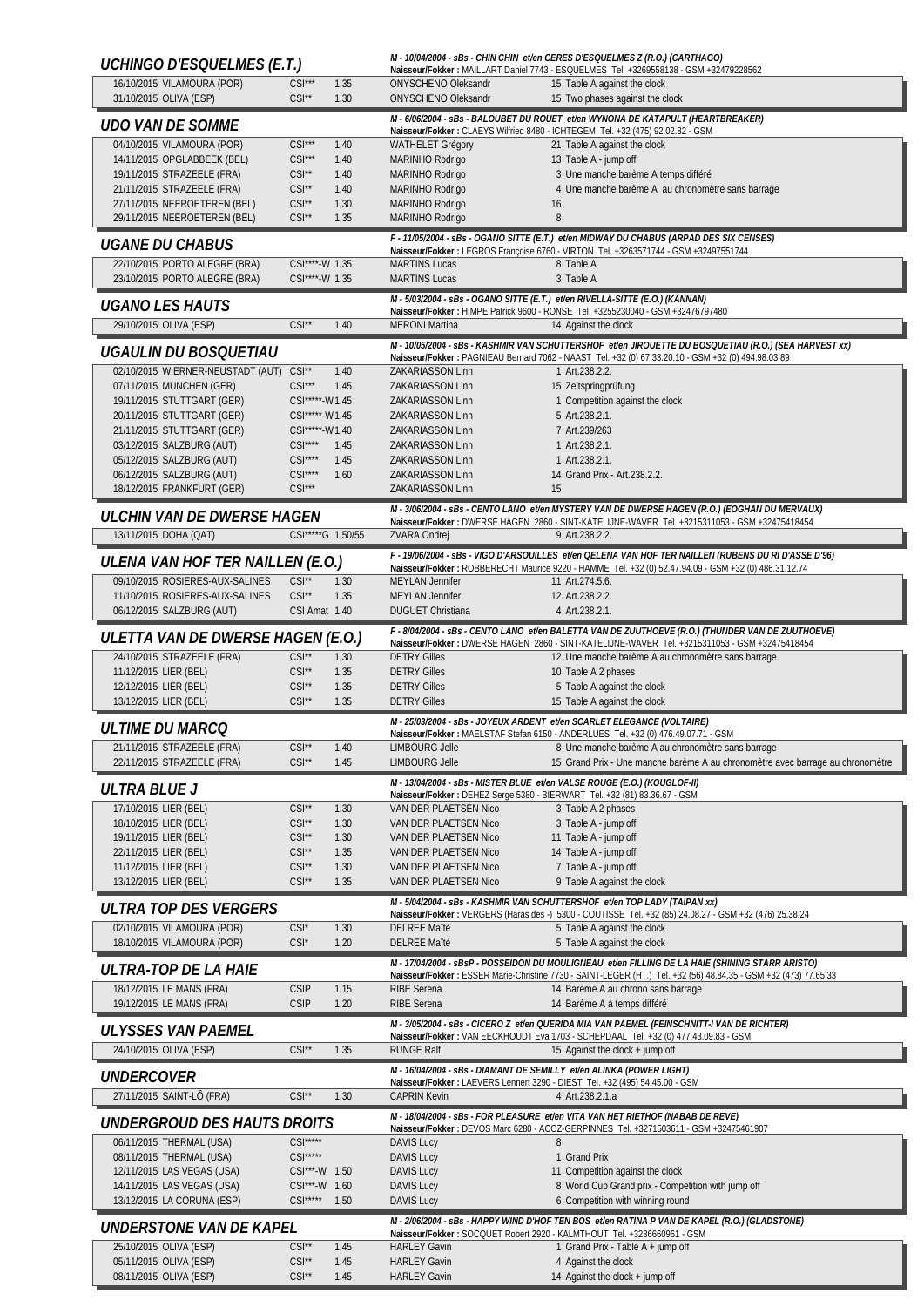## UCHINGO D'ESQUELMES (E.T.)

*M - 10/04/2004 - sBs - CHIN CHIN et/en CERES D'ESQUELMES Z (R.O.) (CARTHAGO)*
**Naisseur/Fokker :** MAILLART Daniel 7743 - ESQUELMES Tel. +3269558138 - GSM +32479228562

| Date / Place | Level | Height | Rider | Result |
|---|---|---|---|---|
| 16/10/2015 VILAMOURA (POR) | CSI*** | 1.35 | ONYSCHENO Oleksandr | 15 Table A against the clock |
| 31/10/2015 OLIVA (ESP) | CSI** | 1.30 | ONYSCHENO Oleksandr | 15 Two phases against the clock |

## UDO VAN DE SOMME

*M - 6/06/2004 - sBs - BALOUBET DU ROUET et/en WYNONA DE KATAPULT (HEARTBREAKER)*
**Naisseur/Fokker :** CLAEYS Wilfried 8480 - ICHTEGEM Tel. +32 (475) 92.02.82 - GSM

| Date / Place | Level | Height | Rider | Result |
|---|---|---|---|---|
| 04/10/2015 VILAMOURA (POR) | CSI*** | 1.40 | WATHELET Grégory | 21 Table A against the clock |
| 14/11/2015 OPGLABBEEK (BEL) | CSI*** | 1.40 | MARINHO Rodrigo | 13 Table A - jump off |
| 19/11/2015 STRAZEELE (FRA) | CSI** | 1.40 | MARINHO Rodrigo | 3 Une manche barème A temps différé |
| 21/11/2015 STRAZEELE (FRA) | CSI** | 1.40 | MARINHO Rodrigo | 4 Une manche barème A au chronomètre sans barrage |
| 27/11/2015 NEEROETEREN (BEL) | CSI** | 1.30 | MARINHO Rodrigo | 16 |
| 29/11/2015 NEEROETEREN (BEL) | CSI** | 1.35 | MARINHO Rodrigo | 8 |

## UGANE DU CHABUS

*F - 11/05/2004 - sBs - OGANO SITTE (E.T.) et/en MIDWAY DU CHABUS (ARPAD DES SIX CENSES)*
**Naisseur/Fokker :** LEGROS Françoise 6760 - VIRTON Tel. +3263571744 - GSM +32497551744

| Date / Place | Level | Height | Rider | Result |
|---|---|---|---|---|
| 22/10/2015 PORTO ALEGRE (BRA) | CSI****-W | 1.35 | MARTINS Lucas | 8 Table A |
| 23/10/2015 PORTO ALEGRE (BRA) | CSI****-W | 1.35 | MARTINS Lucas | 3 Table A |

## UGANO LES HAUTS

*M - 5/03/2004 - sBs - OGANO SITTE (E.T.) et/en RIVELLA-SITTE (E.O.) (KANNAN)*
**Naisseur/Fokker :** HIMPE Patrick 9600 - RONSE Tel. +3255230040 - GSM +32476797480

| Date / Place | Level | Height | Rider | Result |
|---|---|---|---|---|
| 29/10/2015 OLIVA (ESP) | CSI** | 1.40 | MERONI Martina | 14 Against the clock |

## UGAULIN DU BOSQUETIAU

*M - 10/05/2004 - sBs - KASHMIR VAN SCHUTTERSHOF et/en JIROUETTE DU BOSQUETIAU (R.O.) (SEA HARVEST xx)*
**Naisseur/Fokker :** PAGNIEAU Bernard 7062 - NAAST Tel. +32 (0) 67.33.20.10 - GSM +32 (0) 494.98.03.89

| Date / Place | Level | Height | Rider | Result |
|---|---|---|---|---|
| 02/10/2015 WIERNER-NEUSTADT (AUT) | CSI** | 1.40 | ZAKARIASSON Linn | 1 Art.238.2.2. |
| 07/11/2015 MUNCHEN (GER) | CSI*** | 1.45 | ZAKARIASSON Linn | 15 Zeitspringprüfung |
| 19/11/2015 STUTTGART (GER) | CSI*****-W | 1.45 | ZAKARIASSON Linn | 1 Competition against the clock |
| 20/11/2015 STUTTGART (GER) | CSI*****-W | 1.45 | ZAKARIASSON Linn | 5 Art.238.2.1. |
| 21/11/2015 STUTTGART (GER) | CSI*****-W | 1.40 | ZAKARIASSON Linn | 7 Art.239/263 |
| 03/12/2015 SALZBURG (AUT) | CSI**** | 1.45 | ZAKARIASSON Linn | 1 Art.238.2.1. |
| 05/12/2015 SALZBURG (AUT) | CSI**** | 1.45 | ZAKARIASSON Linn | 1 Art.238.2.1. |
| 06/12/2015 SALZBURG (AUT) | CSI**** | 1.60 | ZAKARIASSON Linn | 14 Grand Prix - Art.238.2.2. |
| 18/12/2015 FRANKFURT (GER) | CSI*** | | ZAKARIASSON Linn | 15 |

## ULCHIN VAN DE DWERSE HAGEN

*M - 3/06/2004 - sBs - CENTO LANO et/en MYSTERY VAN DE DWERSE HAGEN (R.O.) (EOGHAN DU MERVAUX)*
**Naisseur/Fokker :** DWERSE HAGEN 2860 - SINT-KATELIJNE-WAVER Tel. +3215311053 - GSM +32475418454

| Date / Place | Level | Height | Rider | Result |
|---|---|---|---|---|
| 13/11/2015 DOHA (QAT) | CSI*****G | 1.50/55 | ZVARA Ondrej | 9 Art.238.2.2. |

## ULENA VAN HOF TER NAILLEN (E.O.)

*F - 19/06/2004 - sBs - VIGO D'ARSOUILLES et/en QELENA VAN HOF TER NAILLEN (RUBENS DU RI D'ASSE D'96)*
**Naisseur/Fokker :** ROBBERECHT Maurice 9220 - HAMME Tel. +32 (0) 52.47.94.09 - GSM +32 (0) 486.31.12.74

| Date / Place | Level | Height | Rider | Result |
|---|---|---|---|---|
| 09/10/2015 ROSIERES-AUX-SALINES | CSI** | 1.30 | MEYLAN Jennifer | 11 Art.274.5.6. |
| 11/10/2015 ROSIERES-AUX-SALINES | CSI** | 1.35 | MEYLAN Jennifer | 12 Art.238.2.2. |
| 06/12/2015 SALZBURG (AUT) | CSI Amat | 1.40 | DUGUET Christiana | 4 Art.238.2.1. |

## ULETTA VAN DE DWERSE HAGEN (E.O.)

*F - 8/04/2004 - sBs - CENTO LANO et/en BALETTA VAN DE ZUUTHOEVE (R.O.) (THUNDER VAN DE ZUUTHOEVE)*
**Naisseur/Fokker :** DWERSE HAGEN 2860 - SINT-KATELIJNE-WAVER Tel. +3215311053 - GSM +32475418454

| Date / Place | Level | Height | Rider | Result |
|---|---|---|---|---|
| 24/10/2015 STRAZEELE (FRA) | CSI** | 1.30 | DETRY Gilles | 12 Une manche barème A au chronomètre sans barrage |
| 11/12/2015 LIER (BEL) | CSI** | 1.35 | DETRY Gilles | 10 Table A 2 phases |
| 12/12/2015 LIER (BEL) | CSI** | 1.35 | DETRY Gilles | 5 Table A against the clock |
| 13/12/2015 LIER (BEL) | CSI** | 1.35 | DETRY Gilles | 15 Table A against the clock |

## ULTIME DU MARCQ

*M - 25/03/2004 - sBs - JOYEUX ARDENT et/en SCARLET ELEGANCE (VOLTAIRE)*
**Naisseur/Fokker :** MAELSTAF Stefan 6150 - ANDERLUES Tel. +32 (0) 476.49.07.71 - GSM

| Date / Place | Level | Height | Rider | Result |
|---|---|---|---|---|
| 21/11/2015 STRAZEELE (FRA) | CSI** | 1.40 | LIMBOURG Jelle | 8 Une manche barème A au chronomètre sans barrage |
| 22/11/2015 STRAZEELE (FRA) | CSI** | 1.45 | LIMBOURG Jelle | 15 Grand Prix - Une manche barème A au chronomètre avec barrage au chronomètre |

## ULTRA BLUE J

*M - 13/04/2004 - sBs - MISTER BLUE et/en VALSE ROUGE (E.O.) (KOUGLOF-II)*
**Naisseur/Fokker :** DEHEZ Serge 5380 - BIERWART Tel. +32 (81) 83.36.67 - GSM

| Date / Place | Level | Height | Rider | Result |
|---|---|---|---|---|
| 17/10/2015 LIER (BEL) | CSI** | 1.30 | VAN DER PLAETSEN Nico | 3 Table A 2 phases |
| 18/10/2015 LIER (BEL) | CSI** | 1.30 | VAN DER PLAETSEN Nico | 3 Table A - jump off |
| 19/11/2015 LIER (BEL) | CSI** | 1.30 | VAN DER PLAETSEN Nico | 11 Table A - jump off |
| 22/11/2015 LIER (BEL) | CSI** | 1.35 | VAN DER PLAETSEN Nico | 14 Table A - jump off |
| 11/12/2015 LIER (BEL) | CSI** | 1.30 | VAN DER PLAETSEN Nico | 7 Table A - jump off |
| 13/12/2015 LIER (BEL) | CSI** | 1.35 | VAN DER PLAETSEN Nico | 9 Table A against the clock |

## ULTRA TOP DES VERGERS

*M - 5/04/2004 - sBs - KASHMIR VAN SCHUTTERSHOF et/en TOP LADY (TAIPAN xx)*
**Naisseur/Fokker :** VERGERS (Haras des -) 5300 - COUTISSE Tel. +32 (85) 24.08.27 - GSM +32 (476) 25.38.24

| Date / Place | Level | Height | Rider | Result |
|---|---|---|---|---|
| 02/10/2015 VILAMOURA (POR) | CSI* | 1.30 | DELREE Maïté | 5 Table A against the clock |
| 18/10/2015 VILAMOURA (POR) | CSI* | 1.20 | DELREE Maïté | 5 Table A against the clock |

## ULTRA-TOP DE LA HAIE

*M - 17/04/2004 - sBsP - POSSEIDON DU MOULIGNEAU et/en FILLING DE LA HAIE (SHINING STARR ARISTO)*
**Naisseur/Fokker :** ESSER Marie-Christine 7730 - SAINT-LEGER (HT.) Tel. +32 (56) 48.84.35 - GSM +32 (473) 77.65.33

| Date / Place | Level | Height | Rider | Result |
|---|---|---|---|---|
| 18/12/2015 LE MANS (FRA) | CSIP | 1.15 | RIBE Serena | 14 Barème A au chrono sans barrage |
| 19/12/2015 LE MANS (FRA) | CSIP | 1.20 | RIBE Serena | 14 Barème A à temps différé |

## ULYSSES VAN PAEMEL

*M - 3/05/2004 - sBs - CICERO Z et/en QUERIDA MIA VAN PAEMEL (FEINSCHNITT-I VAN DE RICHTER)*
**Naisseur/Fokker :** VAN EECKHOUDT Eva 1703 - SCHEPDAAL Tel. +32 (0) 477.43.09.83 - GSM

| Date / Place | Level | Height | Rider | Result |
|---|---|---|---|---|
| 24/10/2015 OLIVA (ESP) | CSI** | 1.35 | RUNGE Ralf | 15 Against the clock + jump off |

## UNDERCOVER

*M - 16/04/2004 - sBs - DIAMANT DE SEMILLY et/en ALINKA (POWER LIGHT)*
**Naisseur/Fokker :** LAEVERS Lennert 3290 - DIEST Tel. +32 (495) 54.45.00 - GSM

| Date / Place | Level | Height | Rider | Result |
|---|---|---|---|---|
| 27/11/2015 SAINT-LÔ (FRA) | CSI** | 1.30 | CAPRIN Kevin | 4 Art.238.2.1.a |

## UNDERGROUD DES HAUTS DROITS

*M - 18/04/2004 - sBs - FOR PLEASURE et/en VITA VAN HET RIETHOF (NABAB DE REVE)*
**Naisseur/Fokker :** DEVOS Marc 6280 - ACOZ-GERPINNES Tel. +3271503611 - GSM +32475461907

| Date / Place | Level | Height | Rider | Result |
|---|---|---|---|---|
| 06/11/2015 THERMAL (USA) | CSI***** | | DAVIS Lucy | 8 |
| 08/11/2015 THERMAL (USA) | CSI***** | | DAVIS Lucy | 1 Grand Prix |
| 12/11/2015 LAS VEGAS (USA) | CSI***-W | 1.50 | DAVIS Lucy | 11 Competition against the clock |
| 14/11/2015 LAS VEGAS (USA) | CSI***-W | 1.60 | DAVIS Lucy | 8 World Cup Grand prix - Competition with jump off |
| 13/12/2015 LA CORUNA (ESP) | CSI***** | 1.50 | DAVIS Lucy | 6 Competition with winning round |

## UNDERSTONE VAN DE KAPEL

*M - 2/06/2004 - sBs - HAPPY WIND D'HOF TEN BOS et/en RATINA P VAN DE KAPEL (R.O.) (GLADSTONE)*
**Naisseur/Fokker :** SOCQUET Robert 2920 - KALMTHOUT Tel. +3236660961 - GSM

| Date / Place | Level | Height | Rider | Result |
|---|---|---|---|---|
| 25/10/2015 OLIVA (ESP) | CSI** | 1.45 | HARLEY Gavin | 1 Grand Prix - Table A + jump off |
| 05/11/2015 OLIVA (ESP) | CSI** | 1.45 | HARLEY Gavin | 4 Against the clock |
| 08/11/2015 OLIVA (ESP) | CSI** | 1.45 | HARLEY Gavin | 14 Against the clock + jump off |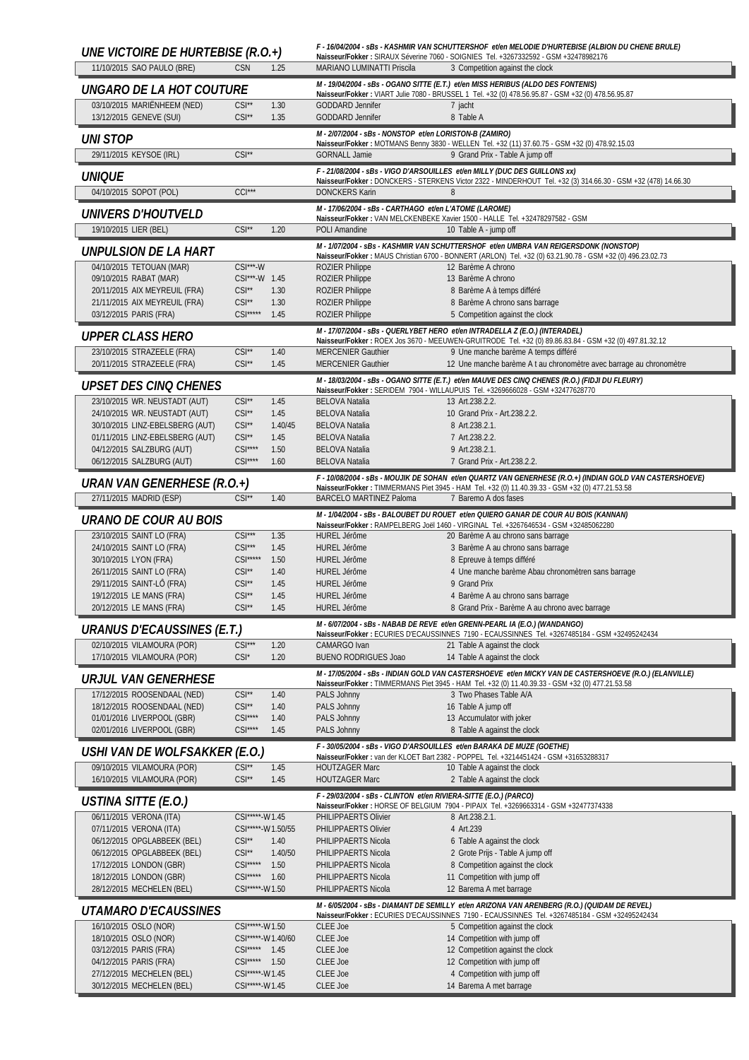## UNE VICTOIRE DE HURTEBISE (R.O.+)

*F - 16/04/2004 - sBs - KASHMIR VAN SCHUTTERSHOF et/en MELODIE D'HURTEBISE (ALBION DU CHENE BRULE)*
**Naisseur/Fokker :** SIRAUX Séverine 7060 - SOIGNIES Tel. +3267332592 - GSM +32478982176

| | | | | |
|---|---|---|---|---|
| 11/10/2015 SAO PAULO (BRE) | CSN | 1.25 | MARIANO LUMINATTI Priscila | 3 Competition against the clock |

## UNGARO DE LA HOT COUTURE

*M - 19/04/2004 - sBs - OGANO SITTE (E.T.) et/en MISS HERIBUS (ALDO DES FONTENIS)*
**Naisseur/Fokker :** VIART Julie 7080 - BRUSSEL 1 Tel. +32 (0) 478.56.95.87 - GSM +32 (0) 478.56.95.87

| | | | | |
|---|---|---|---|---|
| 03/10/2015 MARIËNHEEM (NED) | CSI** | 1.30 | GODDARD Jennifer | 7 jacht |
| 13/12/2015 GENEVE (SUI) | CSI** | 1.35 | GODDARD Jennifer | 8 Table A |

## UNI STOP

*M - 2/07/2004 - sBs - NONSTOP et/en LORISTON-B (ZAMIRO)*
**Naisseur/Fokker :** MOTMANS Benny 3830 - WELLEN Tel. +32 (11) 37.60.75 - GSM +32 (0) 478.92.15.03

| | | | | |
|---|---|---|---|---|
| 29/11/2015 KEYSOE (IRL) | CSI** | | GORNALL Jamie | 9 Grand Prix - Table A jump off |

## UNIQUE

*F - 21/08/2004 - sBs - VIGO D'ARSOUILLES et/en MILLY (DUC DES GUILLONS xx)*
**Naisseur/Fokker :** DONCKERS - STERKENS Victor 2322 - MINDERHOUT Tel. +32 (3) 314.66.30 - GSM +32 (478) 14.66.30

| | | | | |
|---|---|---|---|---|
| 04/10/2015 SOPOT (POL) | CCI*** | | DONCKERS Karin | 8 |

## UNIVERS D'HOUTVELD

*M - 17/06/2004 - sBs - CARTHAGO et/en L'ATOME (LAROME)*
**Naisseur/Fokker :** VAN MELCKENBEKE Xavier 1500 - HALLE Tel. +32478297582 - GSM

| | | | | |
|---|---|---|---|---|
| 19/10/2015 LIER (BEL) | CSI** | 1.20 | POLI Amandine | 10 Table A - jump off |

## UNPULSION DE LA HART

*M - 1/07/2004 - sBs - KASHMIR VAN SCHUTTERSHOF et/en UMBRA VAN REIGERSDONK (NONSTOP)*
**Naisseur/Fokker :** MAUS Christian 6700 - BONNERT (ARLON) Tel. +32 (0) 63.21.90.78 - GSM +32 (0) 496.23.02.73

| | | | | |
|---|---|---|---|---|
| 04/10/2015 TETOUAN (MAR) | CSI***-W | | ROZIER Philippe | 12 Barème A chrono |
| 09/10/2015 RABAT (MAR) | CSI***-W | 1.45 | ROZIER Philippe | 13 Barème A chrono |
| 20/11/2015 AIX MEYREUIL (FRA) | CSI** | 1.30 | ROZIER Philippe | 8 Barème A à temps différé |
| 21/11/2015 AIX MEYREUIL (FRA) | CSI** | 1.30 | ROZIER Philippe | 8 Barème A chrono sans barrage |
| 03/12/2015 PARIS (FRA) | CSI***** | 1.45 | ROZIER Philippe | 5 Competition against the clock |

## UPPER CLASS HERO

*M - 17/07/2004 - sBs - QUERLYBET HERO et/en INTRADELLA Z (E.O.) (INTERADEL)*
**Naisseur/Fokker :** ROEX Jos 3670 - MEEUWEN-GRUITRODE Tel. +32 (0) 89.86.83.84 - GSM +32 (0) 497.81.32.12

| | | | | |
|---|---|---|---|---|
| 23/10/2015 STRAZEELE (FRA) | CSI** | 1.40 | MERCENIER Gauthier | 9 Une manche barème A temps différé |
| 20/11/2015 STRAZEELE (FRA) | CSI** | 1.45 | MERCENIER Gauthier | 12 Une manche barème A t au chronomètre avec barrage au chronomètre |

## UPSET DES CINQ CHENES

*M - 18/03/2004 - sBs - OGANO SITTE (E.T.) et/en MAUVE DES CINQ CHENES (R.O.) (FIDJI DU FLEURY)*
**Naisseur/Fokker :** SERIDEM 7904 - WILLAUPUIS Tel. +3269666028 - GSM +32477628770

| | | | | |
|---|---|---|---|---|
| 23/10/2015 WR. NEUSTADT (AUT) | CSI** | 1.45 | BELOVA Natalia | 13 Art.238.2.2. |
| 24/10/2015 WR. NEUSTADT (AUT) | CSI** | 1.45 | BELOVA Natalia | 10 Grand Prix - Art.238.2.2. |
| 30/10/2015 LINZ-EBELSBERG (AUT) | CSI** | 1.40/45 | BELOVA Natalia | 8 Art.238.2.1. |
| 01/11/2015 LINZ-EBELSBERG (AUT) | CSI** | 1.45 | BELOVA Natalia | 7 Art.238.2.2. |
| 04/12/2015 SALZBURG (AUT) | CSI**** | 1.50 | BELOVA Natalia | 9 Art.238.2.1. |
| 06/12/2015 SALZBURG (AUT) | CSI**** | 1.60 | BELOVA Natalia | 7 Grand Prix - Art.238.2.2. |

## URAN VAN GENERHESE (R.O.+)

*F - 10/08/2004 - sBs - MOUJIK DE SOHAN et/en QUARTZ VAN GENERHESE (R.O.+) (INDIAN GOLD VAN CASTERSHOEVE)*
**Naisseur/Fokker :** TIMMERMANS Piet 3945 - HAM Tel. +32 (0) 11.40.39.33 - GSM +32 (0) 477.21.53.58

| | | | | |
|---|---|---|---|---|
| 27/11/2015 MADRID (ESP) | CSI** | 1.40 | BARCELO MARTINEZ Paloma | 7 Baremo A dos fases |

## URANO DE COUR AU BOIS

*M - 1/04/2004 - sBs - BALOUBET DU ROUET et/en QUIERO GANAR DE COUR AU BOIS (KANNAN)*
**Naisseur/Fokker :** RAMPELBERG Joël 1460 - VIRGINAL Tel. +3267646534 - GSM +32485062280

| | | | | |
|---|---|---|---|---|
| 23/10/2015 SAINT LO (FRA) | CSI*** | 1.35 | HUREL Jérôme | 20 Barème A au chrono sans barrage |
| 24/10/2015 SAINT LO (FRA) | CSI*** | 1.45 | HUREL Jérôme | 3 Barème A au chrono sans barrage |
| 30/10/2015 LYON (FRA) | CSI***** | 1.50 | HUREL Jérôme | 8 Epreuve à temps différé |
| 26/11/2015 SAINT LO (FRA) | CSI** | 1.40 | HUREL Jérôme | 4 Une manche barème Abau chronomètren sans barrage |
| 29/11/2015 SAINT-LÔ (FRA) | CSI** | 1.45 | HUREL Jérôme | 9 Grand Prix |
| 19/12/2015 LE MANS (FRA) | CSI** | 1.45 | HUREL Jérôme | 4 Barème A au chrono sans barrage |
| 20/12/2015 LE MANS (FRA) | CSI** | 1.45 | HUREL Jérôme | 8 Grand Prix - Barème A au chrono avec barrage |

## URANUS D'ECAUSSINES (E.T.)

*M - 6/07/2004 - sBs - NABAB DE REVE et/en GRENN-PEARL IA (E.O.) (WANDANGO)*
**Naisseur/Fokker :** ECURIES D'ECAUSSINNES 7190 - ECAUSSINNES Tel. +3267485184 - GSM +32495242434

| | | | | |
|---|---|---|---|---|
| 02/10/2015 VILAMOURA (POR) | CSI*** | 1.20 | CAMARGO Ivan | 21 Table A against the clock |
| 17/10/2015 VILAMOURA (POR) | CSI* | 1.20 | BUENO RODRIGUES Joao | 14 Table A against the clock |

## URJUL VAN GENERHESE

*M - 17/05/2004 - sBs - INDIAN GOLD VAN CASTERSHOEVE et/en MICKY VAN DE CASTERSHOEVE (R.O.) (ELANVILLE)*
**Naisseur/Fokker :** TIMMERMANS Piet 3945 - HAM Tel. +32 (0) 11.40.39.33 - GSM +32 (0) 477.21.53.58

| | | | | |
|---|---|---|---|---|
| 17/12/2015 ROOSENDAAL (NED) | CSI** | 1.40 | PALS Johnny | 3 Two Phases Table A/A |
| 18/12/2015 ROOSENDAAL (NED) | CSI** | 1.40 | PALS Johnny | 16 Table A jump off |
| 01/01/2016 LIVERPOOL (GBR) | CSI**** | 1.40 | PALS Johnny | 13 Accumulator with joker |
| 02/01/2016 LIVERPOOL (GBR) | CSI**** | 1.45 | PALS Johnny | 8 Table A against the clock |

## USHI VAN DE WOLFSAKKER (E.O.)

*F - 30/05/2004 - sBs - VIGO D'ARSOUILLES et/en BARAKA DE MUZE (GOETHE)*
**Naisseur/Fokker :** van der KLOET Bart 2382 - POPPEL Tel. +3214451424 - GSM +31653288317

| | | | | |
|---|---|---|---|---|
| 09/10/2015 VILAMOURA (POR) | CSI** | 1.45 | HOUTZAGER Marc | 10 Table A against the clock |
| 16/10/2015 VILAMOURA (POR) | CSI** | 1.45 | HOUTZAGER Marc | 2 Table A against the clock |

## USTINA SITTE (E.O.)

*F - 29/03/2004 - sBs - CLINTON et/en RIVIERA-SITTE (E.O.) (PARCO)*
**Naisseur/Fokker :** HORSE OF BELGIUM 7904 - PIPAIX Tel. +3269663314 - GSM +32477374338

| | | | | |
|---|---|---|---|---|
| 06/11/2015 VERONA (ITA) | CSI*****-W | 1.45 | PHILIPPAERTS Olivier | 8 Art.238.2.1. |
| 07/11/2015 VERONA (ITA) | CSI*****-W | 1.50/55 | PHILIPPAERTS Olivier | 4 Art.239 |
| 06/12/2015 OPGLABBEEK (BEL) | CSI** | 1.40 | PHILIPPAERTS Nicola | 6 Table A against the clock |
| 06/12/2015 OPGLABBEEK (BEL) | CSI** | 1.40/50 | PHILIPPAERTS Nicola | 2 Grote Prijs - Table A jump off |
| 17/12/2015 LONDON (GBR) | CSI***** | 1.50 | PHILIPPAERTS Nicola | 8 Competition against the clock |
| 18/12/2015 LONDON (GBR) | CSI***** | 1.60 | PHILIPPAERTS Nicola | 11 Competition with jump off |
| 28/12/2015 MECHELEN (BEL) | CSI*****-W | 1.50 | PHILIPPAERTS Nicola | 12 Barema A met barrage |

## UTAMARO D'ECAUSSINES

*M - 6/05/2004 - sBs - DIAMANT DE SEMILLY et/en ARIZONA VAN ARENBERG (R.O.) (QUIDAM DE REVEL)*
**Naisseur/Fokker :** ECURIES D'ECAUSSINNES 7190 - ECAUSSINNES Tel. +3267485184 - GSM +32495242434

| | | | | |
|---|---|---|---|---|
| 16/10/2015 OSLO (NOR) | CSI*****-W | 1.50 | CLEE Joe | 5 Competition against the clock |
| 18/10/2015 OSLO (NOR) | CSI*****-W | 1.40/60 | CLEE Joe | 14 Competition with jump off |
| 03/12/2015 PARIS (FRA) | CSI***** | 1.45 | CLEE Joe | 12 Competition against the clock |
| 04/12/2015 PARIS (FRA) | CSI***** | 1.50 | CLEE Joe | 12 Competition with jump off |
| 27/12/2015 MECHELEN (BEL) | CSI*****-W | 1.45 | CLEE Joe | 4 Competition with jump off |
| 30/12/2015 MECHELEN (BEL) | CSI*****-W | 1.45 | CLEE Joe | 14 Barema A met barrage |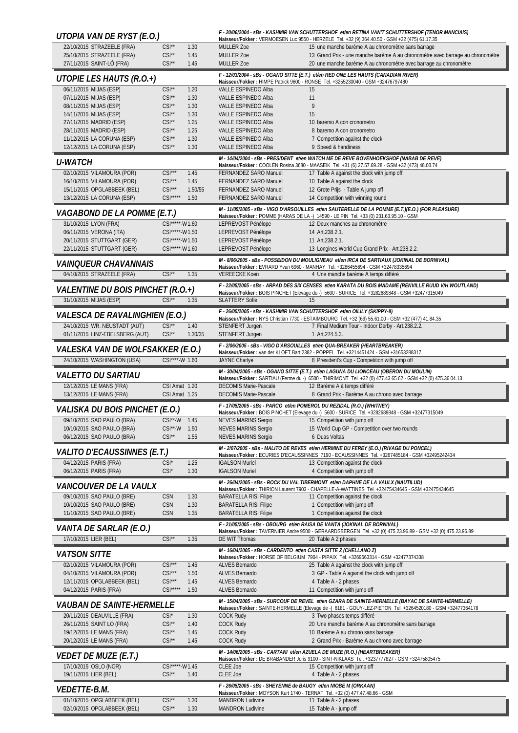## UTOPIA VAN DE RYST (E.O.)

*F - 20/06/2004 - sBs - KASHMIR VAN SCHUTTERSHOF et/en RETINA VAN'T SCHUTTERSHOF (TENOR MANCIAIS)*
**Naisseur/Fokker :** VERMOESEN Luc 9550 - HERZELE Tel. +32 (9) 364.40.50 - GSM +32 (475) 61.17.35

| | | | | |
|---|---|---|---|---|
| 22/10/2015 STRAZEELE (FRA) | CSI** 1.30 | MULLER Zoe | 15 | une manche barème A au chronomètre sans barrage |
| 25/10/2015 STRAZEELE (FRA) | CSI** 1.45 | MULLER Zoe | 13 | Grand Prix - une manche barème A au chronomètre avec barrage au chronomètre |
| 27/11/2015 SAINT-LÔ (FRA) | CSI** 1.45 | MULLER Zoe | 20 | une manche barème A au chronomètre avec barrage au chronomètre |

## UTOPIE LES HAUTS (R.O.+)

*F - 12/03/2004 - sBs - OGANO SITTE (E.T.) et/en RED ONE LES HAUTS (CANADIAN RIVER)*
**Naisseur/Fokker :** HIMPE Patrick 9600 - RONSE Tel. +3255230040 - GSM +32476797480

| | | | | |
|---|---|---|---|---|
| 06/11/2015 MIJAS (ESP) | CSI** 1.20 | VALLE ESPINEDO Alba | 15 | |
| 07/11/2015 MIJAS (ESP) | CSI** 1.30 | VALLE ESPINEDO Alba | 11 | |
| 08/11/2015 MIJAS (ESP) | CSI** 1.30 | VALLE ESPINEDO Alba | 9 | |
| 14/11/2015 MIJAS (ESP) | CSI** 1.30 | VALLE ESPINEDO Alba | 15 | |
| 27/11/2015 MADRID (ESP) | CSI** 1.25 | VALLE ESPINEDO Alba | 10 | baremo A con cronometro |
| 28/11/2015 MADRID (ESP) | CSI** 1.25 | VALLE ESPINEDO Alba | 8 | baremo A con cronometro |
| 11/12/2015 LA CORUNA (ESP) | CSI** 1.30 | VALLE ESPINEDO Alba | 7 | Competition against the clock |
| 12/12/2015 LA CORUNA (ESP) | CSI** 1.30 | VALLE ESPINEDO Alba | 9 | Speed & handiness |

## U-WATCH

*M - 14/04/2004 - sBs - PRESIDENT et/en WATCH ME DE REVE BOVENHOEKSHOF (NABAB DE REVE)*
**Naisseur/Fokker :** COOLEN Rosina 3680 - MAASEIK Tel. +31 (6) 27.57.69.28 - GSM +32 (473) 48.03.74

| | | | | |
|---|---|---|---|---|
| 02/10/2015 VILAMOURA (POR) | CSI*** 1.45 | FERNANDEZ SARO Manuel | 17 | Table A against the clock with jump off |
| 16/10/2015 VILAMOURA (POR) | CSI*** 1.45 | FERNANDEZ SARO Manuel | 10 | Table A against the clock |
| 15/11/2015 OPGLABBEEK (BEL) | CSI*** 1.50/55 | FERNANDEZ SARO Manuel | 12 | Grote Prijs - Table A jump off |
| 13/12/2015 LA CORUNA (ESP) | CSI***** 1.50 | FERNANDEZ SARO Manuel | 14 | Competition with winning round |

## VAGABOND DE LA POMME (E.T.)

*M - 11/05/2005 - sBs - VIGO D'ARSOUILLES et/en SAUTERELLE DE LA POMME (E.T.)(E.O.) (FOR PLEASURE)*
**Naisseur/Fokker :** POMME (HARAS DE LA -) 14590 - LE PIN Tel. +33 (0) 231.63.95.10 - GSM

| | | | | |
|---|---|---|---|---|
| 31/10/2015 LYON (FRA) | CSI*****-W 1.60 | LEPREVOST Pénélope | 12 | Deux manches au chronomètre |
| 06/11/2015 VERONA (ITA) | CSI*****-W 1.50 | LEPREVOST Pénélope | 14 | Art.238.2.1. |
| 20/11/2015 STUTTGART (GER) | CSI*****-W 1.50 | LEPREVOST Pénélope | 11 | Art.238.2.1. |
| 22/11/2015 STUTTGART (GER) | CSI*****-W 1.60 | LEPREVOST Pénélope | 13 | Longines World Cup Grand Prix - Art.238.2.2. |

## VAINQUEUR CHAVANNAIS

*M - 8/06/2005 - sBs - POSSEIDON DU MOULIGNEAU et/en IRCA DE SARTIAUX (JOKINAL DE BORNIVAL)*
**Naisseur/Fokker :** EVRARD Yvan 6960 - MANHAY Tel. +3286455694 - GSM +32478335694

| | | | | |
|---|---|---|---|---|
| 04/10/2015 STRAZEELE (FRA) | CSI** 1.35 | VEREECKE Koen | 4 | Une manche barème A temps différé |

## VALENTINE DU BOIS PINCHET (R.O.+)

*F - 22/05/2005 - sBs - ARPAD DES SIX CENSES et/en KARATA DU BOIS MADAME (RENVILLE RUUD V/H WOUTLAND)*
**Naisseur/Fokker :** BOIS PINCHET (Elevage du -) 5600 - SURICE Tel. +3282689848 - GSM +32477315049

| | | | | |
|---|---|---|---|---|
| 31/10/2015 MIJAS (ESP) | CSI** 1.35 | SLATTERY Sofie | 15 | |

## VALESCA DE RAVALINGHIEN (E.O.)

*F - 26/05/2005 - sBs - KASHMIR VAN SCHUTTERSHOF et/en OILILY (SKIPPY-II)*
**Naisseur/Fokker :** NYS Christian 7730 - ESTAIMBOURG Tel. +32 (69) 55.61.00 - GSM +32 (477) 41.84.35

| | | | | |
|---|---|---|---|---|
| 24/10/2015 WR. NEUSTADT (AUT) | CSI** 1.40 | STENFERT Jurgen | 7 | Final Medium Tour - Indoor Derby - Art.238.2.2. |
| 01/11/2015 LINZ-EBELSBERG (AUT) | CSI** 1.30/35 | STENFERT Jurgen | 1 | Art.274.5.3. |

## VALESKA VAN DE WOLFSAKKER (E.O.)

*F - 2/06/2005 - sBs - VIGO D'ARSOUILLES et/en QUA-BREAKER (HEARTBREAKER)*
**Naisseur/Fokker :** van der KLOET Bart 2382 - POPPEL Tel. +3214451424 - GSM +31653288317

| | | | | |
|---|---|---|---|---|
| 24/10/2015 WASHINGTON (USA) | CSI****-W 1.60 | JAYNE Charlye | 8 | President's Cup - Competition with jump off |

## VALETTO DU SARTIAU

*M - 30/04/2005 - sBs - OGANO SITTE (E.T.) et/en LAGUNA DU LIONCEAU (OBERON DU MOULIN)*
**Naisseur/Fokker :** SARTIAU (Ferme du -) 6500 - THIRIMONT Tel. +32 (0) 477.43.65.62 - GSM +32 (0) 475.36.04.13

| | | | | |
|---|---|---|---|---|
| 12/12/2015 LE MANS (FRA) | CSI Amat 1.20 | DECOMIS Marie-Pascale | 12 | Barème A à temps différé |
| 13/12/2015 LE MANS (FRA) | CSI Amat 1.25 | DECOMIS Marie-Pascale | 8 | Grand Prix - Barème A au chrono avec barrage |

## VALISKA DU BOIS PINCHET (E.O.)

*F - 17/05/2005 - sBs - PARCO et/en POMEROL DU REZIDAL (R.O.) (WHITNEY)*
**Naisseur/Fokker :** BOIS PINCHET (Elevage du -) 5600 - SURICE Tel. +3282689848 - GSM +32477315049

| | | | | |
|---|---|---|---|---|
| 09/10/2015 SAO PAULO (BRA) | CSI**-W 1.45 | NEVES MARINS Sergio | 15 | Competition with jump off |
| 10/10/2015 SAO PAULO (BRA) | CSI**-W 1.50 | NEVES MARINS Sergio | 15 | World Cup GP - Competition over two rounds |
| 06/12/2015 SAO PAULO (BRA) | CSI** 1.55 | NEVES MARINS Sergio | 6 | Duas Voltas |

## VALITO D'ECAUSSINNES (E.T.)

*M - 2/07/2005 - sBs - MALITO DE REVES et/en HERMINE DU FEREY (E.O.) (RIVAGE DU PONCEL)*
**Naisseur/Fokker :** ECURIES D'ECAUSSINNES 7190 - ECAUSSINNES Tel. +3267485184 - GSM +32495242434

| | | | | |
|---|---|---|---|---|
| 04/12/2015 PARIS (FRA) | CSI* 1.25 | IGALSON Muriel | 13 | Competition against the clock |
| 06/12/2015 PARIS (FRA) | CSI* 1.30 | IGALSON Muriel | 4 | Competition with jump off |

## VANCOUVER DE LA VAULX

*M - 26/04/2005 - sBs - ROCK DU VAL TIBERMONT et/en DAPHNE DE LA VAULX (NAUTILUD)*
**Naisseur/Fokker :** THIRION Laurent 7903 - CHAPELLE-A-WATTINES Tel. +32475434645 - GSM +32475434645

| | | | | |
|---|---|---|---|---|
| 09/10/2015 SAO PAULO (BRE) | CSN 1.30 | BARATELLA RISI Filipe | 11 | Competition against the clock |
| 10/10/2015 SAO PAULO (BRE) | CSN 1.30 | BARATELLA RISI Filipe | 1 | Competition with jump off |
| 11/10/2015 SAO PAULO (BRE) | CSN 1.35 | BARATELLA RISI Filipe | 1 | Competition against the clock |

## VANTA DE SARLAR (E.O.)

*F - 21/05/2005 - sBs - OBOURG et/en RAISA DE VANTA (JOKINAL DE BORNIVAL)*
**Naisseur/Fokker :** TAVERNIER Andre 9500 - GERAARDSBERGEN Tel. +32 (0) 475.23.96.89 - GSM +32 (0) 475.23.96.89

| | | | | |
|---|---|---|---|---|
| 17/10/2015 LIER (BEL) | CSI** 1.35 | DE WIT Thomas | 20 | Table A 2 phases |

## VATSON SITTE

*M - 16/04/2005 - sBs - CARDENTO et/en CASTA SITTE Z (CHELLANO Z)*
**Naisseur/Fokker :** HORSE OF BELGIUM 7904 - PIPAIX Tel. +3269663314 - GSM +32477374338

| | | | | |
|---|---|---|---|---|
| 02/10/2015 VILAMOURA (POR) | CSI*** 1.45 | ALVES Bernardo | 25 | Table A against the clock with jump off |
| 04/10/2015 VILAMOURA (POR) | CSI*** 1.50 | ALVES Bernardo | 3 | GP - Table A against the clock with jump off |
| 12/11/2015 OPGLABBEEK (BEL) | CSI*** 1.45 | ALVES Bernardo | 4 | Table A - 2 phases |
| 04/12/2015 PARIS (FRA) | CSI***** 1.50 | ALVES Bernardo | 11 | Competition with jump off |

## VAUBAN DE SAINTE-HERMELLE

*M - 15/04/2005 - sBs - SURCOUF DE REVEL et/en GZARA DE SAINTE-HERMELLE (BAYAC DE SAINTE-HERMELLE)*
**Naisseur/Fokker :** SAINTE-HERMELLE (Elevage de -) 6181 - GOUY-LEZ-PIETON Tel. +3264520180 - GSM +32477364178

| | | | | |
|---|---|---|---|---|
| 20/11/2015 DEAUVILLE (FRA) | CSI* 1.30 | COCK Rudy | 3 | Two phases temps différé |
| 26/11/2015 SAINT LO (FRA) | CSI** 1.40 | COCK Rudy | 20 | Une manche barème A au chronomètre sans barrage |
| 19/12/2015 LE MANS (FRA) | CSI** 1.45 | COCK Rudy | 10 | Barème A au chrono sans barrage |
| 20/12/2015 LE MANS (FRA) | CSI** 1.45 | COCK Rudy | 2 | Grand Prix - Barème A au chrono avec barrage |

## VEDET DE MUZE (E.T.)

*M - 14/06/2005 - sBs - CARTANI et/en AZUELA DE MUZE (R.O.) (HEARTBREAKER)*
**Naisseur/Fokker :** DE BRABANDER Joris 9100 - SINT-NIKLAAS Tel. +3237777827 - GSM +32475805475

| | | | | |
|---|---|---|---|---|
| 17/10/2015 OSLO (NOR) | CSI*****-W 1.45 | CLEE Joe | 15 | Competition with jump off |
| 19/11/2015 LIER (BEL) | CSI** 1.40 | CLEE Joe | 4 | Table A - 2 phases |

## VEDETTE-B.M.

*F - 26/05/2005 - sBs - SHEYENNE de BAUGY et/en NIOBE M (ORKAAN)*
**Naisseur/Fokker :** MOYSON Kurt 1740 - TERNAT Tel. +32 (0) 477.47.48.66 - GSM

| | | | | |
|---|---|---|---|---|
| 01/10/2015 OPGLABBEEK (BEL) | CSI** 1.30 | MANDRON Ludivine | 11 | Table A - 2 phases |
| 02/10/2015 OPGLABBEEK (BEL) | CSI** 1.30 | MANDRON Ludivine | 15 | Table A - jump off |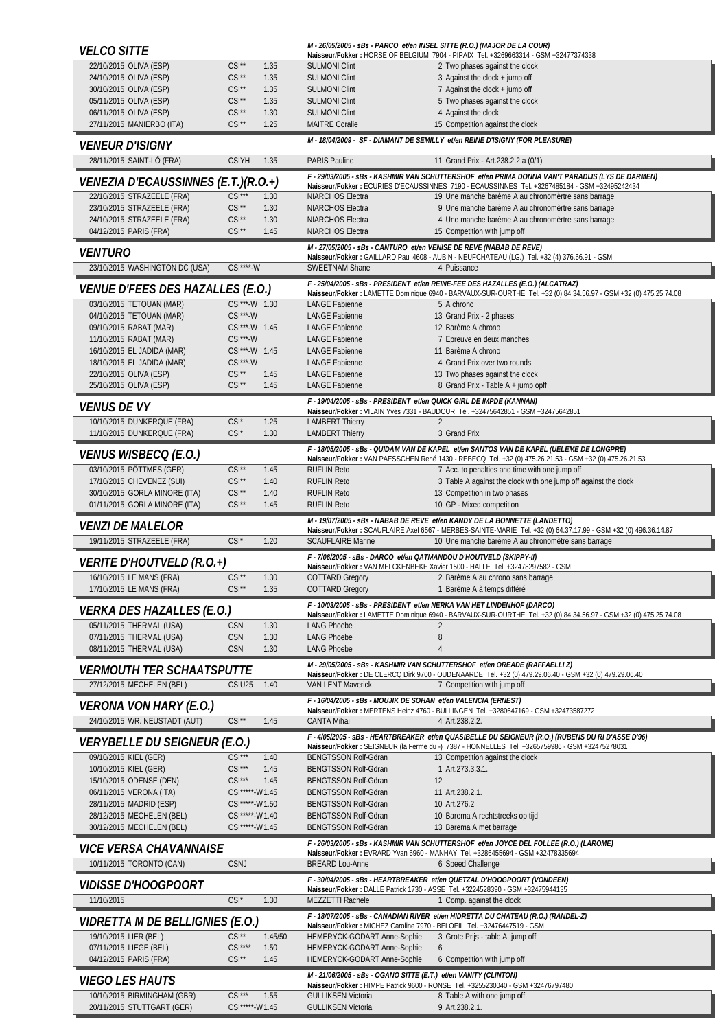## VELCO SITTE

*M - 26/05/2005 - sBs - PARCO et/en INSEL SITTE (R.O.) (MAJOR DE LA COUR)*
**Naisseur/Fokker :** HORSE OF BELGIUM 7904 - PIPAIX Tel. +3269663314 - GSM +32477374338

| | | | | |
|---|---|---|---|---|
| 22/10/2015 OLIVA (ESP) | CSI** | 1.35 | SULMONI Clint | 2 Two phases against the clock |
| 24/10/2015 OLIVA (ESP) | CSI** | 1.35 | SULMONI Clint | 3 Against the clock + jump off |
| 30/10/2015 OLIVA (ESP) | CSI** | 1.35 | SULMONI Clint | 7 Against the clock + jump off |
| 05/11/2015 OLIVA (ESP) | CSI** | 1.35 | SULMONI Clint | 5 Two phases against the clock |
| 06/11/2015 OLIVA (ESP) | CSI** | 1.30 | SULMONI Clint | 4 Against the clock |
| 27/11/2015 MANIERBO (ITA) | CSI** | 1.25 | MAITRE Coralie | 15 Competition against the clock |

## VENEUR D'ISIGNY

*M - 18/04/2009 - SF - DIAMANT DE SEMILLY et/en REINE D'ISIGNY (FOR PLEASURE)*

| | | | | |
|---|---|---|---|---|
| 28/11/2015 SAINT-LÔ (FRA) | CSIYH | 1.35 | PARIS Pauline | 11 Grand Prix - Art.238.2.2.a (0/1) |

## VENEZIA D'ECAUSSINNES (E.T.)(R.O.+)

*F - 29/03/2005 - sBs - KASHMIR VAN SCHUTTERSHOF et/en PRIMA DONNA VAN'T PARADIJS (LYS DE DARMEN)*
**Naisseur/Fokker :** ECURIES D'ECAUSSINNES 7190 - ECAUSSINNES Tel. +3267485184 - GSM +32495242434

| | | | | |
|---|---|---|---|---|
| 22/10/2015 STRAZEELE (FRA) | CSI*** | 1.30 | NIARCHOS Electra | 19 Une manche barème A au chronomèrtre sans barrage |
| 23/10/2015 STRAZEELE (FRA) | CSI** | 1.30 | NIARCHOS Electra | 9 Une manche barème A au chronomèrtre sans barrage |
| 24/10/2015 STRAZEELE (FRA) | CSI** | 1.30 | NIARCHOS Electra | 4 Une manche barème A au chronomèrtre sans barrage |
| 04/12/2015 PARIS (FRA) | CSI** | 1.45 | NIARCHOS Electra | 15 Competition with jump off |

## VENTURO

*M - 27/05/2005 - sBs - CANTURO et/en VENISE DE REVE (NABAB DE REVE)*
**Naisseur/Fokker :** GAILLARD Paul 4608 - AUBIN - NEUFCHATEAU (LG.) Tel. +32 (4) 376.66.91 - GSM

| | | | | |
|---|---|---|---|---|
| 23/10/2015 WASHINGTON DC (USA) | CSI****-W | | SWEETNAM Shane | 4 Puissance |

## VENUE D'FEES DES HAZALLES (E.O.)

*F - 25/04/2005 - sBs - PRESIDENT et/en REINE-FEE DES HAZALLES (E.O.) (ALCATRAZ)*
**Naisseur/Fokker :** LAMETTE Dominique 6940 - BARVAUX-SUR-OURTHE Tel. +32 (0) 84.34.56.97 - GSM +32 (0) 475.25.74.08

| | | | | |
|---|---|---|---|---|
| 03/10/2015 TETOUAN (MAR) | CSI***-W | 1.30 | LANGE Fabienne | 5 A chrono |
| 04/10/2015 TETOUAN (MAR) | CSI***-W | | LANGE Fabienne | 13 Grand Prix - 2 phases |
| 09/10/2015 RABAT (MAR) | CSI***-W | 1.45 | LANGE Fabienne | 12 Barème A chrono |
| 11/10/2015 RABAT (MAR) | CSI***-W | | LANGE Fabienne | 7 Epreuve en deux manches |
| 16/10/2015 EL JADIDA (MAR) | CSI***-W | 1.45 | LANGE Fabienne | 11 Barème A chrono |
| 18/10/2015 EL JADIDA (MAR) | CSI***-W | | LANGE Fabienne | 4 Grand Prix over two rounds |
| 22/10/2015 OLIVA (ESP) | CSI** | 1.45 | LANGE Fabienne | 13 Two phases against the clock |
| 25/10/2015 OLIVA (ESP) | CSI** | 1.45 | LANGE Fabienne | 8 Grand Prix - Table A + jump opff |

## VENUS DE VY

*F - 19/04/2005 - sBs - PRESIDENT et/en QUICK GIRL DE IMPDE (KANNAN)*
**Naisseur/Fokker :** VILAIN Yves 7331 - BAUDOUR Tel. +32475642851 - GSM +32475642851

| | | | | |
|---|---|---|---|---|
| 10/10/2015 DUNKERQUE (FRA) | CSI* | 1.25 | LAMBERT Thierry | 2 |
| 11/10/2015 DUNKERQUE (FRA) | CSI* | 1.30 | LAMBERT Thierry | 3 Grand Prix |

## VENUS WISBECQ (E.O.)

*F - 18/05/2005 - sBs - QUIDAM VAN DE KAPEL et/en SANTOS VAN DE KAPEL (UELEME DE LONGPRE)*
**Naisseur/Fokker :** VAN PAESSCHEN René 1430 - REBECQ Tel. +32 (0) 475.26.21.53 - GSM +32 (0) 475.26.21.53

| | | | | |
|---|---|---|---|---|
| 03/10/2015 PÖTTMES (GER) | CSI** | 1.45 | RUFLIN Reto | 7 Acc. to penalties and time with one jump off |
| 17/10/2015 CHEVENEZ (SUI) | CSI** | 1.40 | RUFLIN Reto | 3 Table A against the clock with one jump off against the clock |
| 30/10/2015 GORLA MINORE (ITA) | CSI** | 1.40 | RUFLIN Reto | 13 Competition in two phases |
| 01/11/2015 GORLA MINORE (ITA) | CSI** | 1.45 | RUFLIN Reto | 10 GP - Mixed competition |

## VENZI DE MALELOR

*M - 19/07/2005 - sBs - NABAB DE REVE et/en KANDY DE LA BONNETTE (LANDETTO)*
**Naisseur/Fokker :** SCAUFLAIRE Axel 6567 - MERBES-SAINTE-MARIE Tel. +32 (0) 64.37.17.99 - GSM +32 (0) 496.36.14.87

| | | | | |
|---|---|---|---|---|
| 19/11/2015 STRAZEELE (FRA) | CSI* | 1.20 | SCAUFLAIRE Marine | 10 Une manche barème A au chronomètre sans barrage |

## VERITE D'HOUTVELD (R.O.+)

*F - 7/06/2005 - sBs - DARCO et/en QATMANDOU D'HOUTVELD (SKIPPY-II)*
**Naisseur/Fokker :** VAN MELCKENBEKE Xavier 1500 - HALLE Tel. +32478297582 - GSM

| | | | | |
|---|---|---|---|---|
| 16/10/2015 LE MANS (FRA) | CSI** | 1.30 | COTTARD Gregory | 2 Barème A au chrono sans barrage |
| 17/10/2015 LE MANS (FRA) | CSI** | 1.35 | COTTARD Gregory | 1 Barème A à temps différé |

## VERKA DES HAZALLES (E.O.)

*F - 10/03/2005 - sBs - PRESIDENT et/en NERKA VAN HET LINDENHOF (DARCO)*
**Naisseur/Fokker :** LAMETTE Dominique 6940 - BARVAUX-SUR-OURTHE Tel. +32 (0) 84.34.56.97 - GSM +32 (0) 475.25.74.08

| | | | | |
|---|---|---|---|---|
| 05/11/2015 THERMAL (USA) | CSN | 1.30 | LANG Phoebe | 2 |
| 07/11/2015 THERMAL (USA) | CSN | 1.30 | LANG Phoebe | 8 |
| 08/11/2015 THERMAL (USA) | CSN | 1.30 | LANG Phoebe | 4 |

## VERMOUTH TER SCHAATSPUTTE

*M - 29/05/2005 - sBs - KASHMIR VAN SCHUTTERSHOF et/en OREADE (RAFFAELLI Z)*
**Naisseur/Fokker :** DE CLERCQ Dirk 9700 - OUDENAARDE Tel. +32 (0) 479.29.06.40 - GSM +32 (0) 479.29.06.40

| | | | | |
|---|---|---|---|---|
| 27/12/2015 MECHELEN (BEL) | CSIU25 | 1.40 | VAN LENT Maverick | 7 Competition with jump off |

## VERONA VON HARY (E.O.)

*F - 16/04/2005 - sBs - MOUJIK DE SOHAN et/en VALENCIA (ERNEST)*
**Naisseur/Fokker :** MERTENS Heinz 4760 - BULLINGEN Tel. +3280647169 - GSM +32473587272

| | | | | |
|---|---|---|---|---|
| 24/10/2015 WR. NEUSTADT (AUT) | CSI** | 1.45 | CANTA Mihai | 4 Art.238.2.2. |

## VERYBELLE DU SEIGNEUR (E.O.)

*F - 4/05/2005 - sBs - HEARTBREAKER et/en QUASIBELLE DU SEIGNEUR (R.O.) (RUBENS DU RI D'ASSE D'96)*
**Naisseur/Fokker :** SEIGNEUR (la Ferme du -) 7387 - HONNELLES Tel. +3265759986 - GSM +32475278031

| | | | | |
|---|---|---|---|---|
| 09/10/2015 KIEL (GER) | CSI*** | 1.40 | BENGTSSON Rolf-Göran | 13 Competition against the clock |
| 10/10/2015 KIEL (GER) | CSI*** | 1.45 | BENGTSSON Rolf-Göran | 1 Art.273.3.3.1. |
| 15/10/2015 ODENSE (DEN) | CSI*** | 1.45 | BENGTSSON Rolf-Göran | 12 |
| 06/11/2015 VERONA (ITA) | CSI*****-W | 1.45 | BENGTSSON Rolf-Göran | 11 Art.238.2.1. |
| 28/11/2015 MADRID (ESP) | CSI*****-W | 1.50 | BENGTSSON Rolf-Göran | 10 Art.276.2 |
| 28/12/2015 MECHELEN (BEL) | CSI*****-W | 1.40 | BENGTSSON Rolf-Göran | 10 Barema A rechtstreeks op tijd |
| 30/12/2015 MECHELEN (BEL) | CSI*****-W | 1.45 | BENGTSSON Rolf-Göran | 13 Barema A met barrage |

## VICE VERSA CHAVANNAISE

*F - 26/03/2005 - sBs - KASHMIR VAN SCHUTTERSHOF et/en JOYCE DEL FOLLEE (R.O.) (LAROME)*
**Naisseur/Fokker :** EVRARD Yvan 6960 - MANHAY Tel. +3286455694 - GSM +32478335694

| | | | | |
|---|---|---|---|---|
| 10/11/2015 TORONTO (CAN) | CSNJ | | BREARD Lou-Anne | 6 Speed Challenge |

## VIDISSE D'HOOGPOORT

*F - 30/04/2005 - sBs - HEARTBREAKER et/en QUETZAL D'HOOGPOORT (VONDEEN)*
**Naisseur/Fokker :** DALLE Patrick 1730 - ASSE Tel. +3224528390 - GSM +32475944135

| | | | | |
|---|---|---|---|---|
| 11/10/2015 | CSI* | 1.30 | MEZZETTI Rachele | 1 Comp. against the clock |

## VIDRETTA M DE BELLIGNIES (E.O.)

*F - 18/07/2005 - sBs - CANADIAN RIVER et/en HIDRETTA DU CHATEAU (R.O.) (RANDEL-Z)*
**Naisseur/Fokker :** MICHEZ Caroline 7970 - BELOEIL Tel. +32476447519 - GSM

| | | | | |
|---|---|---|---|---|
| 19/10/2015 LIER (BEL) | CSI** | 1.45/50 | HEMERYCK-GODART Anne-Sophie | 3 Grote Prijs - table A, jump off |
| 07/11/2015 LIEGE (BEL) | CSI**** | 1.50 | HEMERYCK-GODART Anne-Sophie | 6 |
| 04/12/2015 PARIS (FRA) | CSI** | 1.45 | HEMERYCK-GODART Anne-Sophie | 6 Competition with jump off |

## VIEGO LES HAUTS

*M - 21/06/2005 - sBs - OGANO SITTE (E.T.) et/en VANITY (CLINTON)*
**Naisseur/Fokker :** HIMPE Patrick 9600 - RONSE Tel. +3255230040 - GSM +32476797480

| | | | | |
|---|---|---|---|---|
| 10/10/2015 BIRMINGHAM (GBR) | CSI*** | 1.55 | GULLIKSEN Victoria | 8 Table A with one jump off |
| 20/11/2015 STUTTGART (GER) | CSI*****-W | 1.45 | GULLIKSEN Victoria | 9 Art.238.2.1. |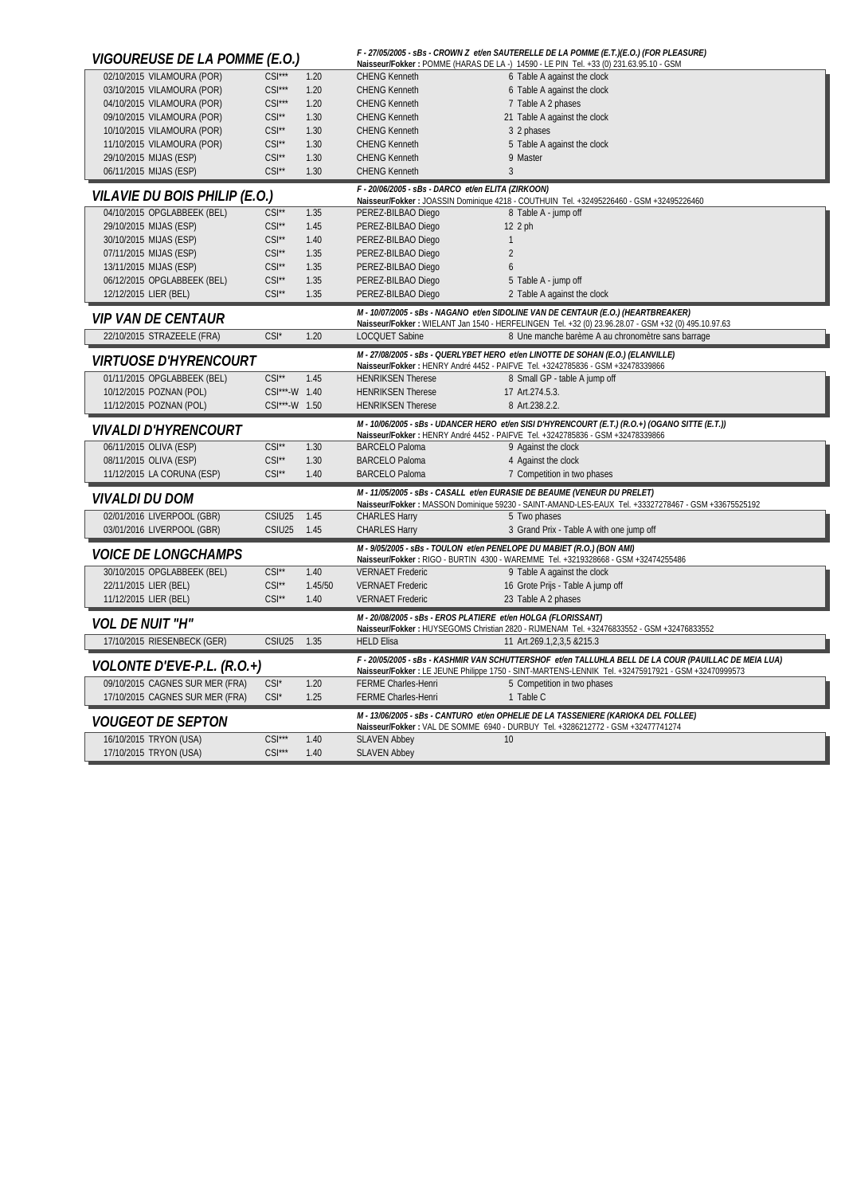## VIGOUREUSE DE LA POMME (E.O.)

*F - 27/05/2005 - sBs - CROWN Z et/en SAUTERELLE DE LA POMME (E.T.)(E.O.) (FOR PLEASURE)*
**Naisseur/Fokker :** POMME (HARAS DE LA -) 14590 - LE PIN Tel. +33 (0) 231.63.95.10 - GSM

| | | | | |
|---|---|---|---|---|
| 02/10/2015 VILAMOURA (POR) | CSI*** | 1.20 | CHENG Kenneth | 6 Table A against the clock |
| 03/10/2015 VILAMOURA (POR) | CSI*** | 1.20 | CHENG Kenneth | 6 Table A against the clock |
| 04/10/2015 VILAMOURA (POR) | CSI*** | 1.20 | CHENG Kenneth | 7 Table A 2 phases |
| 09/10/2015 VILAMOURA (POR) | CSI** | 1.30 | CHENG Kenneth | 21 Table A against the clock |
| 10/10/2015 VILAMOURA (POR) | CSI** | 1.30 | CHENG Kenneth | 3 2 phases |
| 11/10/2015 VILAMOURA (POR) | CSI** | 1.30 | CHENG Kenneth | 5 Table A against the clock |
| 29/10/2015 MIJAS (ESP) | CSI** | 1.30 | CHENG Kenneth | 9 Master |
| 06/11/2015 MIJAS (ESP) | CSI** | 1.30 | CHENG Kenneth | 3 |

## VILAVIE DU BOIS PHILIP (E.O.)

*F - 20/06/2005 - sBs - DARCO et/en ELITA (ZIRKOON)*
**Naisseur/Fokker :** JOASSIN Dominique 4218 - COUTHUIN Tel. +32495226460 - GSM +32495226460

| | | | | |
|---|---|---|---|---|
| 04/10/2015 OPGLABBEEK (BEL) | CSI** | 1.35 | PEREZ-BILBAO Diego | 8 Table A - jump off |
| 29/10/2015 MIJAS (ESP) | CSI** | 1.45 | PEREZ-BILBAO Diego | 12 2 ph |
| 30/10/2015 MIJAS (ESP) | CSI** | 1.40 | PEREZ-BILBAO Diego | 1 |
| 07/11/2015 MIJAS (ESP) | CSI** | 1.35 | PEREZ-BILBAO Diego | 2 |
| 13/11/2015 MIJAS (ESP) | CSI** | 1.35 | PEREZ-BILBAO Diego | 6 |
| 06/12/2015 OPGLABBEEK (BEL) | CSI** | 1.35 | PEREZ-BILBAO Diego | 5 Table A - jump off |
| 12/12/2015 LIER (BEL) | CSI** | 1.35 | PEREZ-BILBAO Diego | 2 Table A against the clock |

## VIP VAN DE CENTAUR

*M - 10/07/2005 - sBs - NAGANO et/en SIDOLINE VAN DE CENTAUR (E.O.) (HEARTBREAKER)*
**Naisseur/Fokker :** WIELANT Jan 1540 - HERFELINGEN Tel. +32 (0) 23.96.28.07 - GSM +32 (0) 495.10.97.63

| | | | | |
|---|---|---|---|---|
| 22/10/2015 STRAZEELE (FRA) | CSI* | 1.20 | LOCQUET Sabine | 8 Une manche barème A au chronomètre sans barrage |

## VIRTUOSE D'HYRENCOURT

*M - 27/08/2005 - sBs - QUERLYBET HERO et/en LINOTTE DE SOHAN (E.O.) (ELANVILLE)*
**Naisseur/Fokker :** HENRY André 4452 - PAIFVE Tel. +3242785836 - GSM +32478339866

| | | | | |
|---|---|---|---|---|
| 01/11/2015 OPGLABBEEK (BEL) | CSI** | 1.45 | HENRIKSEN Therese | 8 Small GP - table A jump off |
| 10/12/2015 POZNAN (POL) | CSI***-W | 1.40 | HENRIKSEN Therese | 17 Art.274.5.3. |
| 11/12/2015 POZNAN (POL) | CSI***-W | 1.50 | HENRIKSEN Therese | 8 Art.238.2.2. |

## VIVALDI D'HYRENCOURT

*M - 10/06/2005 - sBs - UDANCER HERO et/en SISI D'HYRENCOURT (E.T.) (R.O.+) (OGANO SITTE (E.T.))*
**Naisseur/Fokker :** HENRY André 4452 - PAIFVE Tel. +3242785836 - GSM +32478339866

| | | | | |
|---|---|---|---|---|
| 06/11/2015 OLIVA (ESP) | CSI** | 1.30 | BARCELO Paloma | 9 Against the clock |
| 08/11/2015 OLIVA (ESP) | CSI** | 1.30 | BARCELO Paloma | 4 Against the clock |
| 11/12/2015 LA CORUNA (ESP) | CSI** | 1.40 | BARCELO Paloma | 7 Competition in two phases |

## VIVALDI DU DOM

*M - 11/05/2005 - sBs - CASALL et/en EURASIE DE BEAUME (VENEUR DU PRELET)*
**Naisseur/Fokker :** MASSON Dominique 59230 - SAINT-AMAND-LES-EAUX Tel. +33327278467 - GSM +33675525192

| | | | | |
|---|---|---|---|---|
| 02/01/2016 LIVERPOOL (GBR) | CSIU25 | 1.45 | CHARLES Harry | 5 Two phases |
| 03/01/2016 LIVERPOOL (GBR) | CSIU25 | 1.45 | CHARLES Harry | 3 Grand Prix - Table A with one jump off |

## VOICE DE LONGCHAMPS

*M - 9/05/2005 - sBs - TOULON et/en PENELOPE DU MABIET (R.O.) (BON AMI)*
**Naisseur/Fokker :** RIGO - BURTIN 4300 - WAREMME Tel. +3219328668 - GSM +32474255486

| | | | | |
|---|---|---|---|---|
| 30/10/2015 OPGLABBEEK (BEL) | CSI** | 1.40 | VERNAET Frederic | 9 Table A against the clock |
| 22/11/2015 LIER (BEL) | CSI** | 1.45/50 | VERNAET Frederic | 16 Grote Prijs - Table A jump off |
| 11/12/2015 LIER (BEL) | CSI** | 1.40 | VERNAET Frederic | 23 Table A 2 phases |

## VOL DE NUIT "H"

*M - 20/08/2005 - sBs - EROS PLATIERE et/en HOLGA (FLORISSANT)*
**Naisseur/Fokker :** HUYSEGOMS Christian 2820 - RIJMENAM Tel. +32476833552 - GSM +32476833552

| | | | | |
|---|---|---|---|---|
| 17/10/2015 RIESENBECK (GER) | CSIU25 | 1.35 | HELD Elisa | 11 Art.269.1,2,3,5 &215.3 |

## VOLONTE D'EVE-P.L. (R.O.+)

*F - 20/05/2005 - sBs - KASHMIR VAN SCHUTTERSHOF et/en TALLUHLA BELL DE LA COUR (PAUILLAC DE MEIA LUA)*
**Naisseur/Fokker :** LE JEUNE Philippe 1750 - SINT-MARTENS-LENNIK Tel. +32475917921 - GSM +32470999573

| | | | | |
|---|---|---|---|---|
| 09/10/2015 CAGNES SUR MER (FRA) | CSI* | 1.20 | FERME Charles-Henri | 5 Competition in two phases |
| 17/10/2015 CAGNES SUR MER (FRA) | CSI* | 1.25 | FERME Charles-Henri | 1 Table C |

## VOUGEOT DE SEPTON

*M - 13/06/2005 - sBs - CANTURO et/en OPHELIE DE LA TASSENIERE (KARIOKA DEL FOLLEE)*
**Naisseur/Fokker :** VAL DE SOMME 6940 - DURBUY Tel. +3286212772 - GSM +32477741274

| | | | | |
|---|---|---|---|---|
| 16/10/2015 TRYON (USA) | CSI*** | 1.40 | SLAVEN Abbey | 10 |
| 17/10/2015 TRYON (USA) | CSI*** | 1.40 | SLAVEN Abbey | |